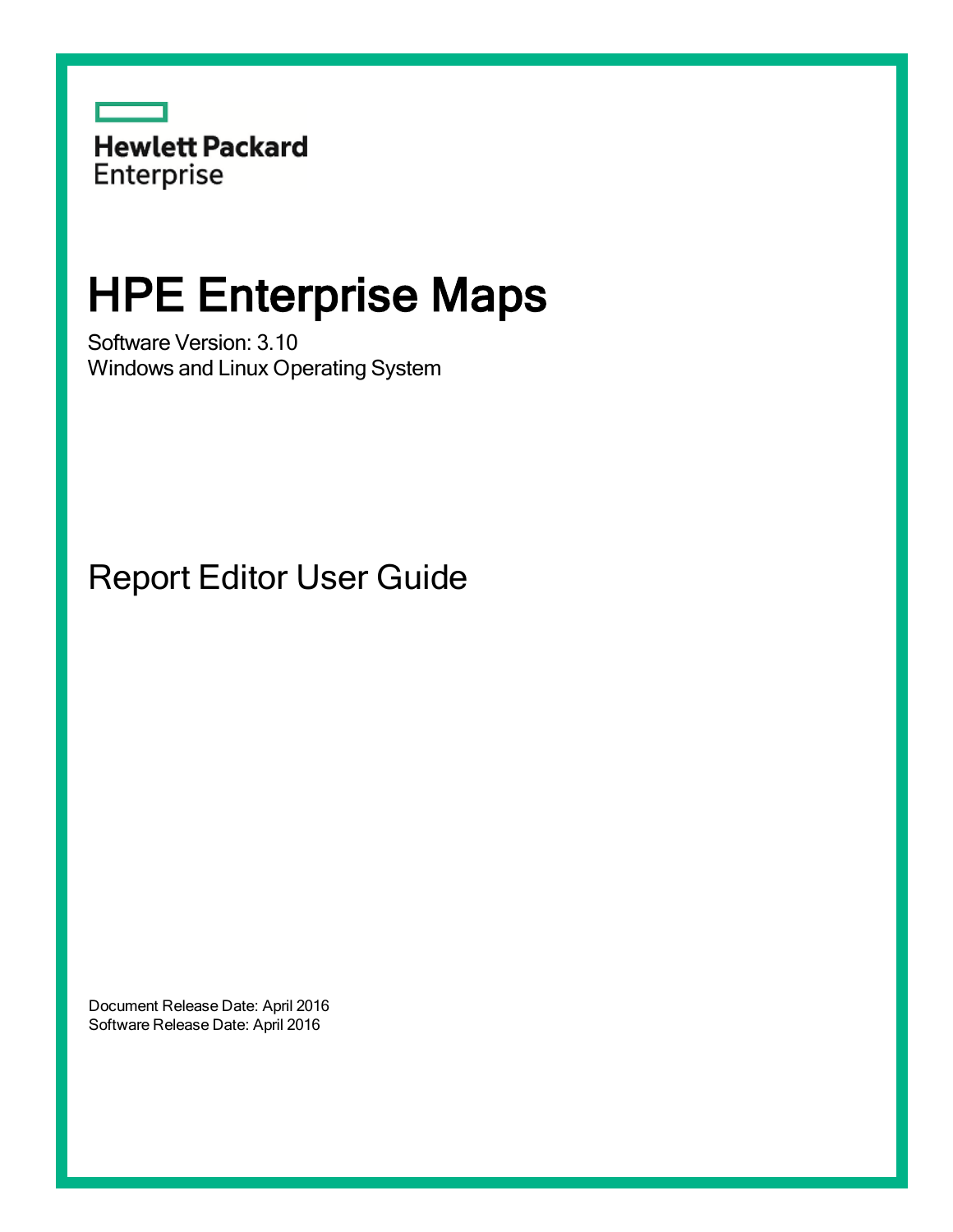Hewlett Packard Enterprise

# HPE Enterprise Maps

Software Version: 3.10

Windows and Linux Operating System

## Report Editor User Guide

Document Release Date: April 2016

Software Release Date: April 2016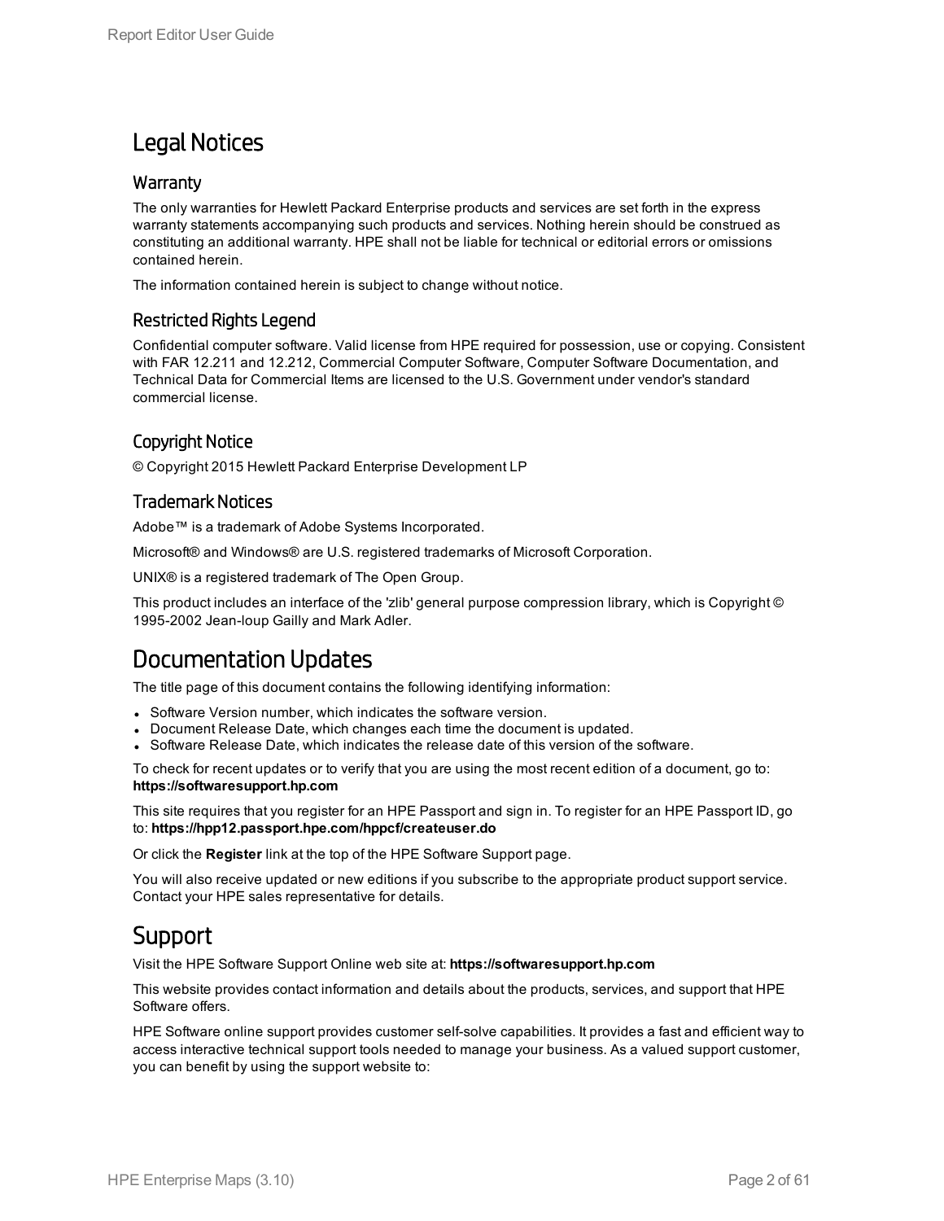# Legal Notices

## Warranty

The only warranties for Hewlett Packard Enterprise products and services are set forth in the express warranty statements accompanying such products and services. Nothing herein should be construed as constituting an additional warranty. HPE shall not be liable for technical or editorial errors or omissions contained herein.

The information contained herein is subject to change without notice.

## Restricted Rights Legend

Confidential computer software. Valid license from HPE required for possession, use or copying. Consistent with FAR 12.211 and 12.212, Commercial Computer Software, Computer Software Documentation, and Technical Data for Commercial Items are licensed to the U.S. Government under vendor's standard commercial license.

## Copyright Notice

© Copyright 2015 Hewlett Packard Enterprise Development LP

## Trademark Notices

Adobe™ is a trademark of Adobe Systems Incorporated.

Microsoft® and Windows® are U.S. registered trademarks of Microsoft Corporation.

UNIX® is a registered trademark of The Open Group.

This product includes an interface of the 'zlib' general purpose compression library, which is Copyright © 1995-2002 Jean-loup Gailly and Mark Adler.

# Documentation Updates

The title page of this document contains the following identifying information:

- Software Version number, which indicates the software version.
- Document Release Date, which changes each time the document is updated.
- Software Release Date, which indicates the release date of this version of the software.

To check for recent updates or to verify that you are using the most recent edition of a document, go to: **https://softwaresupport.hp.com**

This site requires that you register for an HPE Passport and sign in. To register for an HPE Passport ID, go to: **https://hpp12.passport.hpe.com/hppcf/createuser.do**

Or click the **Register** link at the top of the HPE Software Support page.

You will also receive updated or new editions if you subscribe to the appropriate product support service. Contact your HPE sales representative for details.

# Support

Visit the HPE Software Support Online web site at: **https://softwaresupport.hp.com**

This website provides contact information and details about the products, services, and support that HPE Software offers.

HPE Software online support provides customer self-solve capabilities. It provides a fast and efficient way to access interactive technical support tools needed to manage your business. As a valued support customer, you can benefit by using the support website to: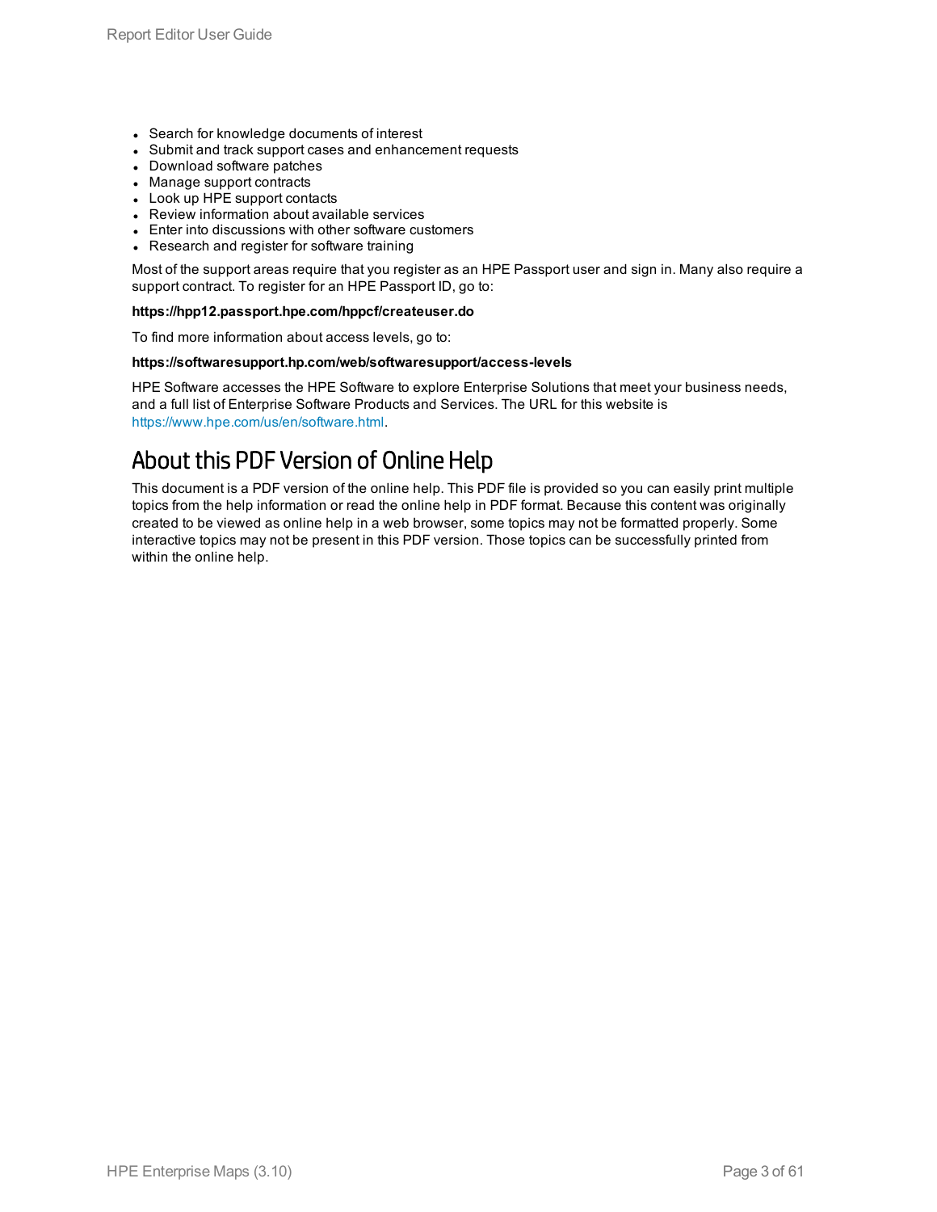- Search for knowledge documents of interest
- Submit and track support cases and enhancement requests
- Download software patches
- Manage support contracts
- Look up HPE support contacts
- Review information about available services
- Enter into discussions with other software customers
- Research and register for software training

Most of the support areas require that you register as an HPE Passport user and sign in. Many also require a support contract. To register for an HPE Passport ID, go to:

**https://hpp12.passport.hpe.com/hppcf/createuser.do**

To find more information about access levels, go to:

**https://softwaresupport.hp.com/web/softwaresupport/access-levels**

HPE Software accesses the HPE Software to explore Enterprise Solutions that meet your business needs, and a full list of Enterprise Software Products and Services. The URL for this website is https://www.hpe.com/us/en/software.html.

## About this PDF Version of Online Help

This document is a PDF version of the online help. This PDF file is provided so you can easily print multiple topics from the help information or read the online help in PDF format. Because this content was originally created to be viewed as online help in a web browser, some topics may not be formatted properly. Some interactive topics may not be present in this PDF version. Those topics can be successfully printed from within the online help.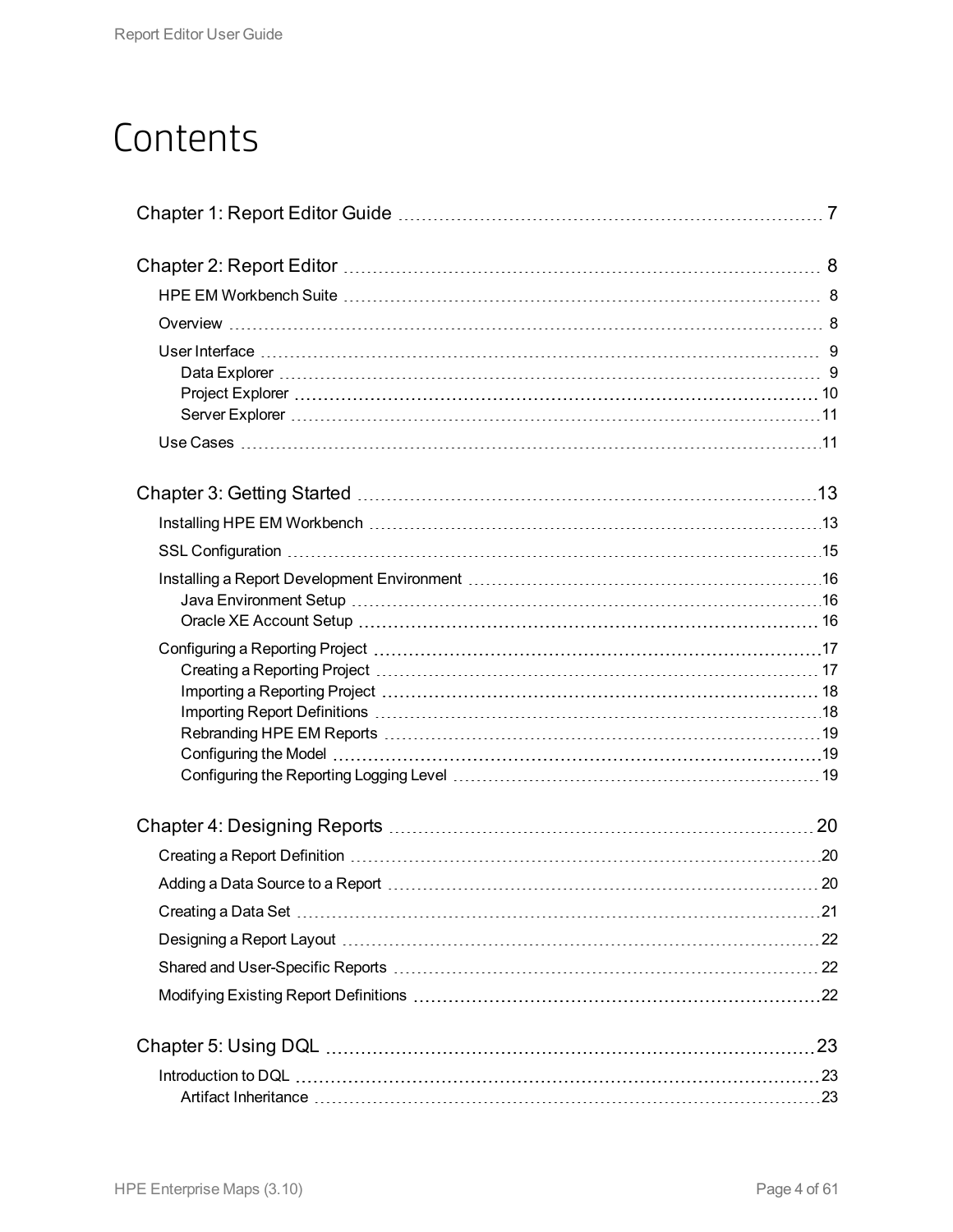# Contents

- Chapter 1: Report Editor Guide 7
- Chapter 2: Report Editor 8
  - HPE EM Workbench Suite 8
  - Overview 8
  - User Interface 9
    - Data Explorer 9
    - Project Explorer 10
    - Server Explorer 11
  - Use Cases 11
- Chapter 3: Getting Started 13
  - Installing HPE EM Workbench 13
  - SSL Configuration 15
  - Installing a Report Development Environment 16
    - Java Environment Setup 16
    - Oracle XE Account Setup 16
  - Configuring a Reporting Project 17
    - Creating a Reporting Project 17
    - Importing a Reporting Project 18
    - Importing Report Definitions 18
    - Rebranding HPE EM Reports 19
    - Configuring the Model 19
    - Configuring the Reporting Logging Level 19
- Chapter 4: Designing Reports 20
  - Creating a Report Definition 20
  - Adding a Data Source to a Report 20
  - Creating a Data Set 21
  - Designing a Report Layout 22
  - Shared and User-Specific Reports 22
  - Modifying Existing Report Definitions 22
- Chapter 5: Using DQL 23
  - Introduction to DQL 23
    - Artifact Inheritance 23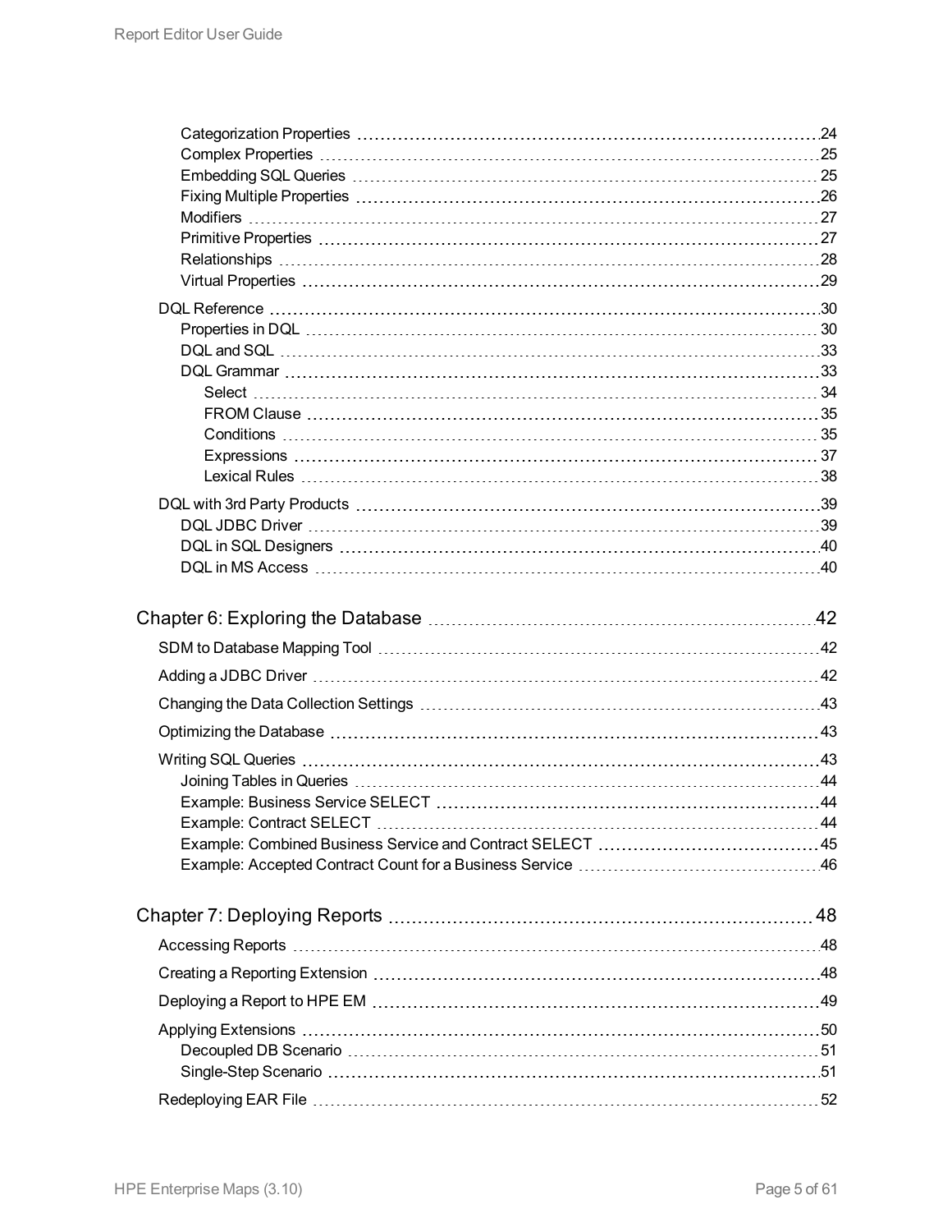- Categorization Properties 24
- Complex Properties 25
- Embedding SQL Queries 25
- Fixing Multiple Properties 26
- Modifiers 27
- Primitive Properties 27
- Relationships 28
- Virtual Properties 29

DQL Reference 30

- Properties in DQL 30
- DQL and SQL 33
- DQL Grammar 33
  - Select 34
  - FROM Clause 35
  - Conditions 35
  - Expressions 37
  - Lexical Rules 38

DQL with 3rd Party Products 39

- DQL JDBC Driver 39
- DQL in SQL Designers 40
- DQL in MS Access 40

Chapter 6: Exploring the Database 42

SDM to Database Mapping Tool 42

Adding a JDBC Driver 42

Changing the Data Collection Settings 43

Optimizing the Database 43

Writing SQL Queries 43

- Joining Tables in Queries 44
- Example: Business Service SELECT 44
- Example: Contract SELECT 44
- Example: Combined Business Service and Contract SELECT 45
- Example: Accepted Contract Count for a Business Service 46

Chapter 7: Deploying Reports 48

Accessing Reports 48

Creating a Reporting Extension 48

Deploying a Report to HPE EM 49

Applying Extensions 50

- Decoupled DB Scenario 51
- Single-Step Scenario 51

Redeploying EAR File 52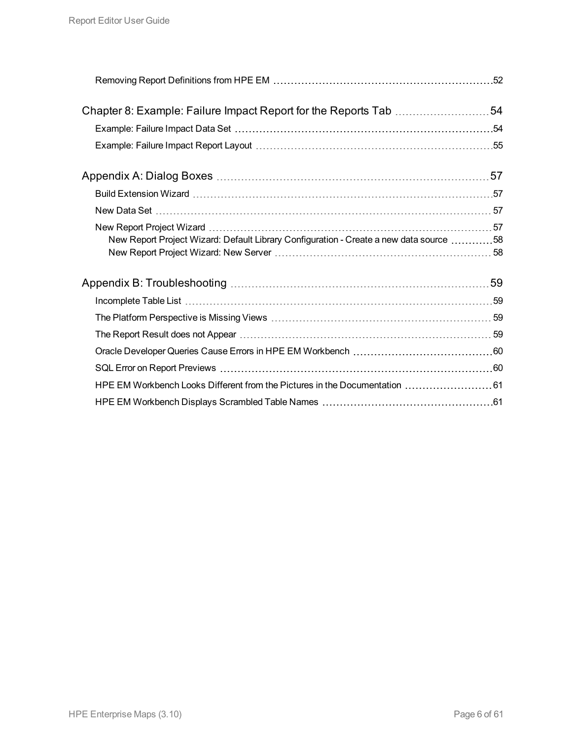Removing Report Definitions from HPE EM 52

Chapter 8: Example: Failure Impact Report for the Reports Tab 54

Example: Failure Impact Data Set 54

Example: Failure Impact Report Layout 55

Appendix A: Dialog Boxes 57

Build Extension Wizard 57

New Data Set 57

New Report Project Wizard 57

New Report Project Wizard: Default Library Configuration - Create a new data source 58

New Report Project Wizard: New Server 58

Appendix B: Troubleshooting 59

Incomplete Table List 59

The Platform Perspective is Missing Views 59

The Report Result does not Appear 59

Oracle Developer Queries Cause Errors in HPE EM Workbench 60

SQL Error on Report Previews 60

HPE EM Workbench Looks Different from the Pictures in the Documentation 61

HPE EM Workbench Displays Scrambled Table Names 61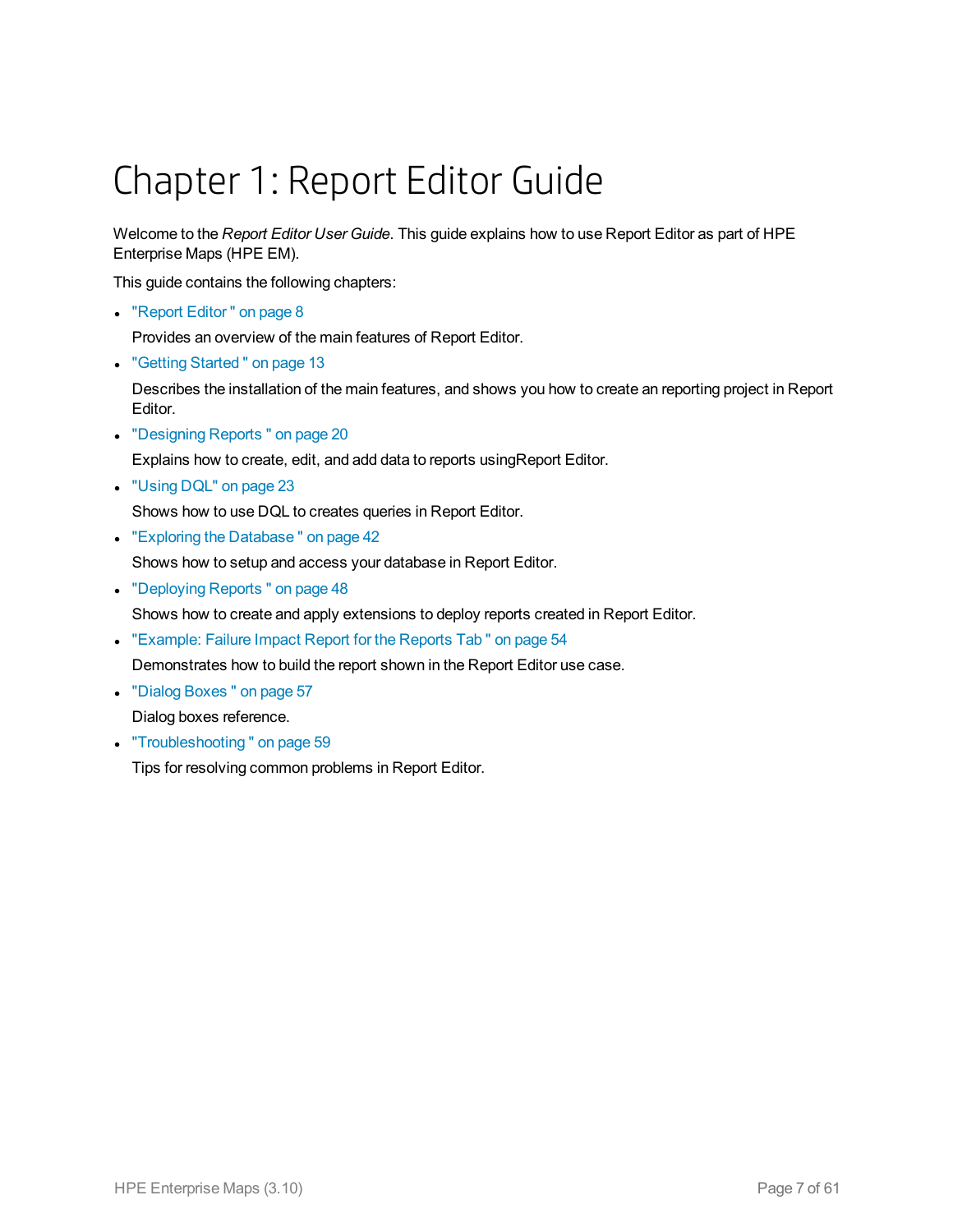# Chapter 1: Report Editor Guide

Welcome to the *Report Editor User Guide*. This guide explains how to use Report Editor as part of HPE Enterprise Maps (HPE EM).

This guide contains the following chapters:

- "Report Editor " on page 8

  Provides an overview of the main features of Report Editor.

- "Getting Started " on page 13

  Describes the installation of the main features, and shows you how to create an reporting project in Report Editor.

- "Designing Reports " on page 20

  Explains how to create, edit, and add data to reports usingReport Editor.

- "Using DQL" on page 23

  Shows how to use DQL to creates queries in Report Editor.

- "Exploring the Database " on page 42

  Shows how to setup and access your database in Report Editor.

- "Deploying Reports " on page 48

  Shows how to create and apply extensions to deploy reports created in Report Editor.

- "Example: Failure Impact Report for the Reports Tab " on page 54

  Demonstrates how to build the report shown in the Report Editor use case.

- "Dialog Boxes " on page 57

  Dialog boxes reference.

- "Troubleshooting " on page 59

  Tips for resolving common problems in Report Editor.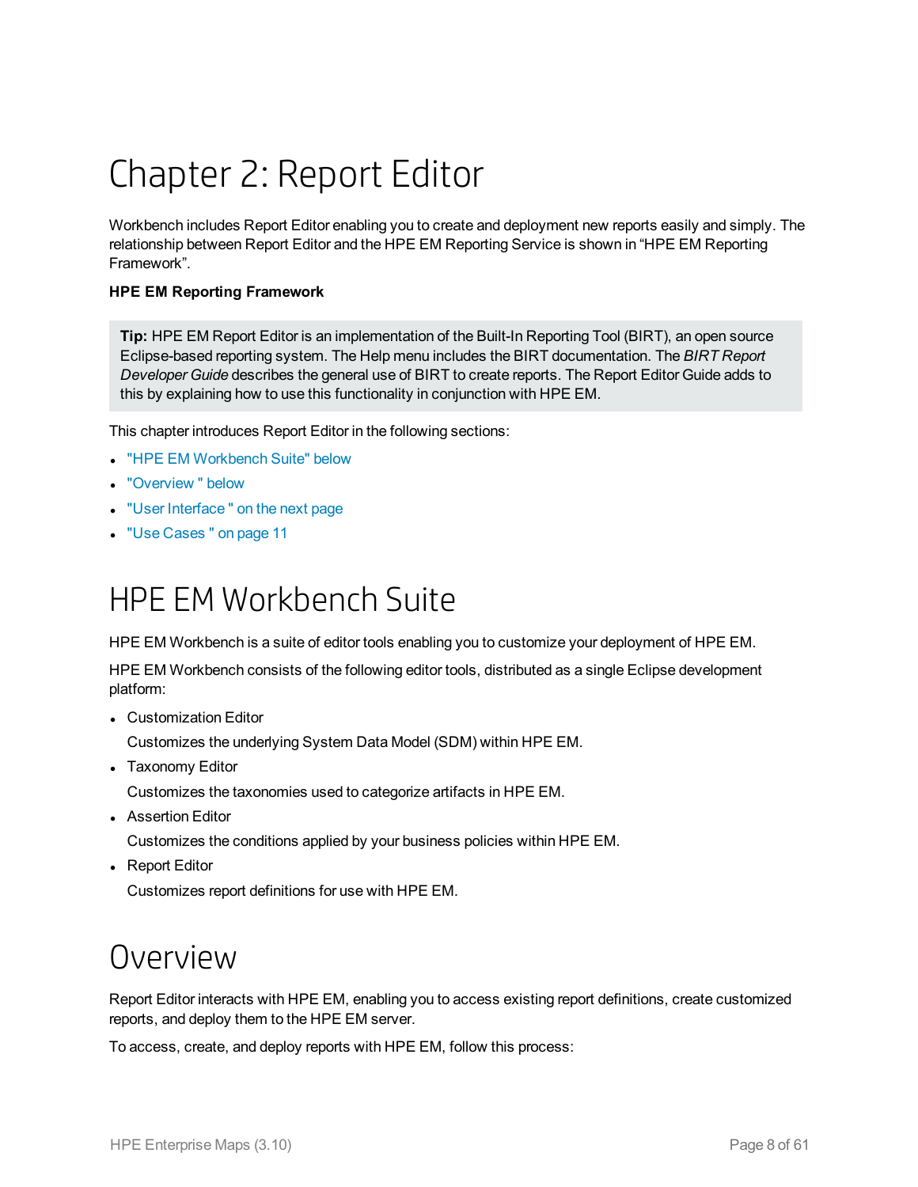# Chapter 2: Report Editor

Workbench includes Report Editor enabling you to create and deployment new reports easily and simply. The relationship between Report Editor and the HPE EM Reporting Service is shown in “HPE EM Reporting Framework”.

**HPE EM Reporting Framework**

> **Tip:** HPE EM Report Editor is an implementation of the Built-In Reporting Tool (BIRT), an open source Eclipse-based reporting system. The Help menu includes the BIRT documentation. The *BIRT Report Developer Guide* describes the general use of BIRT to create reports. The Report Editor Guide adds to this by explaining how to use this functionality in conjunction with HPE EM.

This chapter introduces Report Editor in the following sections:

- "HPE EM Workbench Suite" below
- "Overview " below
- "User Interface " on the next page
- "Use Cases " on page 11

## HPE EM Workbench Suite

HPE EM Workbench is a suite of editor tools enabling you to customize your deployment of HPE EM.

HPE EM Workbench consists of the following editor tools, distributed as a single Eclipse development platform:

- Customization Editor

  Customizes the underlying System Data Model (SDM) within HPE EM.
- Taxonomy Editor

  Customizes the taxonomies used to categorize artifacts in HPE EM.
- Assertion Editor

  Customizes the conditions applied by your business policies within HPE EM.
- Report Editor

  Customizes report definitions for use with HPE EM.

## Overview

Report Editor interacts with HPE EM, enabling you to access existing report definitions, create customized reports, and deploy them to the HPE EM server.

To access, create, and deploy reports with HPE EM, follow this process: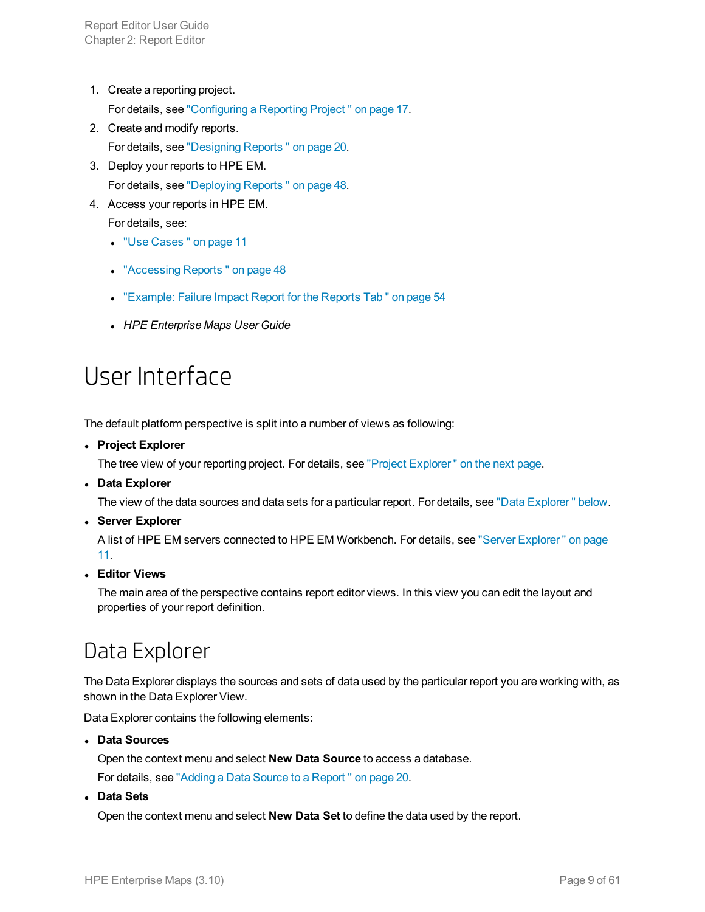1. Create a reporting project.

   For details, see "Configuring a Reporting Project " on page 17.

2. Create and modify reports.

   For details, see "Designing Reports " on page 20.

3. Deploy your reports to HPE EM.

   For details, see "Deploying Reports " on page 48.

4. Access your reports in HPE EM.

   For details, see:

   - "Use Cases " on page 11
   - "Accessing Reports " on page 48
   - "Example: Failure Impact Report for the Reports Tab " on page 54
   - *HPE Enterprise Maps User Guide*

# User Interface

The default platform perspective is split into a number of views as following:

- **Project Explorer**

  The tree view of your reporting project. For details, see "Project Explorer " on the next page.

- **Data Explorer**

  The view of the data sources and data sets for a particular report. For details, see "Data Explorer " below.

- **Server Explorer**

  A list of HPE EM servers connected to HPE EM Workbench. For details, see "Server Explorer " on page 11.

- **Editor Views**

  The main area of the perspective contains report editor views. In this view you can edit the layout and properties of your report definition.

# Data Explorer

The Data Explorer displays the sources and sets of data used by the particular report you are working with, as shown in the Data Explorer View.

Data Explorer contains the following elements:

- **Data Sources**

  Open the context menu and select **New Data Source** to access a database.

  For details, see "Adding a Data Source to a Report " on page 20.

- **Data Sets**

  Open the context menu and select **New Data Set** to define the data used by the report.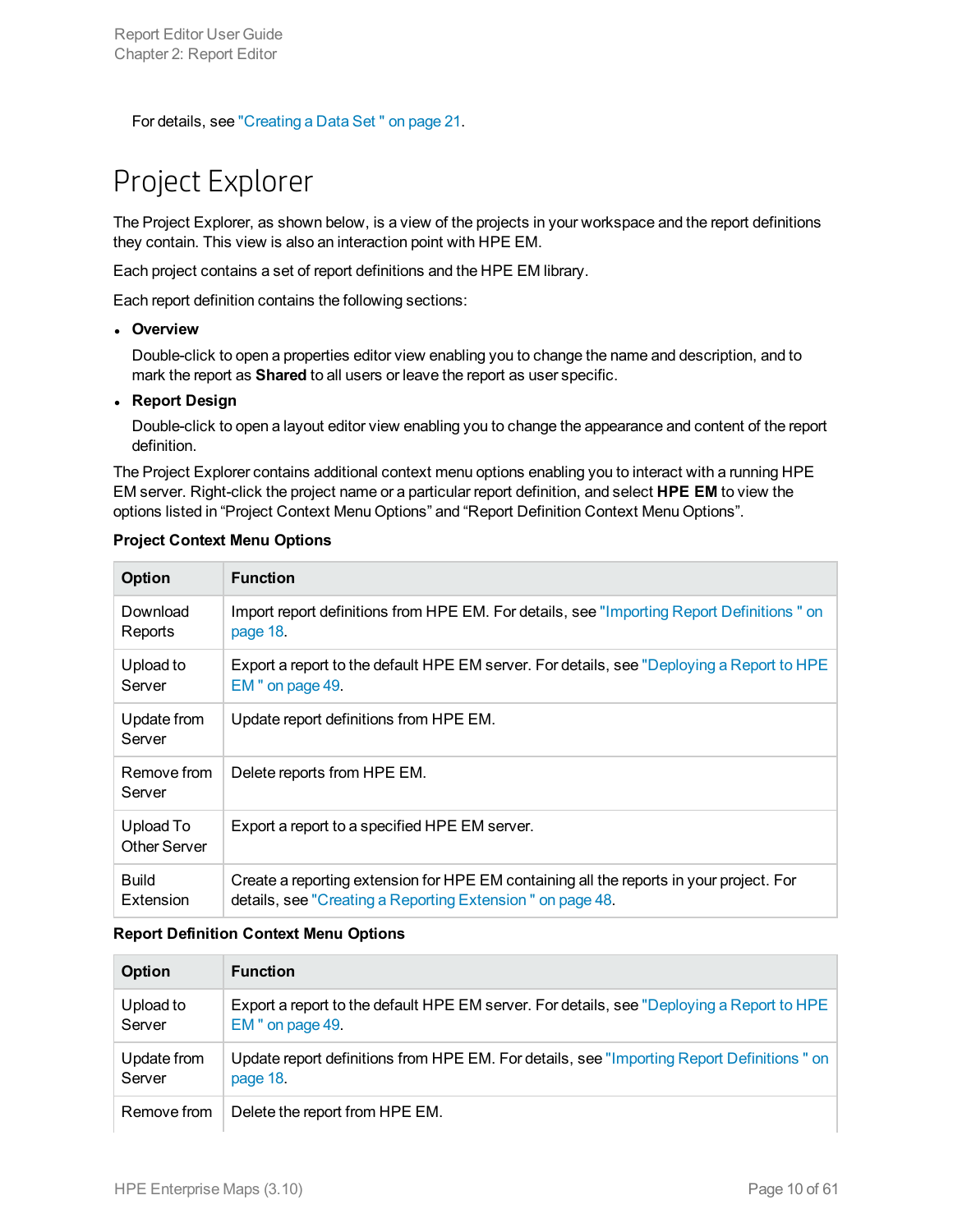For details, see "Creating a Data Set " on page 21.

# Project Explorer

The Project Explorer, as shown below, is a view of the projects in your workspace and the report definitions they contain. This view is also an interaction point with HPE EM.

Each project contains a set of report definitions and the HPE EM library.

Each report definition contains the following sections:

- **Overview**

  Double-click to open a properties editor view enabling you to change the name and description, and to mark the report as **Shared** to all users or leave the report as user specific.

- **Report Design**

  Double-click to open a layout editor view enabling you to change the appearance and content of the report definition.

The Project Explorer contains additional context menu options enabling you to interact with a running HPE EM server. Right-click the project name or a particular report definition, and select **HPE EM** to view the options listed in “Project Context Menu Options” and “Report Definition Context Menu Options”.

**Project Context Menu Options**

| Option | Function |
| --- | --- |
| Download Reports | Import report definitions from HPE EM. For details, see "Importing Report Definitions " on page 18. |
| Upload to Server | Export a report to the default HPE EM server. For details, see "Deploying a Report to HPE EM " on page 49. |
| Update from Server | Update report definitions from HPE EM. |
| Remove from Server | Delete reports from HPE EM. |
| Upload To Other Server | Export a report to a specified HPE EM server. |
| Build Extension | Create a reporting extension for HPE EM containing all the reports in your project. For details, see "Creating a Reporting Extension " on page 48. |

**Report Definition Context Menu Options**

| Option | Function |
| --- | --- |
| Upload to Server | Export a report to the default HPE EM server. For details, see "Deploying a Report to HPE EM " on page 49. |
| Update from Server | Update report definitions from HPE EM. For details, see "Importing Report Definitions " on page 18. |
| Remove from | Delete the report from HPE EM. |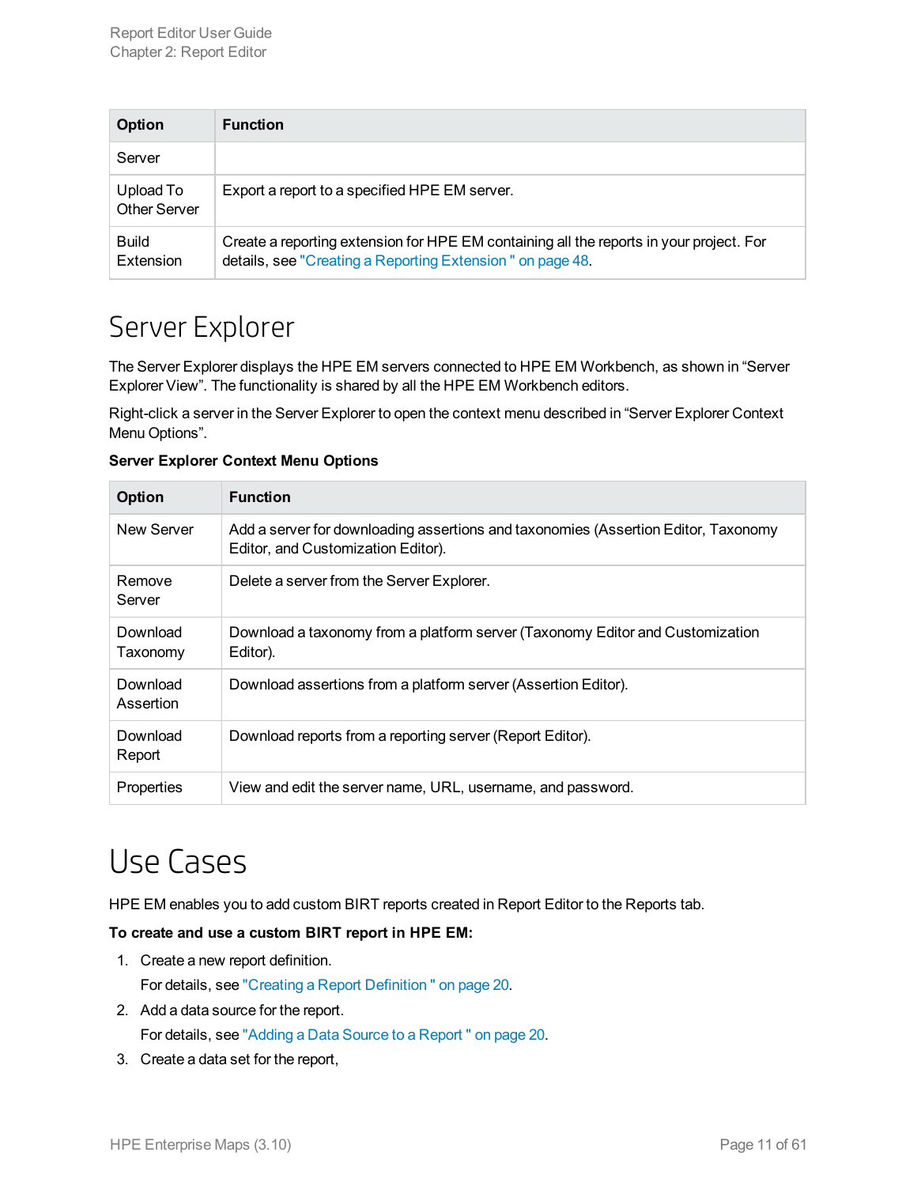| Option | Function |
| --- | --- |
| Server | |
| Upload To Other Server | Export a report to a specified HPE EM server. |
| Build Extension | Create a reporting extension for HPE EM containing all the reports in your project. For details, see "Creating a Reporting Extension " on page 48. |

## Server Explorer

The Server Explorer displays the HPE EM servers connected to HPE EM Workbench, as shown in “Server Explorer View”. The functionality is shared by all the HPE EM Workbench editors.

Right-click a server in the Server Explorer to open the context menu described in “Server Explorer Context Menu Options”.

**Server Explorer Context Menu Options**

| Option | Function |
| --- | --- |
| New Server | Add a server for downloading assertions and taxonomies (Assertion Editor, Taxonomy Editor, and Customization Editor). |
| Remove Server | Delete a server from the Server Explorer. |
| Download Taxonomy | Download a taxonomy from a platform server (Taxonomy Editor and Customization Editor). |
| Download Assertion | Download assertions from a platform server (Assertion Editor). |
| Download Report | Download reports from a reporting server (Report Editor). |
| Properties | View and edit the server name, URL, username, and password. |

# Use Cases

HPE EM enables you to add custom BIRT reports created in Report Editor to the Reports tab.

**To create and use a custom BIRT report in HPE EM:**

1. Create a new report definition.

   For details, see "Creating a Report Definition " on page 20.

2. Add a data source for the report.

   For details, see "Adding a Data Source to a Report " on page 20.

3. Create a data set for the report,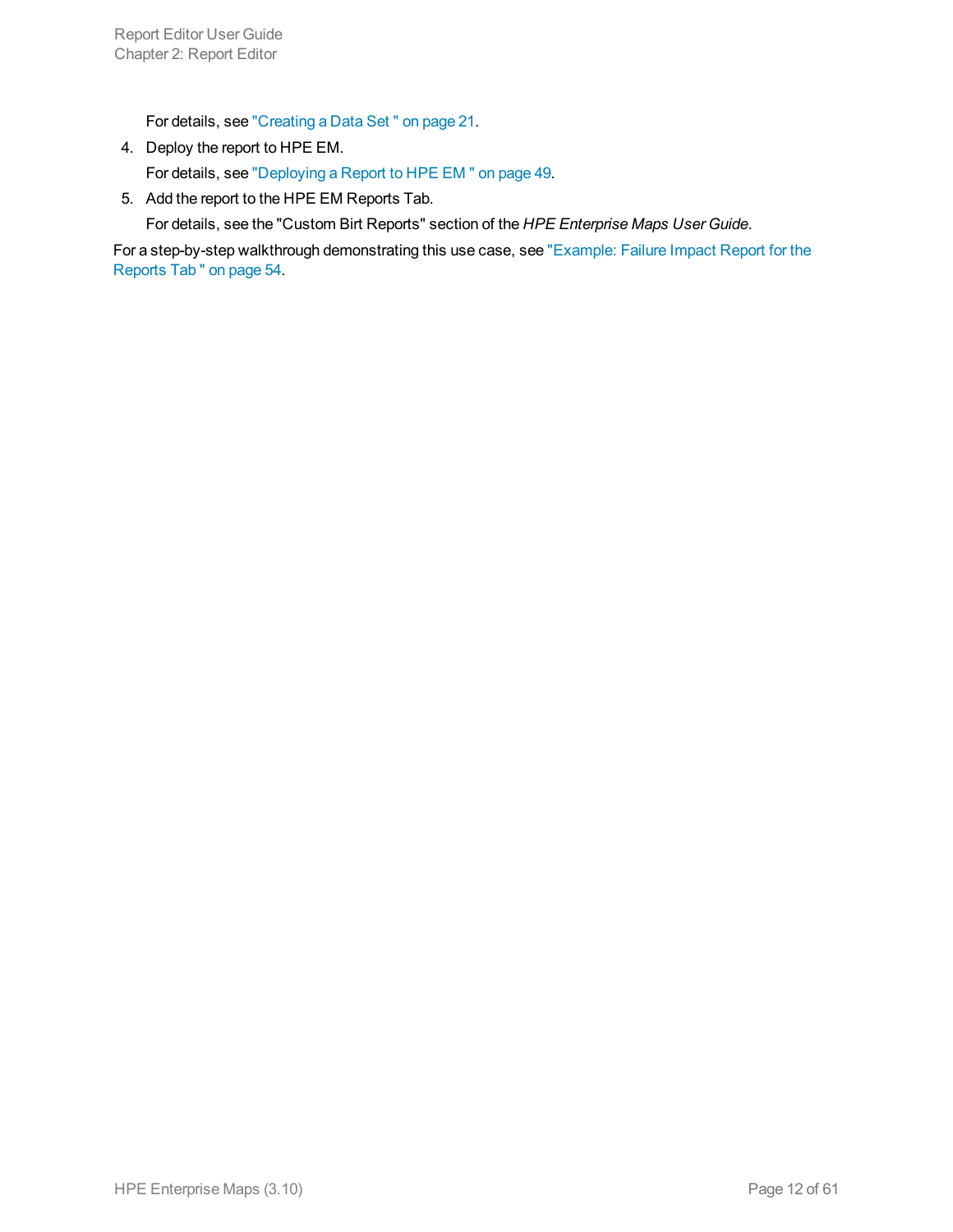For details, see "Creating a Data Set " on page 21.

4. Deploy the report to HPE EM.

   For details, see "Deploying a Report to HPE EM " on page 49.

5. Add the report to the HPE EM Reports Tab.

   For details, see the "Custom Birt Reports" section of the *HPE Enterprise Maps User Guide*.

For a step-by-step walkthrough demonstrating this use case, see "Example: Failure Impact Report for the Reports Tab " on page 54.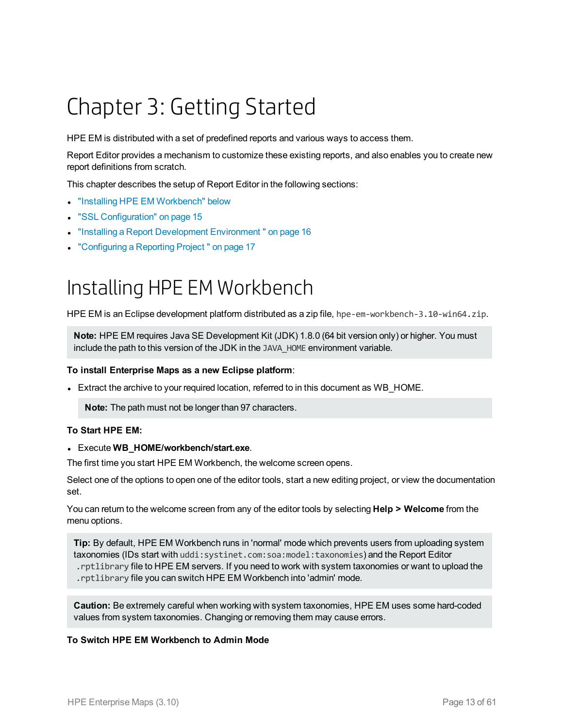# Chapter 3: Getting Started

HPE EM is distributed with a set of predefined reports and various ways to access them.

Report Editor provides a mechanism to customize these existing reports, and also enables you to create new report definitions from scratch.

This chapter describes the setup of Report Editor in the following sections:

- "Installing HPE EM Workbench" below
- "SSL Configuration" on page 15
- "Installing a Report Development Environment " on page 16
- "Configuring a Reporting Project " on page 17

## Installing HPE EM Workbench

HPE EM is an Eclipse development platform distributed as a zip file, `hpe-em-workbench-3.10-win64.zip`.

> **Note:** HPE EM requires Java SE Development Kit (JDK) 1.8.0 (64 bit version only) or higher. You must include the path to this version of the JDK in the `JAVA_HOME` environment variable.

**To install Enterprise Maps as a new Eclipse platform**:

- Extract the archive to your required location, referred to in this document as WB_HOME.

  > **Note:** The path must not be longer than 97 characters.

**To Start HPE EM:**

- Execute **WB_HOME/workbench/start.exe**.

The first time you start HPE EM Workbench, the welcome screen opens.

Select one of the options to open one of the editor tools, start a new editing project, or view the documentation set.

You can return to the welcome screen from any of the editor tools by selecting **Help > Welcome** from the menu options.

> **Tip:** By default, HPE EM Workbench runs in 'normal' mode which prevents users from uploading system taxonomies (IDs start with `uddi:systinet.com:soa:model:taxonomies`) and the Report Editor `.rptlibrary` file to HPE EM servers. If you need to work with system taxonomies or want to upload the `.rptlibrary` file you can switch HPE EM Workbench into 'admin' mode.

> **Caution:** Be extremely careful when working with system taxonomies, HPE EM uses some hard-coded values from system taxonomies. Changing or removing them may cause errors.

**To Switch HPE EM Workbench to Admin Mode**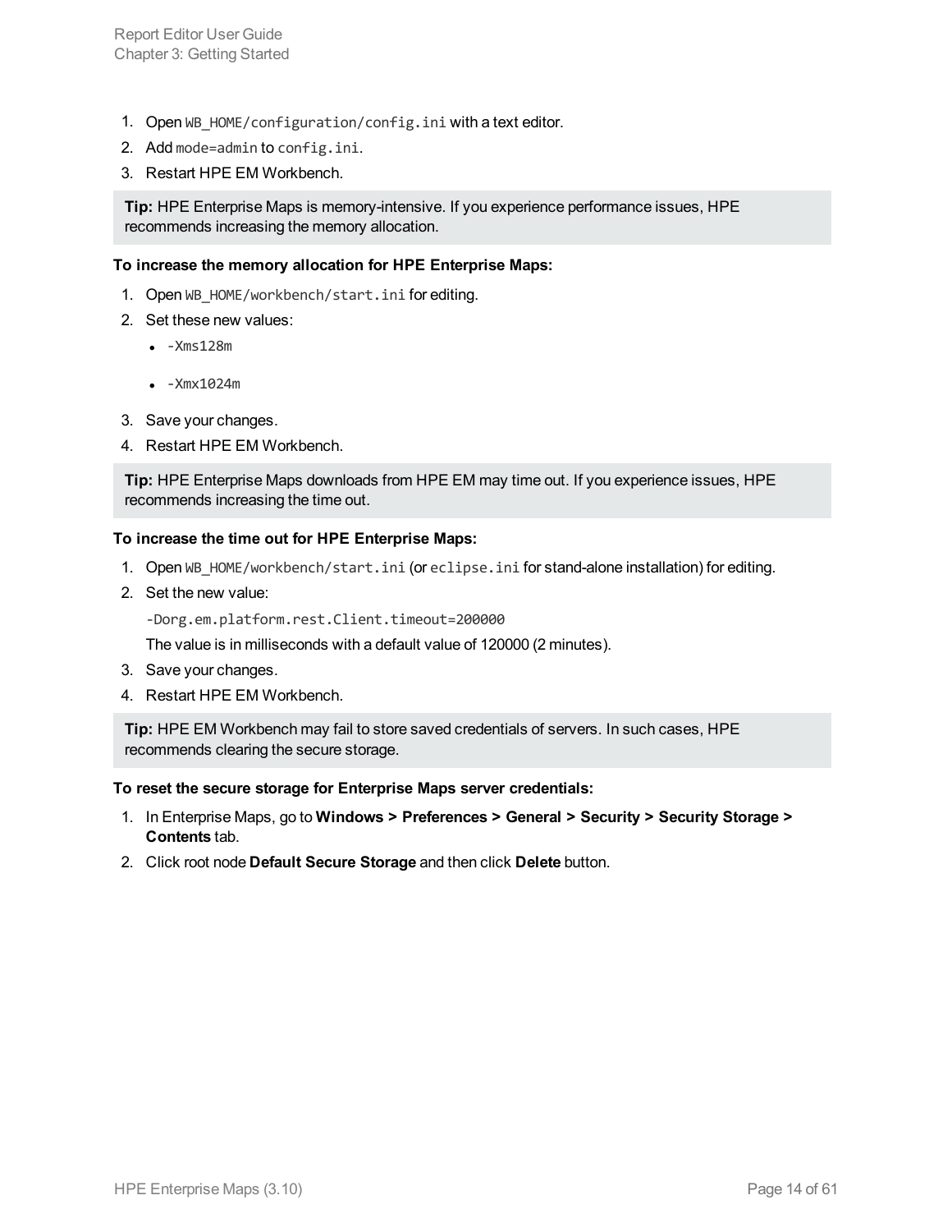1. Open `WB_HOME/configuration/config.ini` with a text editor.
2. Add `mode=admin` to `config.ini`.
3. Restart HPE EM Workbench.

> **Tip:** HPE Enterprise Maps is memory-intensive. If you experience performance issues, HPE recommends increasing the memory allocation.

**To increase the memory allocation for HPE Enterprise Maps:**

1. Open `WB_HOME/workbench/start.ini` for editing.
2. Set these new values:
   - `-Xms128m`
   - `-Xmx1024m`
3. Save your changes.
4. Restart HPE EM Workbench.

> **Tip:** HPE Enterprise Maps downloads from HPE EM may time out. If you experience issues, HPE recommends increasing the time out.

**To increase the time out for HPE Enterprise Maps:**

1. Open `WB_HOME/workbench/start.ini` (or `eclipse.ini` for stand-alone installation) for editing.
2. Set the new value:

   `-Dorg.em.platform.rest.Client.timeout=200000`

   The value is in milliseconds with a default value of 120000 (2 minutes).
3. Save your changes.
4. Restart HPE EM Workbench.

> **Tip:** HPE EM Workbench may fail to store saved credentials of servers. In such cases, HPE recommends clearing the secure storage.

**To reset the secure storage for Enterprise Maps server credentials:**

1. In Enterprise Maps, go to **Windows > Preferences > General > Security > Security Storage > Contents** tab.
2. Click root node **Default Secure Storage** and then click **Delete** button.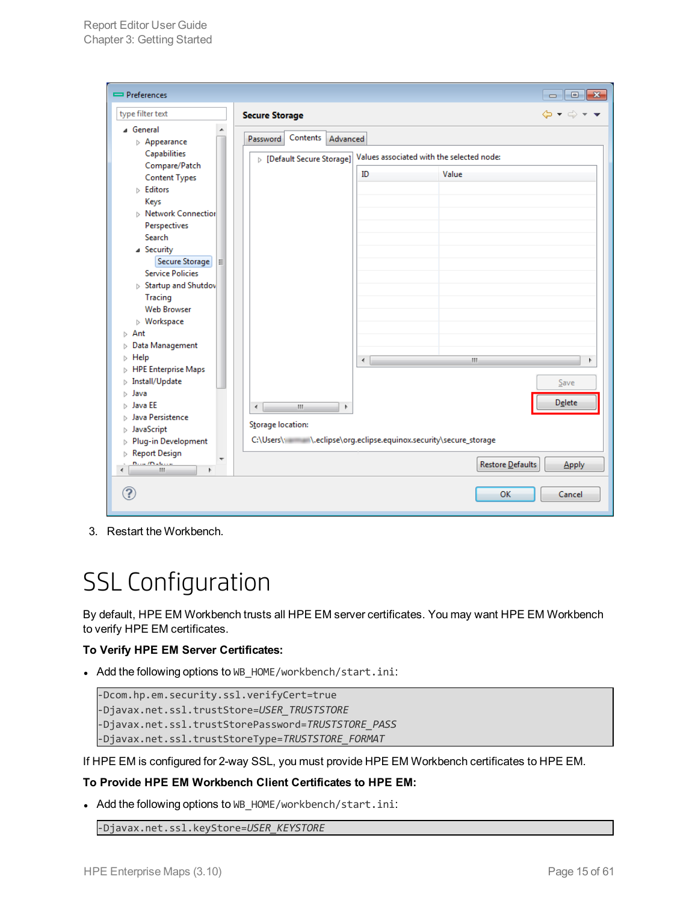3. Restart the Workbench.

# SSL Configuration

By default, HPE EM Workbench trusts all HPE EM server certificates. You may want HPE EM Workbench to verify HPE EM certificates.

**To Verify HPE EM Server Certificates:**

- Add the following options to `WB_HOME/workbench/start.ini`:

```
-Dcom.hp.em.security.ssl.verifyCert=true
-Djavax.net.ssl.trustStore=USER_TRUSTSTORE
-Djavax.net.ssl.trustStorePassword=TRUSTSTORE_PASS
-Djavax.net.ssl.trustStoreType=TRUSTSTORE_FORMAT
```

If HPE EM is configured for 2-way SSL, you must provide HPE EM Workbench certificates to HPE EM.

**To Provide HPE EM Workbench Client Certificates to HPE EM:**

- Add the following options to `WB_HOME/workbench/start.ini`:

```
-Djavax.net.ssl.keyStore=USER_KEYSTORE
```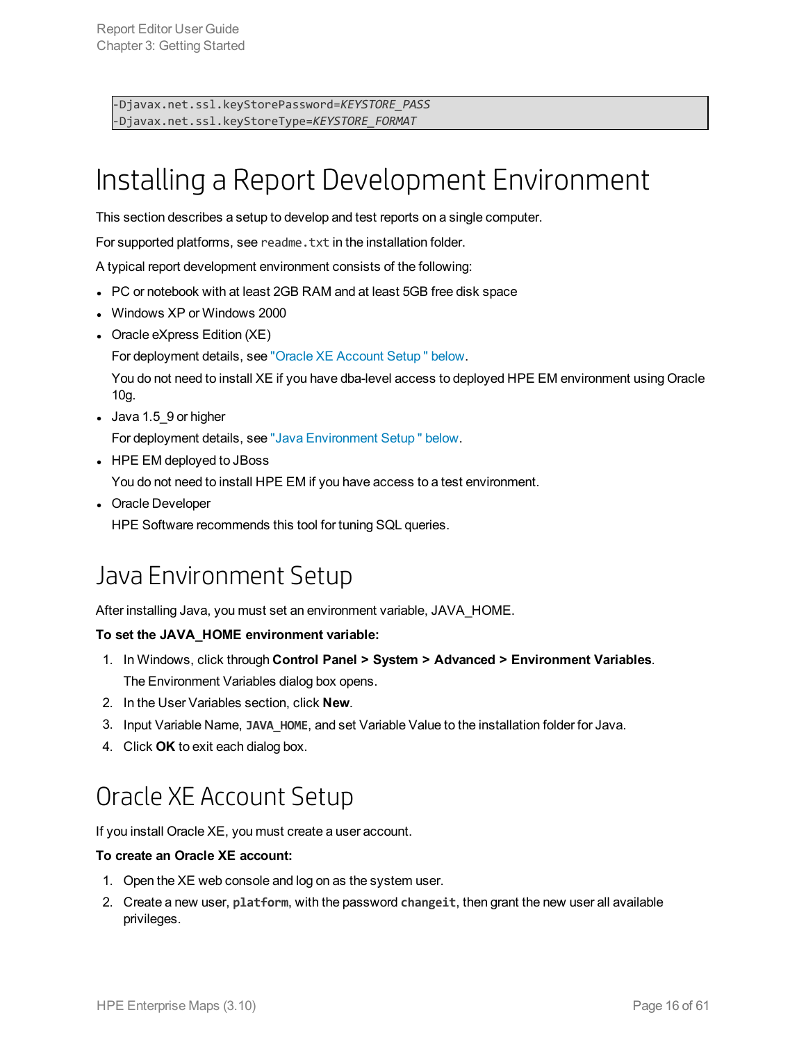```
-Djavax.net.ssl.keyStorePassword=KEYSTORE_PASS
-Djavax.net.ssl.keyStoreType=KEYSTORE_FORMAT
```

# Installing a Report Development Environment

This section describes a setup to develop and test reports on a single computer.

For supported platforms, see `readme.txt` in the installation folder.

A typical report development environment consists of the following:

- PC or notebook with at least 2GB RAM and at least 5GB free disk space
- Windows XP or Windows 2000
- Oracle eXpress Edition (XE)

  For deployment details, see "Oracle XE Account Setup " below.

  You do not need to install XE if you have dba-level access to deployed HPE EM environment using Oracle 10g.
- Java 1.5_9 or higher

  For deployment details, see "Java Environment Setup " below.
- HPE EM deployed to JBoss

  You do not need to install HPE EM if you have access to a test environment.
- Oracle Developer

  HPE Software recommends this tool for tuning SQL queries.

## Java Environment Setup

After installing Java, you must set an environment variable, JAVA_HOME.

**To set the JAVA_HOME environment variable:**

1. In Windows, click through **Control Panel > System > Advanced > Environment Variables**.

   The Environment Variables dialog box opens.
2. In the User Variables section, click **New**.
3. Input Variable Name, **`JAVA_HOME`**, and set Variable Value to the installation folder for Java.
4. Click **OK** to exit each dialog box.

## Oracle XE Account Setup

If you install Oracle XE, you must create a user account.

**To create an Oracle XE account:**

1. Open the XE web console and log on as the system user.
2. Create a new user, **`platform`**, with the password **`changeit`**, then grant the new user all available privileges.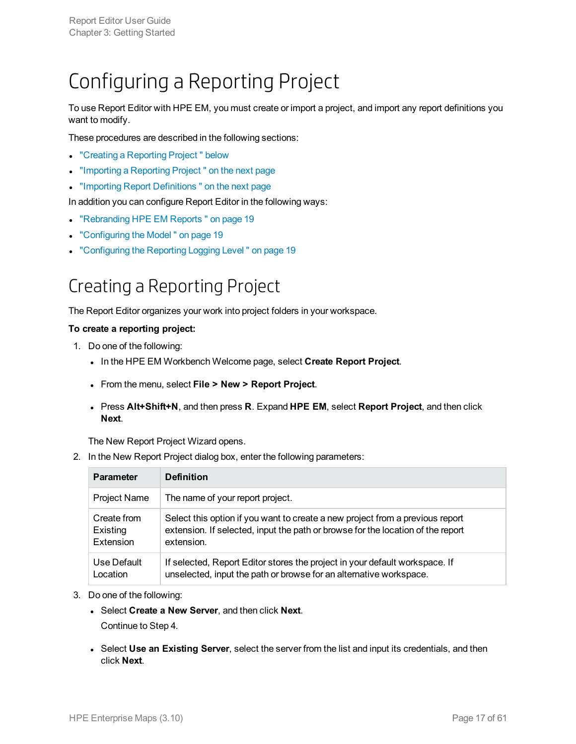# Configuring a Reporting Project

To use Report Editor with HPE EM, you must create or import a project, and import any report definitions you want to modify.

These procedures are described in the following sections:

- "Creating a Reporting Project " below
- "Importing a Reporting Project " on the next page
- "Importing Report Definitions " on the next page

In addition you can configure Report Editor in the following ways:

- "Rebranding HPE EM Reports " on page 19
- "Configuring the Model " on page 19
- "Configuring the Reporting Logging Level " on page 19

## Creating a Reporting Project

The Report Editor organizes your work into project folders in your workspace.

**To create a reporting project:**

1. Do one of the following:
   - In the HPE EM Workbench Welcome page, select **Create Report Project**.
   - From the menu, select **File > New > Report Project**.
   - Press **Alt+Shift+N**, and then press **R**. Expand **HPE EM**, select **Report Project**, and then click **Next**.

   The New Report Project Wizard opens.
2. In the New Report Project dialog box, enter the following parameters:

   | Parameter | Definition |
   | --- | --- |
   | Project Name | The name of your report project. |
   | Create from Existing Extension | Select this option if you want to create a new project from a previous report extension. If selected, input the path or browse for the location of the report extension. |
   | Use Default Location | If selected, Report Editor stores the project in your default workspace. If unselected, input the path or browse for an alternative workspace. |

3. Do one of the following:
   - Select **Create a New Server**, and then click **Next**.

     Continue to Step 4.
   - Select **Use an Existing Server**, select the server from the list and input its credentials, and then click **Next**.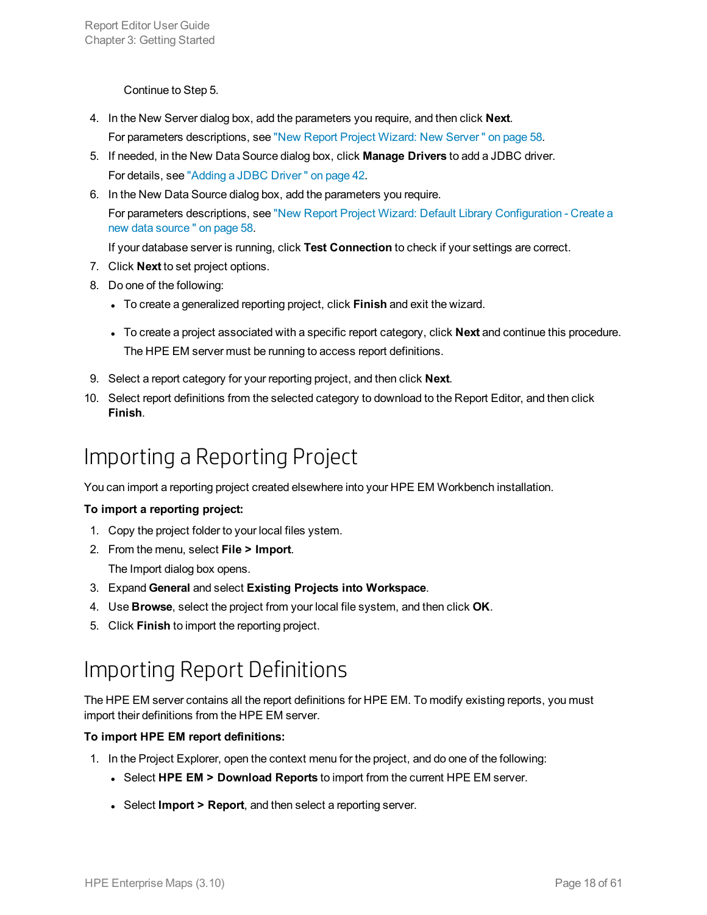Continue to Step 5.

4. In the New Server dialog box, add the parameters you require, and then click **Next**.

   For parameters descriptions, see "New Report Project Wizard: New Server " on page 58.

5. If needed, in the New Data Source dialog box, click **Manage Drivers** to add a JDBC driver.

   For details, see "Adding a JDBC Driver " on page 42.

6. In the New Data Source dialog box, add the parameters you require.

   For parameters descriptions, see "New Report Project Wizard: Default Library Configuration - Create a new data source " on page 58.

   If your database server is running, click **Test Connection** to check if your settings are correct.

7. Click **Next** to set project options.

8. Do one of the following:

   - To create a generalized reporting project, click **Finish** and exit the wizard.
   - To create a project associated with a specific report category, click **Next** and continue this procedure.

     The HPE EM server must be running to access report definitions.

9. Select a report category for your reporting project, and then click **Next**.

10. Select report definitions from the selected category to download to the Report Editor, and then click **Finish**.

# Importing a Reporting Project

You can import a reporting project created elsewhere into your HPE EM Workbench installation.

**To import a reporting project:**

1. Copy the project folder to your local files ystem.
2. From the menu, select **File > Import**.

   The Import dialog box opens.

3. Expand **General** and select **Existing Projects into Workspace**.
4. Use **Browse**, select the project from your local file system, and then click **OK**.
5. Click **Finish** to import the reporting project.

# Importing Report Definitions

The HPE EM server contains all the report definitions for HPE EM. To modify existing reports, you must import their definitions from the HPE EM server.

**To import HPE EM report definitions:**

1. In the Project Explorer, open the context menu for the project, and do one of the following:

   - Select **HPE EM > Download Reports** to import from the current HPE EM server.
   - Select **Import > Report**, and then select a reporting server.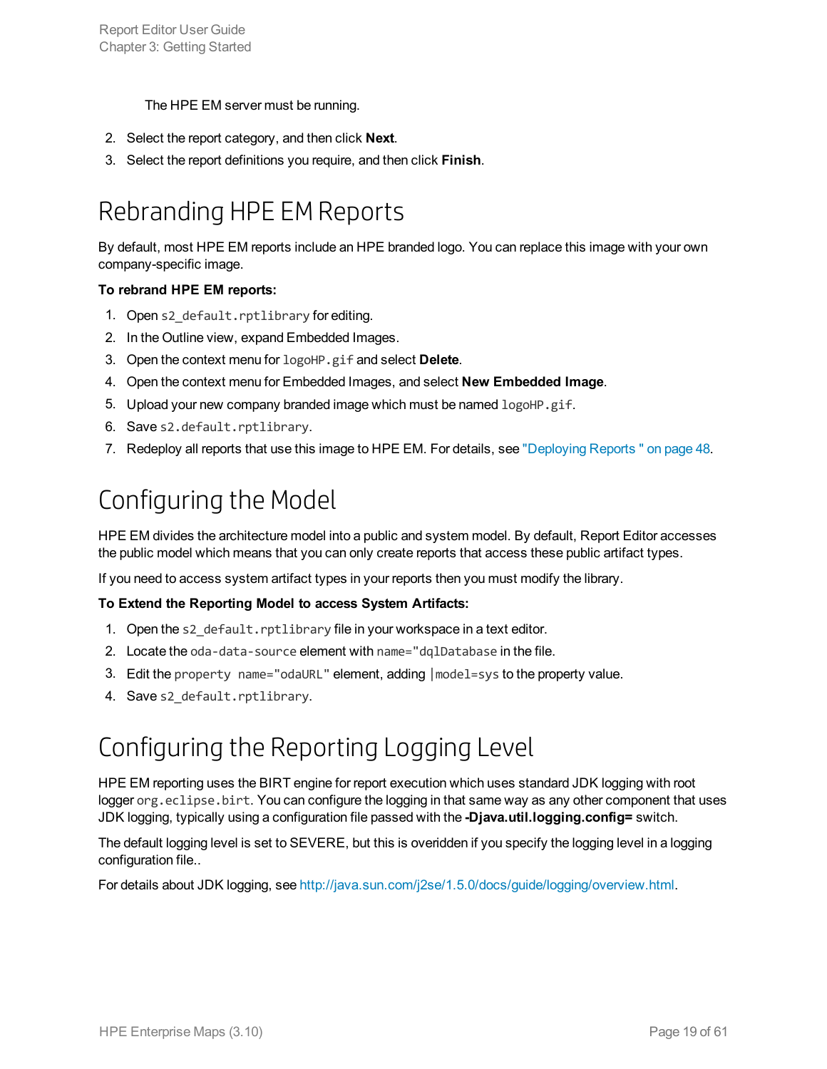The HPE EM server must be running.

2. Select the report category, and then click **Next**.
3. Select the report definitions you require, and then click **Finish**.

## Rebranding HPE EM Reports

By default, most HPE EM reports include an HPE branded logo. You can replace this image with your own company-specific image.

**To rebrand HPE EM reports:**

1. Open `s2_default.rptlibrary` for editing.
2. In the Outline view, expand Embedded Images.
3. Open the context menu for `logoHP.gif` and select **Delete**.
4. Open the context menu for Embedded Images, and select **New Embedded Image**.
5. Upload your new company branded image which must be named `logoHP.gif`.
6. Save `s2.default.rptlibrary`.
7. Redeploy all reports that use this image to HPE EM. For details, see "Deploying Reports " on page 48.

## Configuring the Model

HPE EM divides the architecture model into a public and system model. By default, Report Editor accesses the public model which means that you can only create reports that access these public artifact types.

If you need to access system artifact types in your reports then you must modify the library.

**To Extend the Reporting Model to access System Artifacts:**

1. Open the `s2_default.rptlibrary` file in your workspace in a text editor.
2. Locate the `oda-data-source` element with `name="dqlDatabase` in the file.
3. Edit the `property name="odaURL"` element, adding `|model=sys` to the property value.
4. Save `s2_default.rptlibrary`.

## Configuring the Reporting Logging Level

HPE EM reporting uses the BIRT engine for report execution which uses standard JDK logging with root logger `org.eclipse.birt`. You can configure the logging in that same way as any other component that uses JDK logging, typically using a configuration file passed with the **-Djava.util.logging.config=** switch.

The default logging level is set to SEVERE, but this is overidden if you specify the logging level in a logging configuration file..

For details about JDK logging, see http://java.sun.com/j2se/1.5.0/docs/guide/logging/overview.html.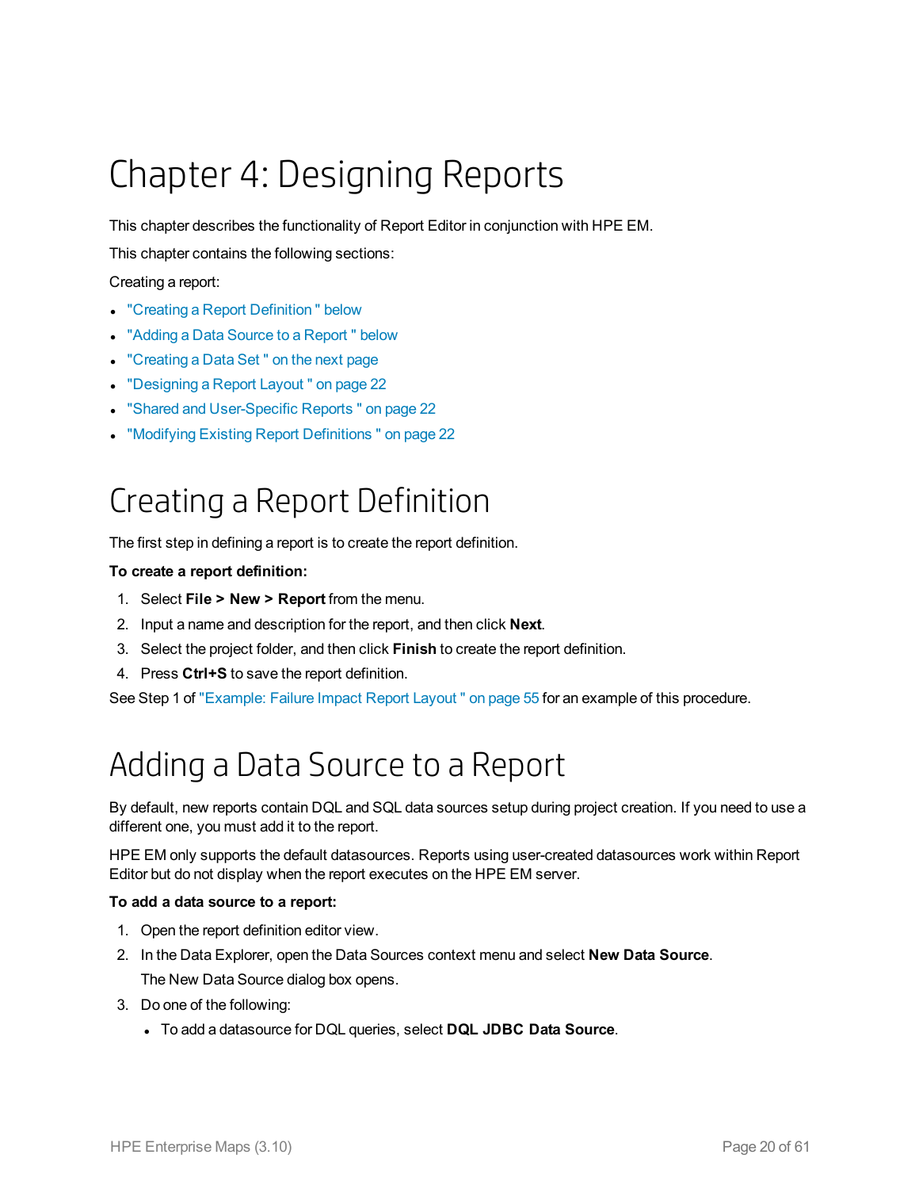# Chapter 4: Designing Reports

This chapter describes the functionality of Report Editor in conjunction with HPE EM.

This chapter contains the following sections:

Creating a report:

- "Creating a Report Definition " below
- "Adding a Data Source to a Report " below
- "Creating a Data Set " on the next page
- "Designing a Report Layout " on page 22
- "Shared and User-Specific Reports " on page 22
- "Modifying Existing Report Definitions " on page 22

## Creating a Report Definition

The first step in defining a report is to create the report definition.

**To create a report definition:**

1. Select **File > New > Report** from the menu.
2. Input a name and description for the report, and then click **Next**.
3. Select the project folder, and then click **Finish** to create the report definition.
4. Press **Ctrl+S** to save the report definition.

See Step 1 of "Example: Failure Impact Report Layout " on page 55 for an example of this procedure.

## Adding a Data Source to a Report

By default, new reports contain DQL and SQL data sources setup during project creation. If you need to use a different one, you must add it to the report.

HPE EM only supports the default datasources. Reports using user-created datasources work within Report Editor but do not display when the report executes on the HPE EM server.

**To add a data source to a report:**

1. Open the report definition editor view.
2. In the Data Explorer, open the Data Sources context menu and select **New Data Source**.

   The New Data Source dialog box opens.
3. Do one of the following:
   - To add a datasource for DQL queries, select **DQL JDBC Data Source**.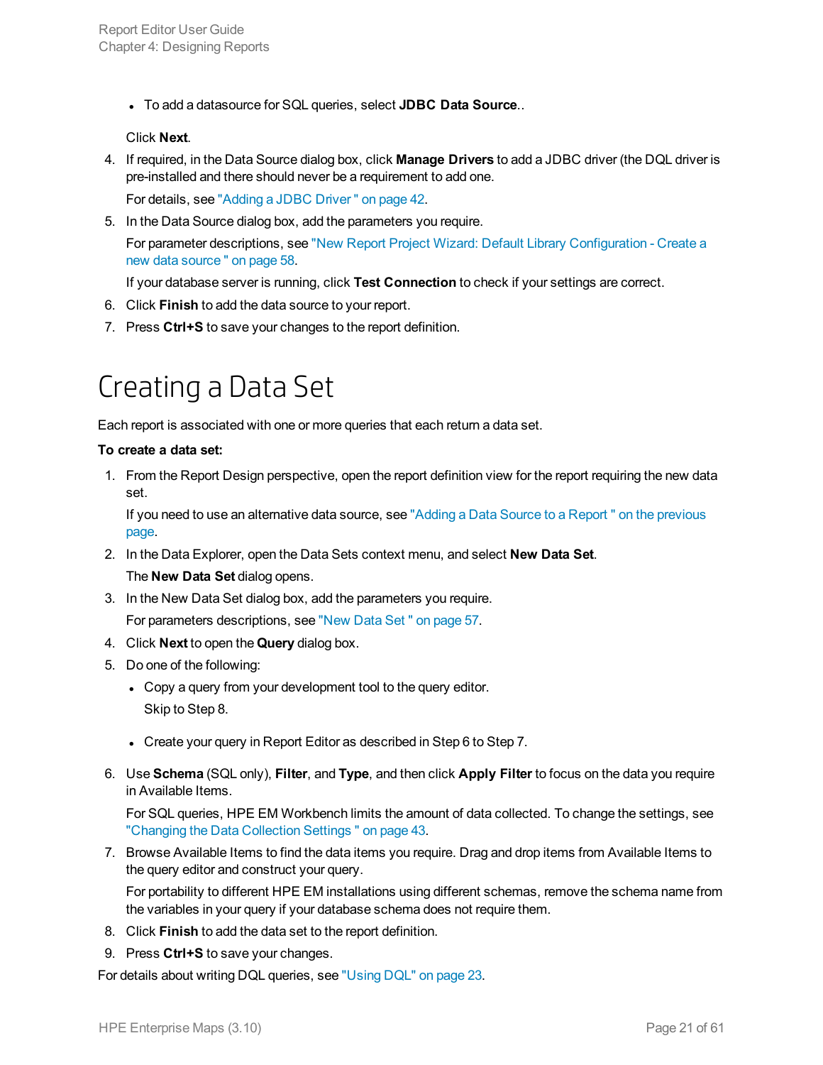- To add a datasource for SQL queries, select **JDBC Data Source**..

  Click **Next**.

4. If required, in the Data Source dialog box, click **Manage Drivers** to add a JDBC driver (the DQL driver is pre-installed and there should never be a requirement to add one.

   For details, see "Adding a JDBC Driver " on page 42.

5. In the Data Source dialog box, add the parameters you require.

   For parameter descriptions, see "New Report Project Wizard: Default Library Configuration - Create a new data source " on page 58.

   If your database server is running, click **Test Connection** to check if your settings are correct.

6. Click **Finish** to add the data source to your report.
7. Press **Ctrl+S** to save your changes to the report definition.

# Creating a Data Set

Each report is associated with one or more queries that each return a data set.

**To create a data set:**

1. From the Report Design perspective, open the report definition view for the report requiring the new data set.

   If you need to use an alternative data source, see "Adding a Data Source to a Report " on the previous page.

2. In the Data Explorer, open the Data Sets context menu, and select **New Data Set**.

   The **New Data Set** dialog opens.

3. In the New Data Set dialog box, add the parameters you require.

   For parameters descriptions, see "New Data Set " on page 57.

4. Click **Next** to open the **Query** dialog box.
5. Do one of the following:
   - Copy a query from your development tool to the query editor.

     Skip to Step 8.

   - Create your query in Report Editor as described in Step 6 to Step 7.

6. Use **Schema** (SQL only), **Filter**, and **Type**, and then click **Apply Filter** to focus on the data you require in Available Items.

   For SQL queries, HPE EM Workbench limits the amount of data collected. To change the settings, see "Changing the Data Collection Settings " on page 43.

7. Browse Available Items to find the data items you require. Drag and drop items from Available Items to the query editor and construct your query.

   For portability to different HPE EM installations using different schemas, remove the schema name from the variables in your query if your database schema does not require them.

8. Click **Finish** to add the data set to the report definition.
9. Press **Ctrl+S** to save your changes.

For details about writing DQL queries, see "Using DQL" on page 23.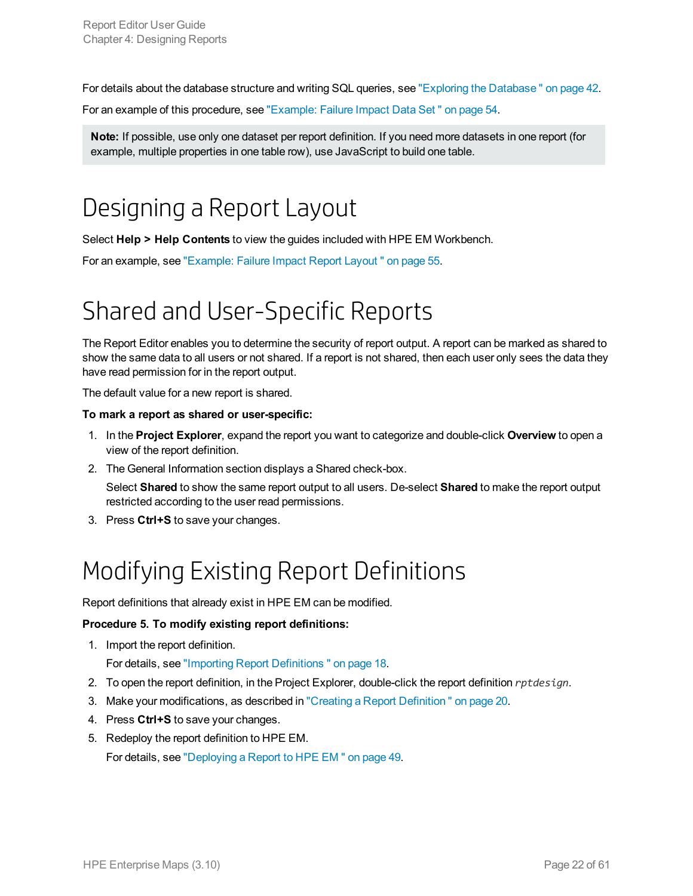For details about the database structure and writing SQL queries, see "Exploring the Database " on page 42.

For an example of this procedure, see "Example: Failure Impact Data Set " on page 54.

> **Note:** If possible, use only one dataset per report definition. If you need more datasets in one report (for example, multiple properties in one table row), use JavaScript to build one table.

# Designing a Report Layout

Select **Help > Help Contents** to view the guides included with HPE EM Workbench.

For an example, see "Example: Failure Impact Report Layout " on page 55.

# Shared and User-Specific Reports

The Report Editor enables you to determine the security of report output. A report can be marked as shared to show the same data to all users or not shared. If a report is not shared, then each user only sees the data they have read permission for in the report output.

The default value for a new report is shared.

**To mark a report as shared or user-specific:**

1. In the **Project Explorer**, expand the report you want to categorize and double-click **Overview** to open a view of the report definition.
2. The General Information section displays a Shared check-box.

   Select **Shared** to show the same report output to all users. De-select **Shared** to make the report output restricted according to the user read permissions.
3. Press **Ctrl+S** to save your changes.

# Modifying Existing Report Definitions

Report definitions that already exist in HPE EM can be modified.

**Procedure 5. To modify existing report definitions:**

1. Import the report definition.

   For details, see "Importing Report Definitions " on page 18.
2. To open the report definition, in the Project Explorer, double-click the report definition `rptdesign`.
3. Make your modifications, as described in "Creating a Report Definition " on page 20.
4. Press **Ctrl+S** to save your changes.
5. Redeploy the report definition to HPE EM.

   For details, see "Deploying a Report to HPE EM " on page 49.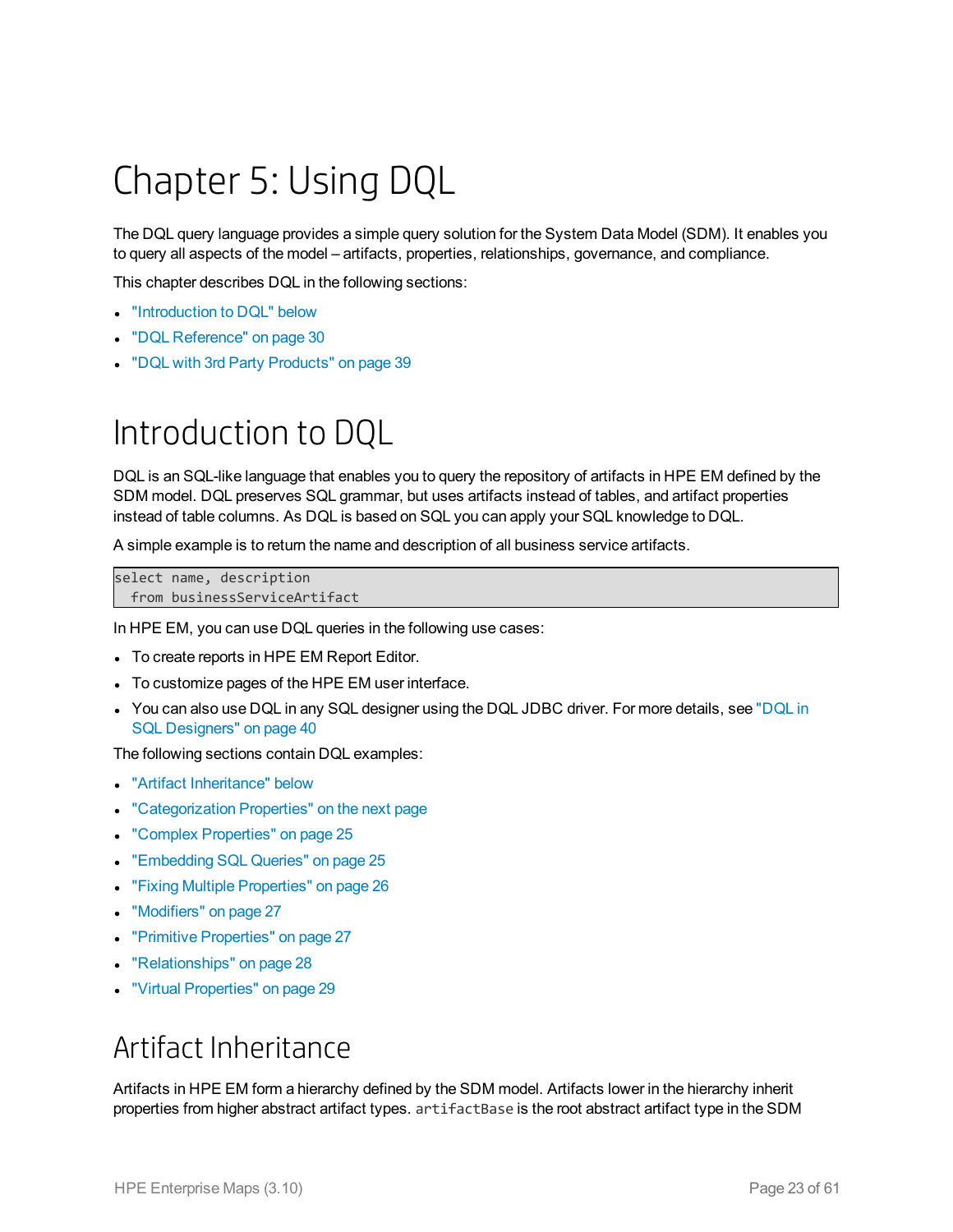# Chapter 5: Using DQL

The DQL query language provides a simple query solution for the System Data Model (SDM). It enables you to query all aspects of the model – artifacts, properties, relationships, governance, and compliance.

This chapter describes DQL in the following sections:

- "Introduction to DQL" below
- "DQL Reference" on page 30
- "DQL with 3rd Party Products" on page 39

# Introduction to DQL

DQL is an SQL-like language that enables you to query the repository of artifacts in HPE EM defined by the SDM model. DQL preserves SQL grammar, but uses artifacts instead of tables, and artifact properties instead of table columns. As DQL is based on SQL you can apply your SQL knowledge to DQL.

A simple example is to return the name and description of all business service artifacts.

```
select name, description
  from businessServiceArtifact
```

In HPE EM, you can use DQL queries in the following use cases:

- To create reports in HPE EM Report Editor.
- To customize pages of the HPE EM user interface.
- You can also use DQL in any SQL designer using the DQL JDBC driver. For more details, see "DQL in SQL Designers" on page 40

The following sections contain DQL examples:

- "Artifact Inheritance" below
- "Categorization Properties" on the next page
- "Complex Properties" on page 25
- "Embedding SQL Queries" on page 25
- "Fixing Multiple Properties" on page 26
- "Modifiers" on page 27
- "Primitive Properties" on page 27
- "Relationships" on page 28
- "Virtual Properties" on page 29

## Artifact Inheritance

Artifacts in HPE EM form a hierarchy defined by the SDM model. Artifacts lower in the hierarchy inherit properties from higher abstract artifact types. `artifactBase` is the root abstract artifact type in the SDM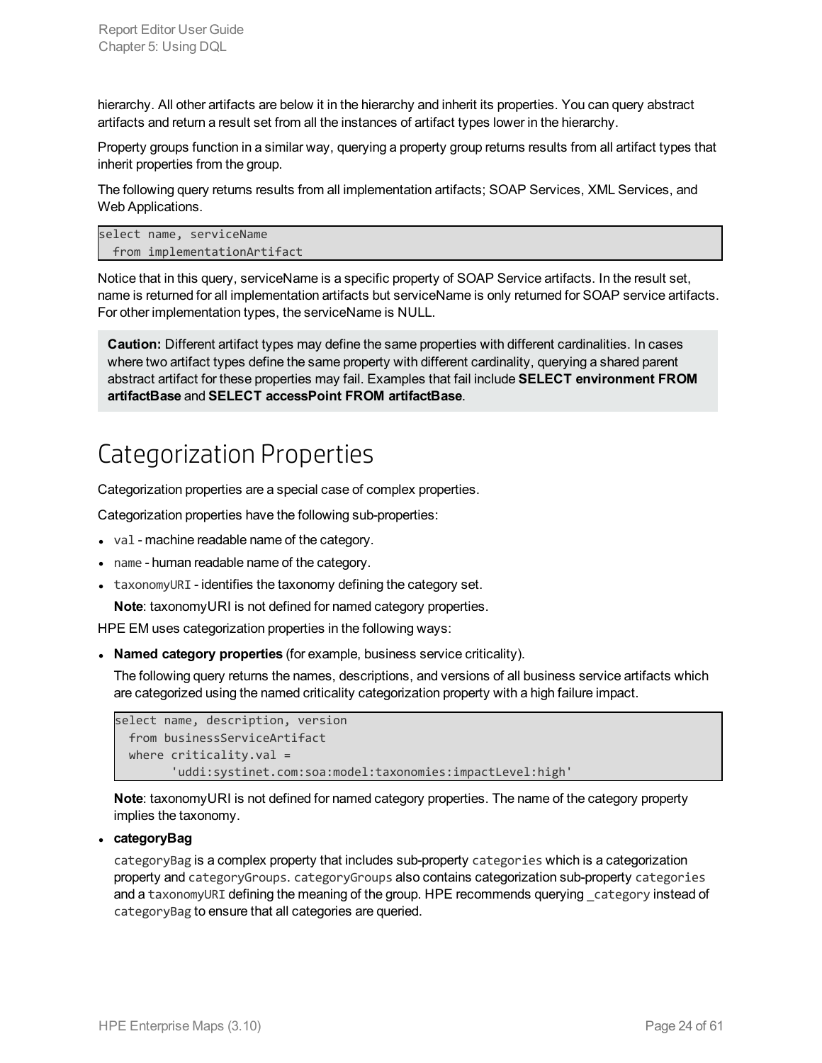hierarchy. All other artifacts are below it in the hierarchy and inherit its properties. You can query abstract artifacts and return a result set from all the instances of artifact types lower in the hierarchy.

Property groups function in a similar way, querying a property group returns results from all artifact types that inherit properties from the group.

The following query returns results from all implementation artifacts; SOAP Services, XML Services, and Web Applications.

```
select name, serviceName
  from implementationArtifact
```

Notice that in this query, serviceName is a specific property of SOAP Service artifacts. In the result set, name is returned for all implementation artifacts but serviceName is only returned for SOAP service artifacts. For other implementation types, the serviceName is NULL.

> **Caution:** Different artifact types may define the same properties with different cardinalities. In cases where two artifact types define the same property with different cardinality, querying a shared parent abstract artifact for these properties may fail. Examples that fail include **SELECT environment FROM artifactBase** and **SELECT accessPoint FROM artifactBase**.

# Categorization Properties

Categorization properties are a special case of complex properties.

Categorization properties have the following sub-properties:

- `val` - machine readable name of the category.
- `name` - human readable name of the category.
- `taxonomyURI` - identifies the taxonomy defining the category set.

  **Note**: taxonomyURI is not defined for named category properties.

HPE EM uses categorization properties in the following ways:

- **Named category properties** (for example, business service criticality).

  The following query returns the names, descriptions, and versions of all business service artifacts which are categorized using the named criticality categorization property with a high failure impact.

  ```
  select name, description, version
    from businessServiceArtifact
    where criticality.val =
          'uddi:systinet.com:soa:model:taxonomies:impactLevel:high'
  ```

  **Note**: taxonomyURI is not defined for named category properties. The name of the category property implies the taxonomy.

- **categoryBag**

  `categoryBag` is a complex property that includes sub-property `categories` which is a categorization property and `categoryGroups`. `categoryGroups` also contains categorization sub-property `categories` and a `taxonomyURI` defining the meaning of the group. HPE recommends querying `_category` instead of `categoryBag` to ensure that all categories are queried.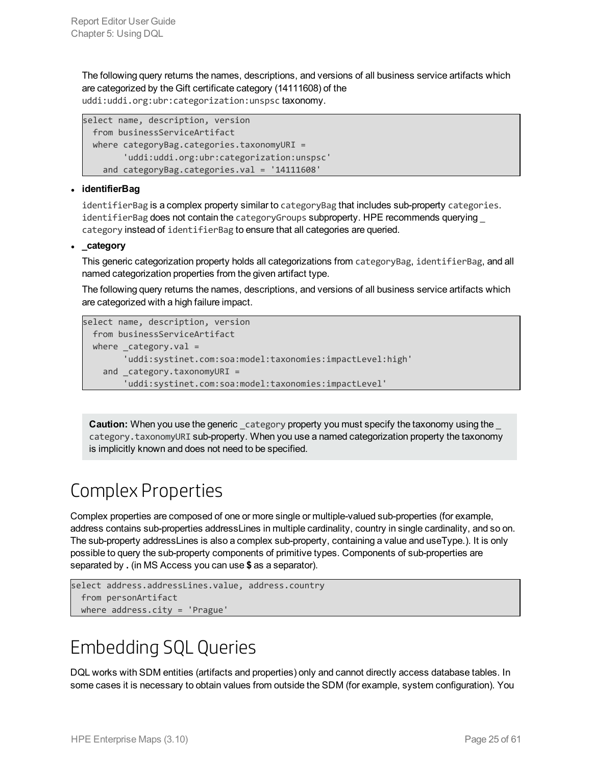The following query returns the names, descriptions, and versions of all business service artifacts which are categorized by the Gift certificate category (14111608) of the `uddi:uddi.org:ubr:categorization:unspsc` taxonomy.

```
select name, description, version
  from businessServiceArtifact
  where categoryBag.categories.taxonomyURI =
        'uddi:uddi.org:ubr:categorization:unspsc'
    and categoryBag.categories.val = '14111608'
```

- **identifierBag**

  `identifierBag` is a complex property similar to `categoryBag` that includes sub-property `categories`. `identifierBag` does not contain the `categoryGroups` subproperty. HPE recommends querying `_category` instead of `identifierBag` to ensure that all categories are queried.

- **_category**

  This generic categorization property holds all categorizations from `categoryBag`, `identifierBag`, and all named categorization properties from the given artifact type.

  The following query returns the names, descriptions, and versions of all business service artifacts which are categorized with a high failure impact.

```
select name, description, version
  from businessServiceArtifact
  where _category.val =
        'uddi:systinet.com:soa:model:taxonomies:impactLevel:high'
    and _category.taxonomyURI =
        'uddi:systinet.com:soa:model:taxonomies:impactLevel'
```

> **Caution:** When you use the generic `_category` property you must specify the taxonomy using the `_category.taxonomyURI` sub-property. When you use a named categorization property the taxonomy is implicitly known and does not need to be specified.

# Complex Properties

Complex properties are composed of one or more single or multiple-valued sub-properties (for example, address contains sub-properties addressLines in multiple cardinality, country in single cardinality, and so on. The sub-property addressLines is also a complex sub-property, containing a value and useType.). It is only possible to query the sub-property components of primitive types. Components of sub-properties are separated by **.** (in MS Access you can use **$** as a separator).

```
select address.addressLines.value, address.country
  from personArtifact
  where address.city = 'Prague'
```

# Embedding SQL Queries

DQL works with SDM entities (artifacts and properties) only and cannot directly access database tables. In some cases it is necessary to obtain values from outside the SDM (for example, system configuration). You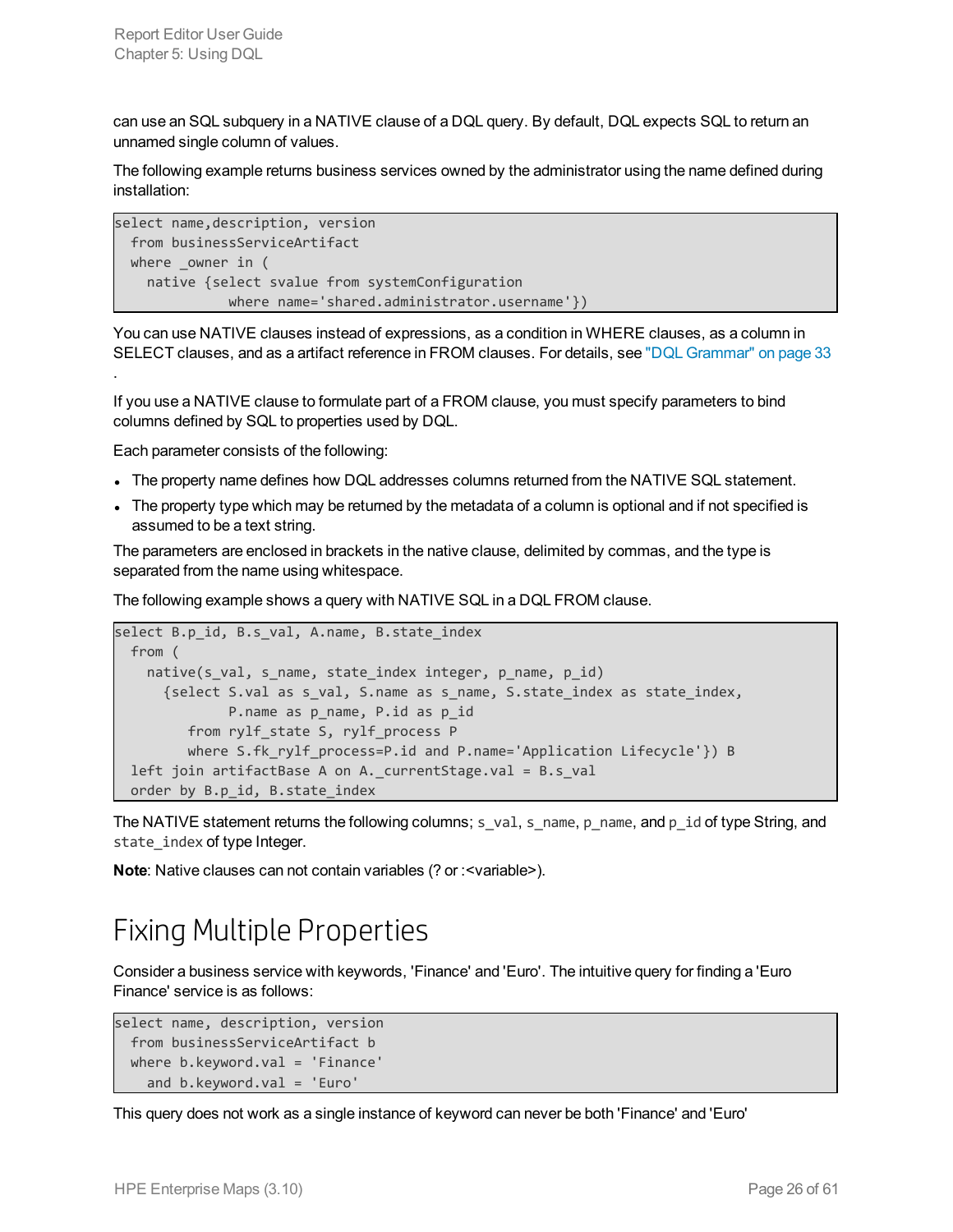can use an SQL subquery in a NATIVE clause of a DQL query. By default, DQL expects SQL to return an unnamed single column of values.

The following example returns business services owned by the administrator using the name defined during installation:

```
select name,description, version
  from businessServiceArtifact
  where _owner in (
    native {select svalue from systemConfiguration
              where name='shared.administrator.username'})
```

You can use NATIVE clauses instead of expressions, as a condition in WHERE clauses, as a column in SELECT clauses, and as a artifact reference in FROM clauses. For details, see "DQL Grammar" on page 33 .

If you use a NATIVE clause to formulate part of a FROM clause, you must specify parameters to bind columns defined by SQL to properties used by DQL.

Each parameter consists of the following:

- The property name defines how DQL addresses columns returned from the NATIVE SQL statement.
- The property type which may be returned by the metadata of a column is optional and if not specified is assumed to be a text string.

The parameters are enclosed in brackets in the native clause, delimited by commas, and the type is separated from the name using whitespace.

The following example shows a query with NATIVE SQL in a DQL FROM clause.

```
select B.p_id, B.s_val, A.name, B.state_index
  from (
    native(s_val, s_name, state_index integer, p_name, p_id)
      {select S.val as s_val, S.name as s_name, S.state_index as state_index,
              P.name as p_name, P.id as p_id
         from rylf_state S, rylf_process P
         where S.fk_rylf_process=P.id and P.name='Application Lifecycle'}) B
  left join artifactBase A on A._currentStage.val = B.s_val
  order by B.p_id, B.state_index
```

The NATIVE statement returns the following columns; `s_val`, `s_name`, `p_name`, and `p_id` of type String, and `state_index` of type Integer.

**Note**: Native clauses can not contain variables (? or :<variable>).

# Fixing Multiple Properties

Consider a business service with keywords, 'Finance' and 'Euro'. The intuitive query for finding a 'Euro Finance' service is as follows:

```
select name, description, version
  from businessServiceArtifact b
  where b.keyword.val = 'Finance'
    and b.keyword.val = 'Euro'
```

This query does not work as a single instance of keyword can never be both 'Finance' and 'Euro'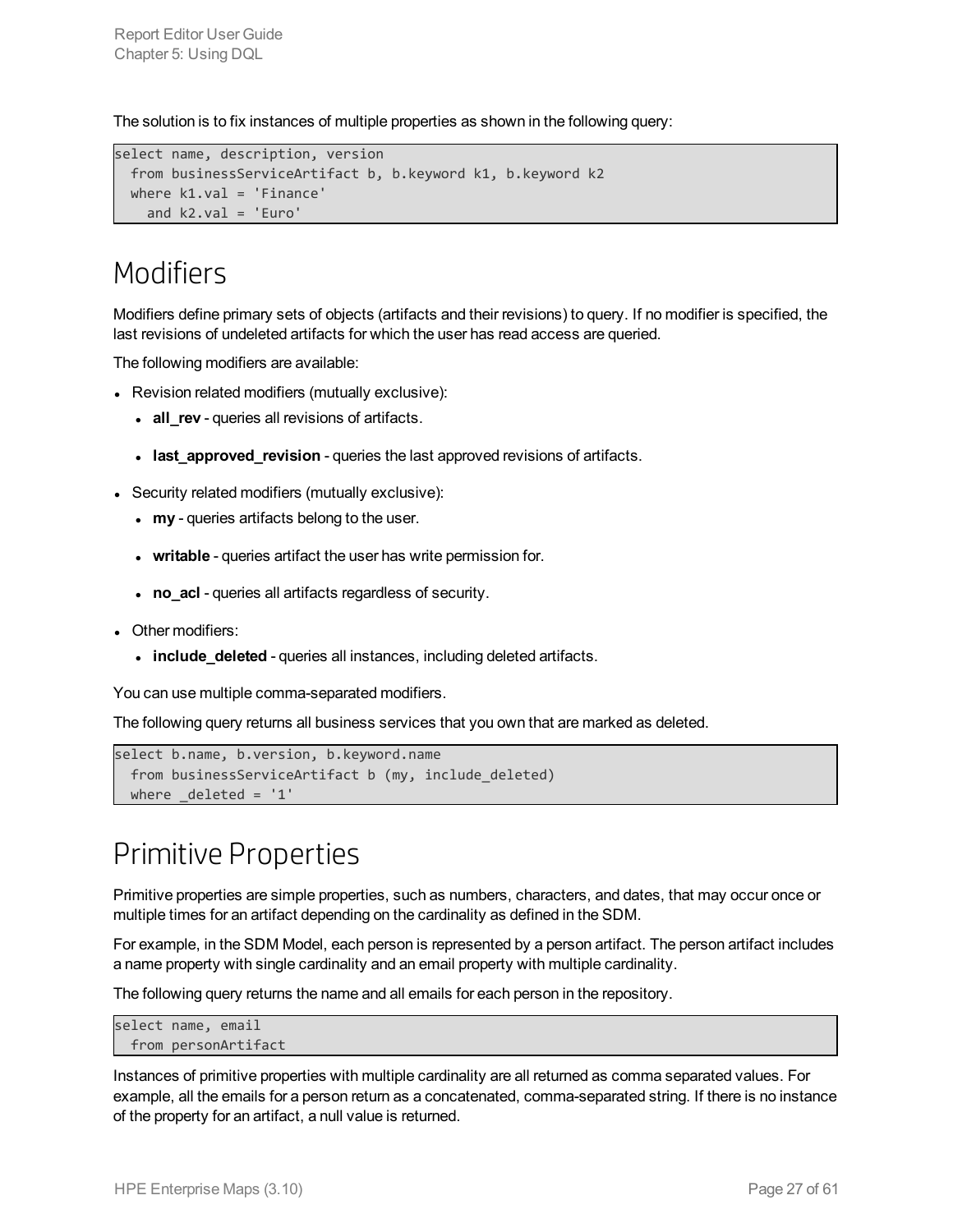The solution is to fix instances of multiple properties as shown in the following query:

```
select name, description, version
  from businessServiceArtifact b, b.keyword k1, b.keyword k2
  where k1.val = 'Finance'
    and k2.val = 'Euro'
```

# Modifiers

Modifiers define primary sets of objects (artifacts and their revisions) to query. If no modifier is specified, the last revisions of undeleted artifacts for which the user has read access are queried.

The following modifiers are available:

- Revision related modifiers (mutually exclusive):
  - **all_rev** - queries all revisions of artifacts.
  - **last_approved_revision** - queries the last approved revisions of artifacts.
- Security related modifiers (mutually exclusive):
  - **my** - queries artifacts belong to the user.
  - **writable** - queries artifact the user has write permission for.
  - **no_acl** - queries all artifacts regardless of security.
- Other modifiers:
  - **include_deleted** - queries all instances, including deleted artifacts.

You can use multiple comma-separated modifiers.

The following query returns all business services that you own that are marked as deleted.

```
select b.name, b.version, b.keyword.name
  from businessServiceArtifact b (my, include_deleted)
  where _deleted = '1'
```

# Primitive Properties

Primitive properties are simple properties, such as numbers, characters, and dates, that may occur once or multiple times for an artifact depending on the cardinality as defined in the SDM.

For example, in the SDM Model, each person is represented by a person artifact. The person artifact includes a name property with single cardinality and an email property with multiple cardinality.

The following query returns the name and all emails for each person in the repository.

```
select name, email
  from personArtifact
```

Instances of primitive properties with multiple cardinality are all returned as comma separated values. For example, all the emails for a person return as a concatenated, comma-separated string. If there is no instance of the property for an artifact, a null value is returned.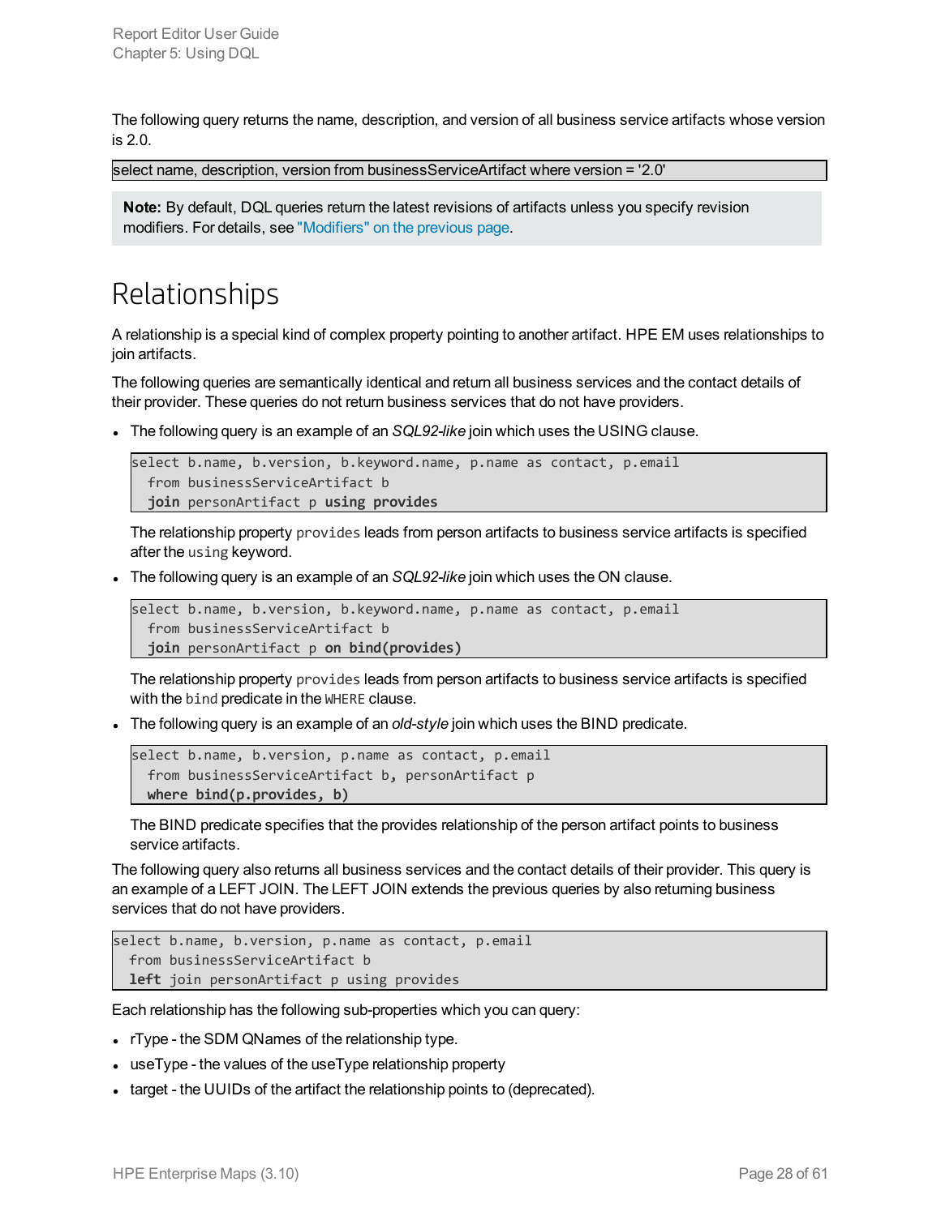The following query returns the name, description, and version of all business service artifacts whose version is 2.0.

```
select name, description, version from businessServiceArtifact where version = '2.0'
```

**Note:** By default, DQL queries return the latest revisions of artifacts unless you specify revision modifiers. For details, see "Modifiers" on the previous page.

# Relationships

A relationship is a special kind of complex property pointing to another artifact. HPE EM uses relationships to join artifacts.

The following queries are semantically identical and return all business services and the contact details of their provider. These queries do not return business services that do not have providers.

- The following query is an example of an *SQL92-like* join which uses the USING clause.

  ```
  select b.name, b.version, b.keyword.name, p.name as contact, p.email
    from businessServiceArtifact b
    join personArtifact p using provides
  ```

  The relationship property `provides` leads from person artifacts to business service artifacts is specified after the `using` keyword.

- The following query is an example of an *SQL92-like* join which uses the ON clause.

  ```
  select b.name, b.version, b.keyword.name, p.name as contact, p.email
    from businessServiceArtifact b
    join personArtifact p on bind(provides)
  ```

  The relationship property `provides` leads from person artifacts to business service artifacts is specified with the `bind` predicate in the `WHERE` clause.

- The following query is an example of an *old-style* join which uses the BIND predicate.

  ```
  select b.name, b.version, p.name as contact, p.email
    from businessServiceArtifact b, personArtifact p
    where bind(p.provides, b)
  ```

  The BIND predicate specifies that the provides relationship of the person artifact points to business service artifacts.

The following query also returns all business services and the contact details of their provider. This query is an example of a LEFT JOIN. The LEFT JOIN extends the previous queries by also returning business services that do not have providers.

```
select b.name, b.version, p.name as contact, p.email
  from businessServiceArtifact b
  left join personArtifact p using provides
```

Each relationship has the following sub-properties which you can query:

- rType - the SDM QNames of the relationship type.
- useType - the values of the useType relationship property
- target - the UUIDs of the artifact the relationship points to (deprecated).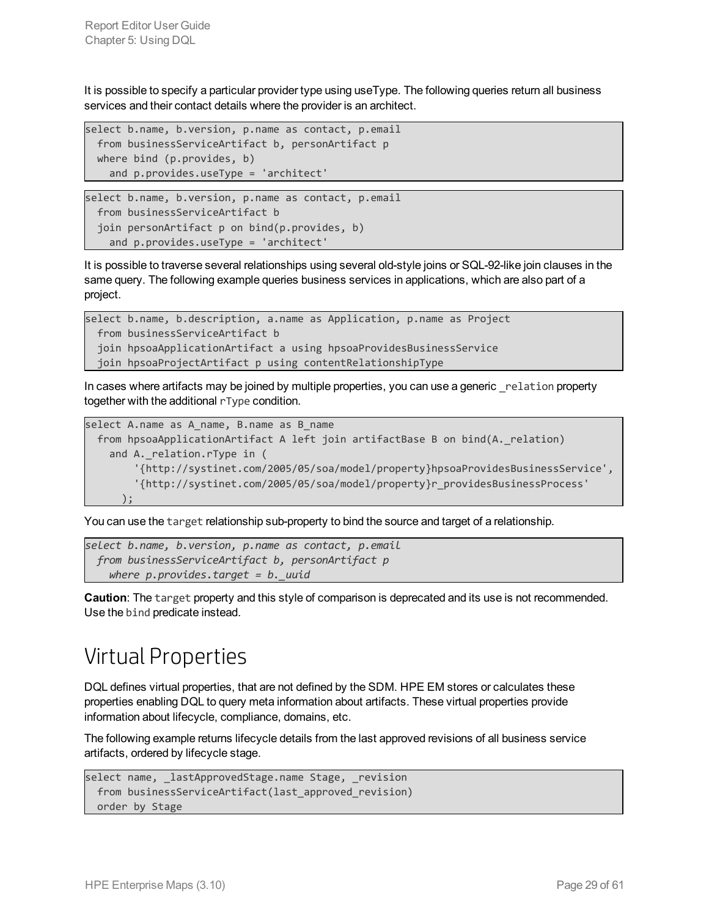It is possible to specify a particular provider type using useType. The following queries return all business services and their contact details where the provider is an architect.

```
select b.name, b.version, p.name as contact, p.email
  from businessServiceArtifact b, personArtifact p
  where bind (p.provides, b)
    and p.provides.useType = 'architect'
```

```
select b.name, b.version, p.name as contact, p.email
  from businessServiceArtifact b
  join personArtifact p on bind(p.provides, b)
    and p.provides.useType = 'architect'
```

It is possible to traverse several relationships using several old-style joins or SQL-92-like join clauses in the same query. The following example queries business services in applications, which are also part of a project.

```
select b.name, b.description, a.name as Application, p.name as Project
  from businessServiceArtifact b
  join hpsoaApplicationArtifact a using hpsoaProvidesBusinessService
  join hpsoaProjectArtifact p using contentRelationshipType
```

In cases where artifacts may be joined by multiple properties, you can use a generic `_relation` property together with the additional `rType` condition.

```
select A.name as A_name, B.name as B_name
  from hpsoaApplicationArtifact A left join artifactBase B on bind(A._relation)
    and A._relation.rType in (
        '{http://systinet.com/2005/05/soa/model/property}hpsoaProvidesBusinessService',
        '{http://systinet.com/2005/05/soa/model/property}r_providesBusinessProcess'
      );
```

You can use the `target` relationship sub-property to bind the source and target of a relationship.

```
select b.name, b.version, p.name as contact, p.email
  from businessServiceArtifact b, personArtifact p
    where p.provides.target = b._uuid
```

**Caution**: The `target` property and this style of comparison is deprecated and its use is not recommended. Use the `bind` predicate instead.

# Virtual Properties

DQL defines virtual properties, that are not defined by the SDM. HPE EM stores or calculates these properties enabling DQL to query meta information about artifacts. These virtual properties provide information about lifecycle, compliance, domains, etc.

The following example returns lifecycle details from the last approved revisions of all business service artifacts, ordered by lifecycle stage.

```
select name, _lastApprovedStage.name Stage, _revision
  from businessServiceArtifact(last_approved_revision)
  order by Stage
```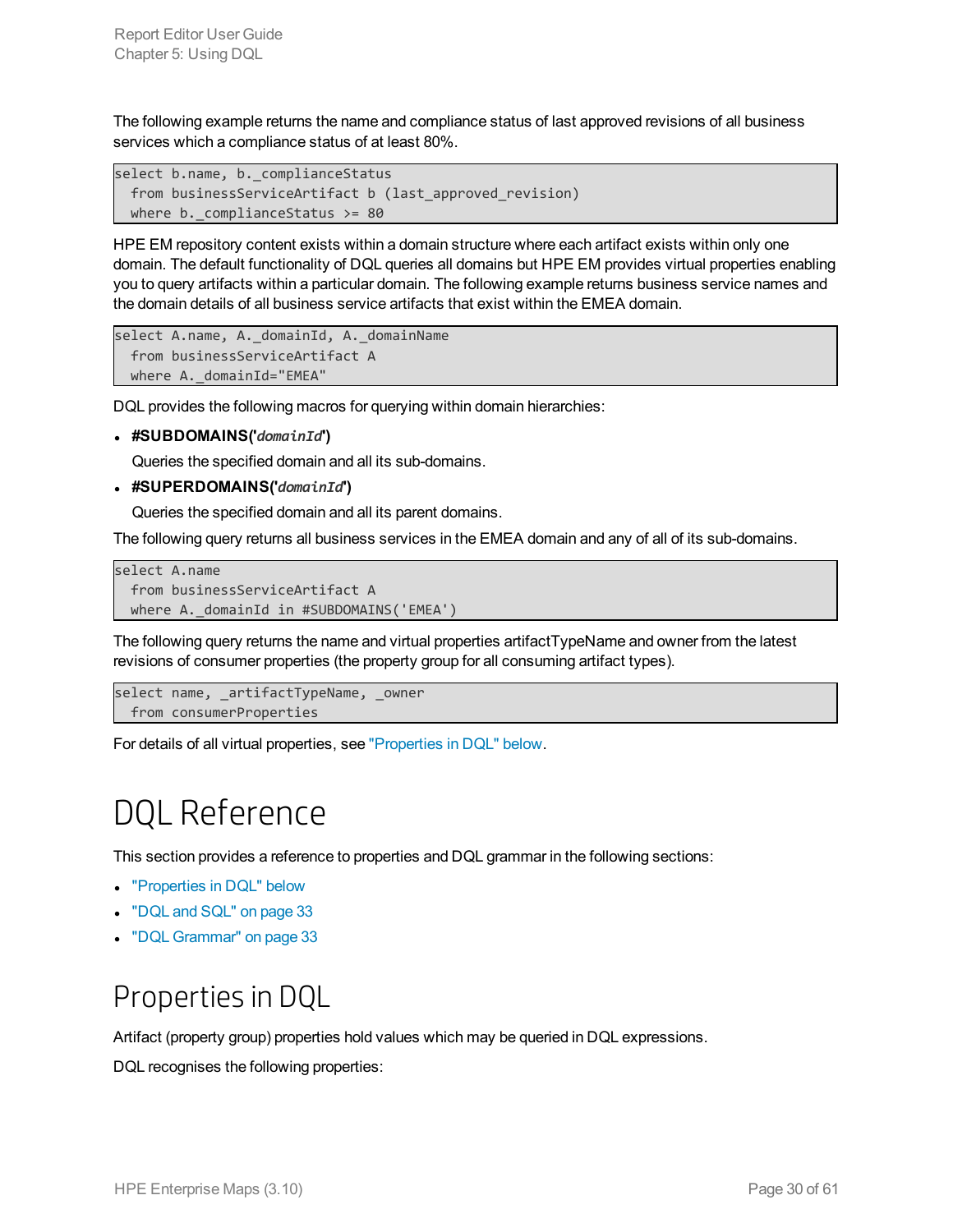The following example returns the name and compliance status of last approved revisions of all business services which a compliance status of at least 80%.

```
select b.name, b._complianceStatus
  from businessServiceArtifact b (last_approved_revision)
  where b._complianceStatus >= 80
```

HPE EM repository content exists within a domain structure where each artifact exists within only one domain. The default functionality of DQL queries all domains but HPE EM provides virtual properties enabling you to query artifacts within a particular domain. The following example returns business service names and the domain details of all business service artifacts that exist within the EMEA domain.

```
select A.name, A._domainId, A._domainName
  from businessServiceArtifact A
  where A._domainId="EMEA"
```

DQL provides the following macros for querying within domain hierarchies:

- **#SUBDOMAINS('*domainId*')**

  Queries the specified domain and all its sub-domains.

- **#SUPERDOMAINS('*domainId*')**

  Queries the specified domain and all its parent domains.

The following query returns all business services in the EMEA domain and any of all of its sub-domains.

```
select A.name
  from businessServiceArtifact A
  where A._domainId in #SUBDOMAINS('EMEA')
```

The following query returns the name and virtual properties artifactTypeName and owner from the latest revisions of consumer properties (the property group for all consuming artifact types).

```
select name, _artifactTypeName, _owner
  from consumerProperties
```

For details of all virtual properties, see "Properties in DQL" below.

# DQL Reference

This section provides a reference to properties and DQL grammar in the following sections:

- "Properties in DQL" below
- "DQL and SQL" on page 33
- "DQL Grammar" on page 33

## Properties in DQL

Artifact (property group) properties hold values which may be queried in DQL expressions.

DQL recognises the following properties: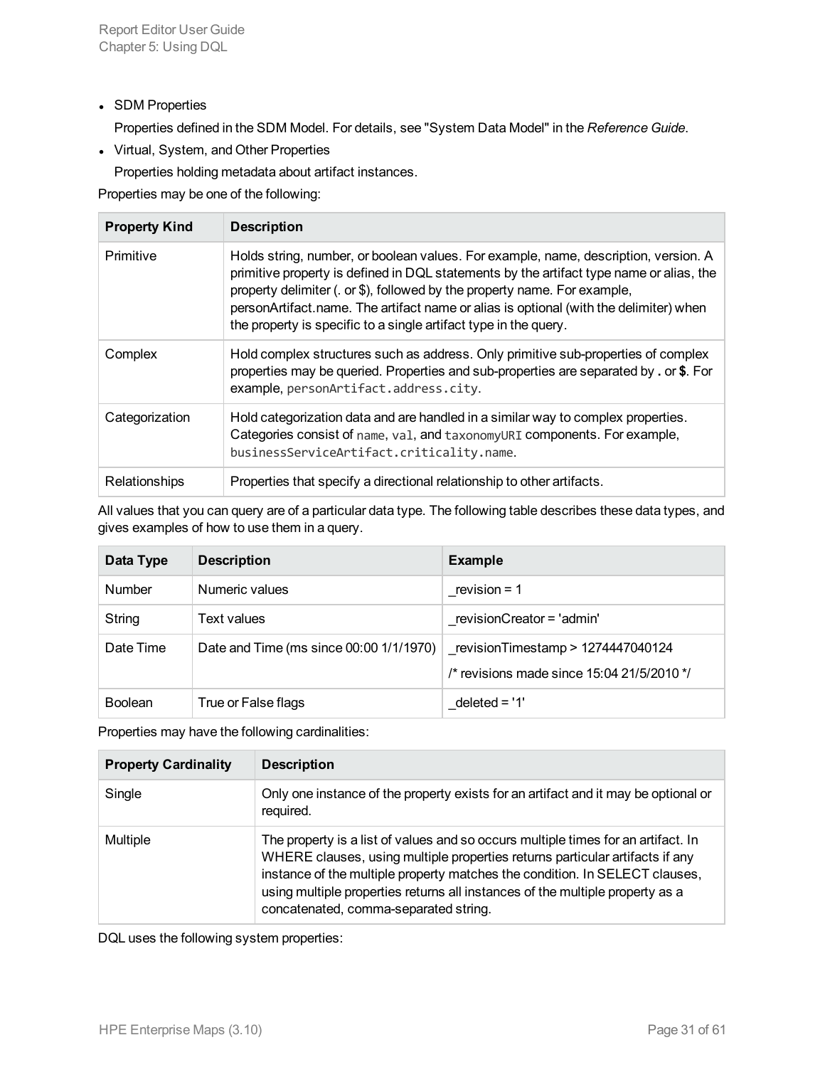- SDM Properties

  Properties defined in the SDM Model. For details, see "System Data Model" in the *Reference Guide*.

- Virtual, System, and Other Properties

  Properties holding metadata about artifact instances.

Properties may be one of the following:

| Property Kind | Description |
| --- | --- |
| Primitive | Holds string, number, or boolean values. For example, name, description, version. A primitive property is defined in DQL statements by the artifact type name or alias, the property delimiter (. or $), followed by the property name. For example, personArtifact.name. The artifact name or alias is optional (with the delimiter) when the property is specific to a single artifact type in the query. |
| Complex | Hold complex structures such as address. Only primitive sub-properties of complex properties may be queried. Properties and sub-properties are separated by **.** or **$**. For example, `personArtifact.address.city`. |
| Categorization | Hold categorization data and are handled in a similar way to complex properties. Categories consist of `name`, `val`, and `taxonomyURI` components. For example, `businessServiceArtifact.criticality.name`. |
| Relationships | Properties that specify a directional relationship to other artifacts. |

All values that you can query are of a particular data type. The following table describes these data types, and gives examples of how to use them in a query.

| Data Type | Description | Example |
| --- | --- | --- |
| Number | Numeric values | _revision = 1 |
| String | Text values | _revisionCreator = 'admin' |
| Date Time | Date and Time (ms since 00:00 1/1/1970) | _revisionTimestamp > 1274447040124<br>/* revisions made since 15:04 21/5/2010 */ |
| Boolean | True or False flags | _deleted = '1' |

Properties may have the following cardinalities:

| Property Cardinality | Description |
| --- | --- |
| Single | Only one instance of the property exists for an artifact and it may be optional or required. |
| Multiple | The property is a list of values and so occurs multiple times for an artifact. In WHERE clauses, using multiple properties returns particular artifacts if any instance of the multiple property matches the condition. In SELECT clauses, using multiple properties returns all instances of the multiple property as a concatenated, comma-separated string. |

DQL uses the following system properties: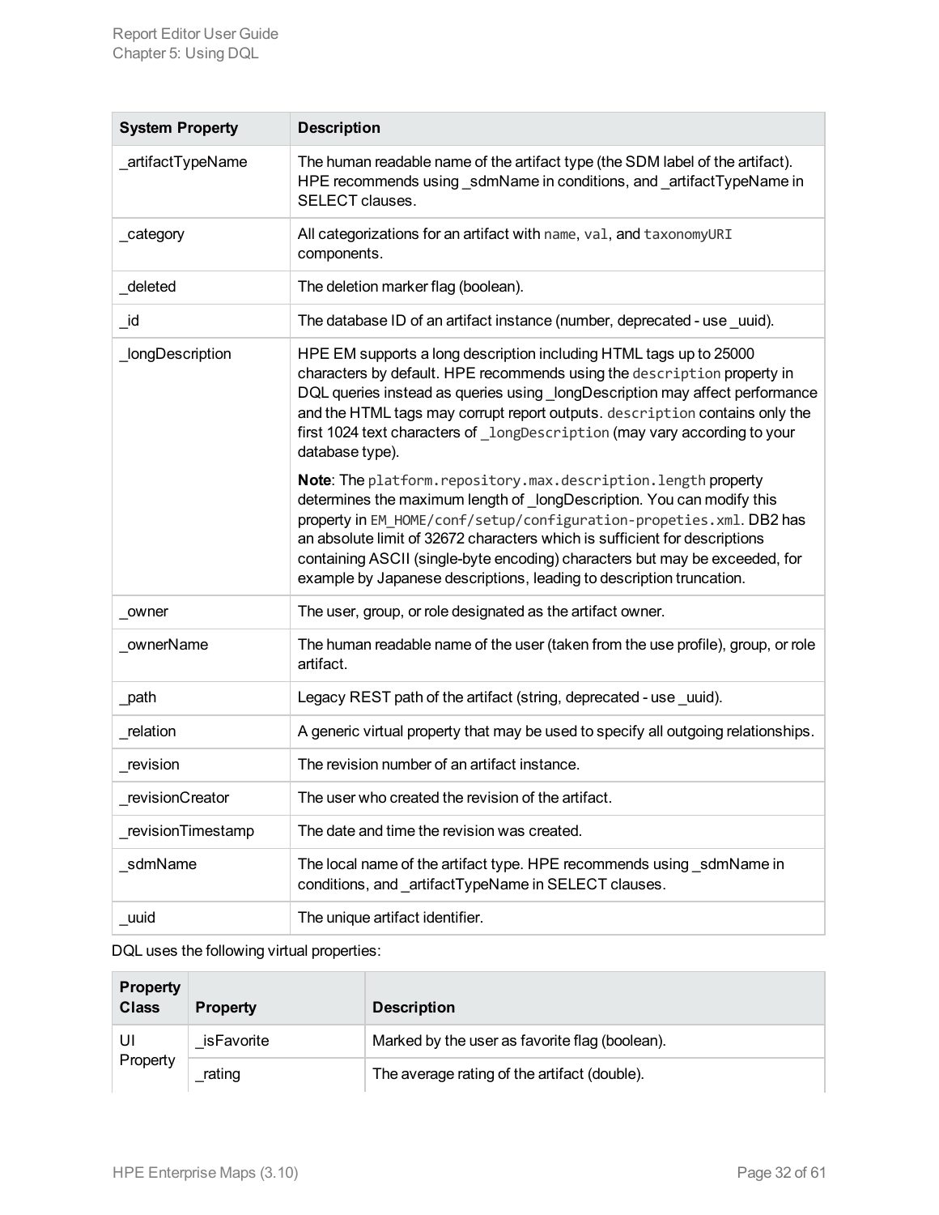| System Property | Description |
| --- | --- |
| _artifactTypeName | The human readable name of the artifact type (the SDM label of the artifact). HPE recommends using _sdmName in conditions, and _artifactTypeName in SELECT clauses. |
| _category | All categorizations for an artifact with `name`, `val`, and `taxonomyURI` components. |
| _deleted | The deletion marker flag (boolean). |
| _id | The database ID of an artifact instance (number, deprecated - use _uuid). |
| _longDescription | HPE EM supports a long description including HTML tags up to 25000 characters by default. HPE recommends using the `description` property in DQL queries instead as queries using _longDescription may affect performance and the HTML tags may corrupt report outputs. `description` contains only the first 1024 text characters of `_longDescription` (may vary according to your database type).<br><br>**Note**: The `platform.repository.max.description.length` property determines the maximum length of _longDescription. You can modify this property in `EM_HOME/conf/setup/configuration-propeties.xml`. DB2 has an absolute limit of 32672 characters which is sufficient for descriptions containing ASCII (single-byte encoding) characters but may be exceeded, for example by Japanese descriptions, leading to description truncation. |
| _owner | The user, group, or role designated as the artifact owner. |
| _ownerName | The human readable name of the user (taken from the use profile), group, or role artifact. |
| _path | Legacy REST path of the artifact (string, deprecated - use _uuid). |
| _relation | A generic virtual property that may be used to specify all outgoing relationships. |
| _revision | The revision number of an artifact instance. |
| _revisionCreator | The user who created the revision of the artifact. |
| _revisionTimestamp | The date and time the revision was created. |
| _sdmName | The local name of the artifact type. HPE recommends using _sdmName in conditions, and _artifactTypeName in SELECT clauses. |
| _uuid | The unique artifact identifier. |

DQL uses the following virtual properties:

| Property Class | Property | Description |
| --- | --- | --- |
| UI Property | _isFavorite | Marked by the user as favorite flag (boolean). |
| | _rating | The average rating of the artifact (double). |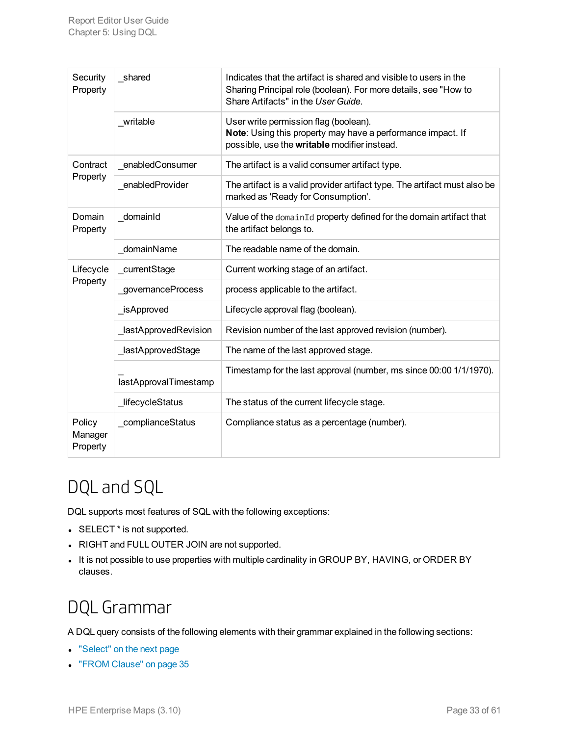| | | |
|---|---|---|
| Security Property | _shared | Indicates that the artifact is shared and visible to users in the Sharing Principal role (boolean). For more details, see "How to Share Artifacts" in the *User Guide*. |
| | _writable | User write permission flag (boolean).<br>**Note**: Using this property may have a performance impact. If possible, use the **writable** modifier instead. |
| Contract Property | _enabledConsumer | The artifact is a valid consumer artifact type. |
| | _enabledProvider | The artifact is a valid provider artifact type. The artifact must also be marked as 'Ready for Consumption'. |
| Domain Property | _domainId | Value of the `domainId` property defined for the domain artifact that the artifact belongs to. |
| | _domainName | The readable name of the domain. |
| Lifecycle Property | _currentStage | Current working stage of an artifact. |
| | _governanceProcess | process applicable to the artifact. |
| | _isApproved | Lifecycle approval flag (boolean). |
| | _lastApprovedRevision | Revision number of the last approved revision (number). |
| | _lastApprovedStage | The name of the last approved stage. |
| | _lastApprovalTimestamp | Timestamp for the last approval (number, ms since 00:00 1/1/1970). |
| | _lifecycleStatus | The status of the current lifecycle stage. |
| Policy Manager Property | _complianceStatus | Compliance status as a percentage (number). |

# DQL and SQL

DQL supports most features of SQL with the following exceptions:

- SELECT * is not supported.
- RIGHT and FULL OUTER JOIN are not supported.
- It is not possible to use properties with multiple cardinality in GROUP BY, HAVING, or ORDER BY clauses.

# DQL Grammar

A DQL query consists of the following elements with their grammar explained in the following sections:

- "Select" on the next page
- "FROM Clause" on page 35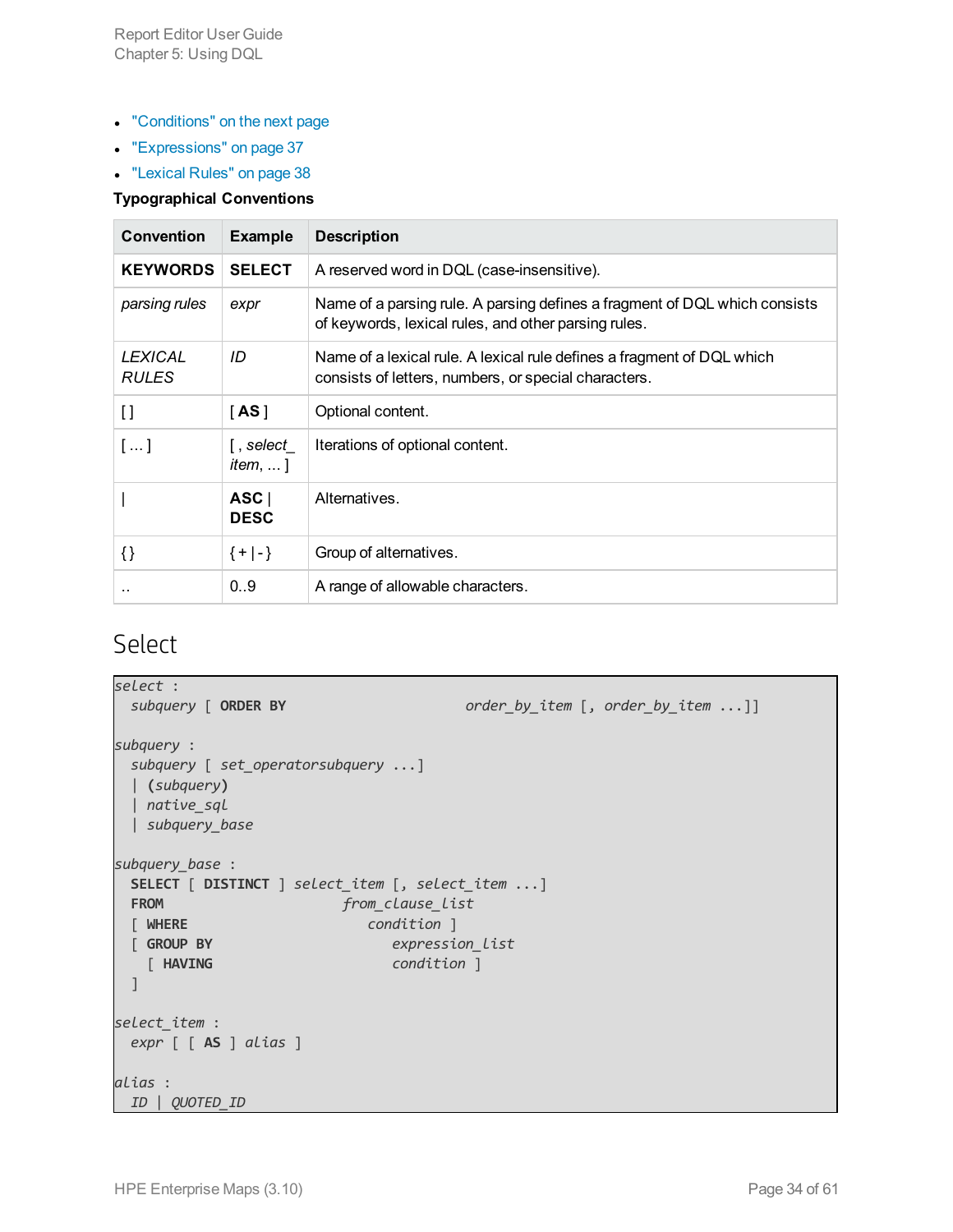- "Conditions" on the next page
- "Expressions" on page 37
- "Lexical Rules" on page 38

**Typographical Conventions**

| Convention | Example | Description |
|---|---|---|
| **KEYWORDS** | **SELECT** | A reserved word in DQL (case-insensitive). |
| *parsing rules* | *expr* | Name of a parsing rule. A parsing defines a fragment of DQL which consists of keywords, lexical rules, and other parsing rules. |
| *LEXICAL RULES* | *ID* | Name of a lexical rule. A lexical rule defines a fragment of DQL which consists of letters, numbers, or special characters. |
| [] | [ **AS** ] | Optional content. |
| [ ... ] | [ , *select_item*, ... ] | Iterations of optional content. |
| \| | **ASC** \| **DESC** | Alternatives. |
| {} | { + \| - } | Group of alternatives. |
| .. | 0..9 | A range of allowable characters. |

## Select

```
select :
  subquery [ ORDER BY                        order_by_item [, order_by_item ...]]

subquery :
  subquery [ set_operatorsubquery ...]
  | (subquery)
  | native_sql
  | subquery_base

subquery_base :
  SELECT [ DISTINCT ] select_item [, select_item ...]
  FROM                        from_clause_list
  [ WHERE                        condition ]
  [ GROUP BY                        expression_list
    [ HAVING                        condition ]
  ]

select_item :
  expr [ [ AS ] alias ]

alias :
  ID | QUOTED_ID
```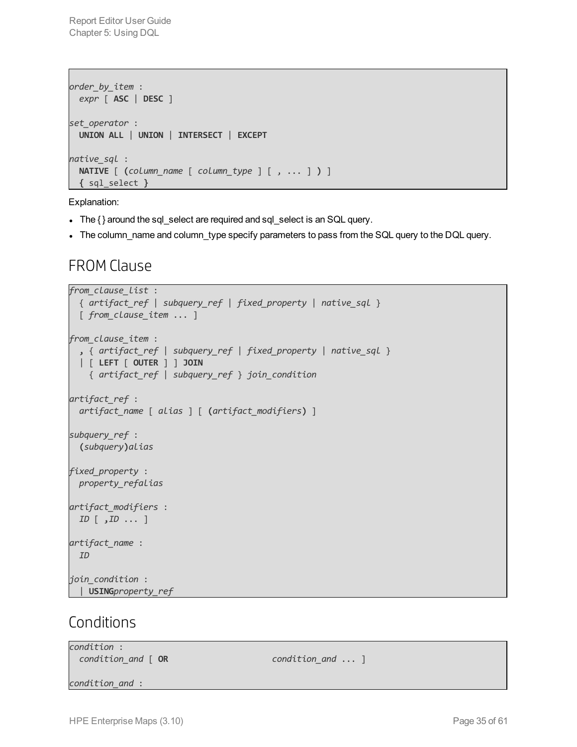```
order_by_item :
  expr [ ASC | DESC ]

set_operator :
  UNION ALL | UNION | INTERSECT | EXCEPT

native_sql :
  NATIVE [ (column_name [ column_type ] [ , ... ] ) ]
  { sql_select }
```

Explanation:

- The { } around the sql_select are required and sql_select is an SQL query.
- The column_name and column_type specify parameters to pass from the SQL query to the DQL query.

## FROM Clause

```
from_clause_list :
  { artifact_ref | subquery_ref | fixed_property | native_sql }
  [ from_clause_item ... ]

from_clause_item :
  , { artifact_ref | subquery_ref | fixed_property | native_sql }
  | [ LEFT [ OUTER ] ] JOIN
    { artifact_ref | subquery_ref } join_condition

artifact_ref :
  artifact_name [ alias ] [ (artifact_modifiers) ]

subquery_ref :
  (subquery)alias

fixed_property :
  property_refalias

artifact_modifiers :
  ID [ ,ID ... ]

artifact_name :
  ID

join_condition :
  | USINGproperty_ref
```

## Conditions

```
condition :
  condition_and [ OR                    condition_and ... ]

condition_and :
```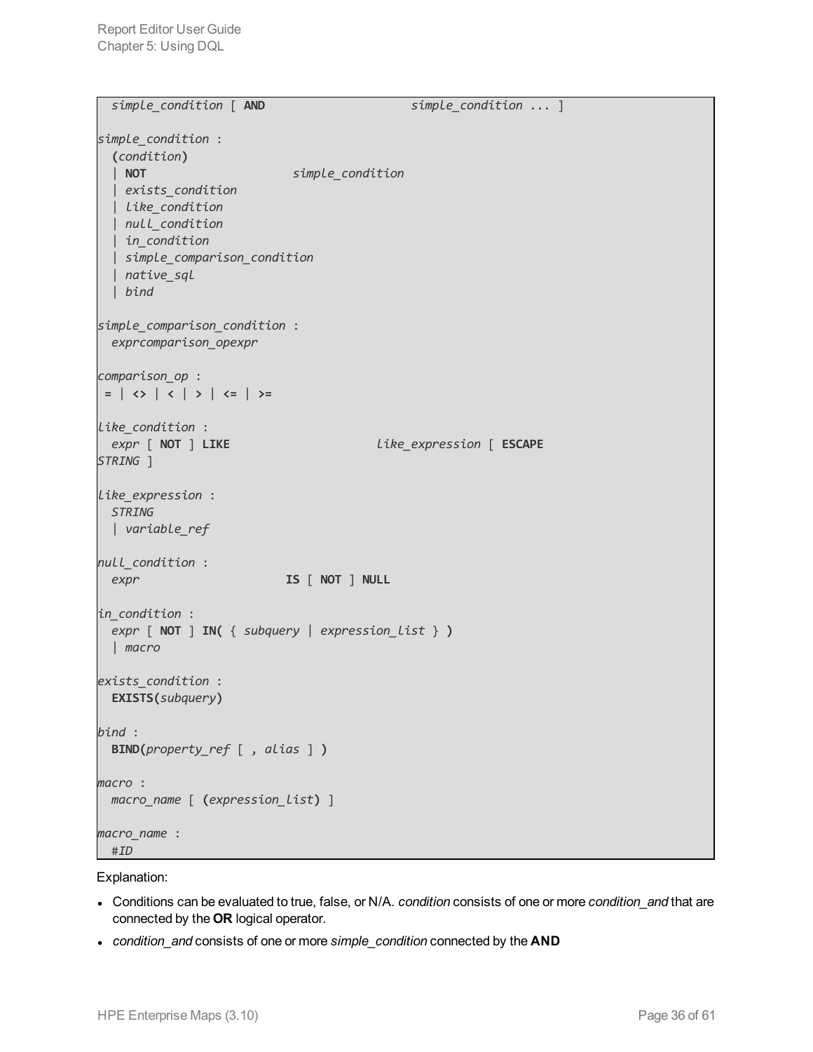```
  simple_condition [ AND                    simple_condition ... ]

simple_condition :
  (condition)
  | NOT                    simple_condition
  | exists_condition
  | like_condition
  | null_condition
  | in_condition
  | simple_comparison_condition
  | native_sql
  | bind

simple_comparison_condition :
  exprcomparison_opexpr

comparison_op :
 = | <> | < | > | <= | >=

like_condition :
  expr [ NOT ] LIKE                    like_expression [ ESCAPE
STRING ]

like_expression :
  STRING
  | variable_ref

null_condition :
  expr                    IS [ NOT ] NULL

in_condition :
  expr [ NOT ] IN( { subquery | expression_list } )
  | macro

exists_condition :
  EXISTS(subquery)

bind :
  BIND(property_ref [ , alias ] )

macro :
  macro_name [ (expression_list) ]

macro_name :
  #ID
```

Explanation:

- Conditions can be evaluated to true, false, or N/A. *condition* consists of one or more *condition_and* that are connected by the **OR** logical operator.
- *condition_and* consists of one or more *simple_condition* connected by the **AND**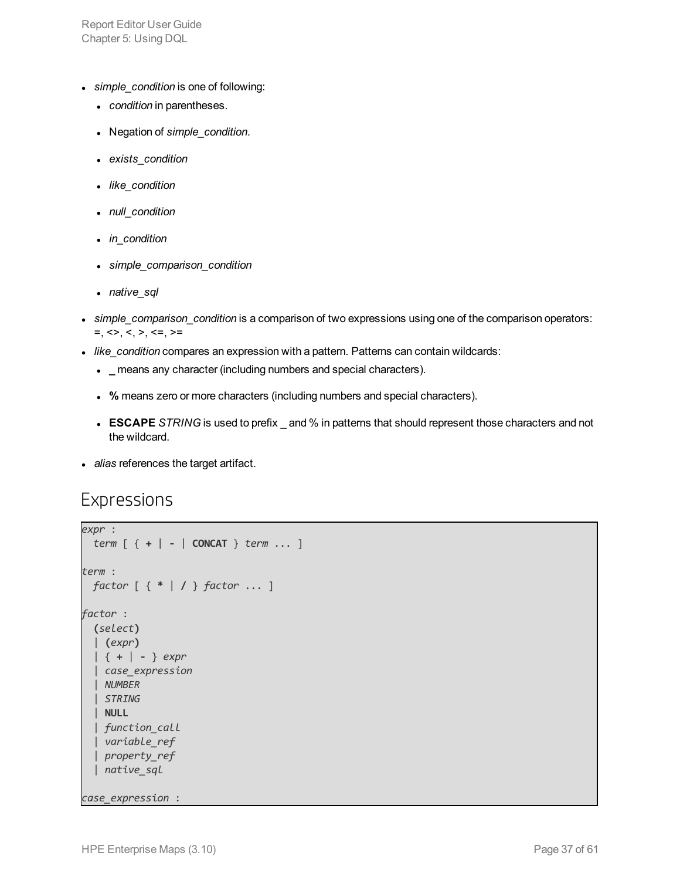- *simple_condition* is one of following:
  - *condition* in parentheses.
  - Negation of *simple_condition*.
  - *exists_condition*
  - *like_condition*
  - *null_condition*
  - *in_condition*
  - *simple_comparison_condition*
  - *native_sql*
- *simple_comparison_condition* is a comparison of two expressions using one of the comparison operators: =, <>, <, >, <=, >=
- *like_condition* compares an expression with a pattern. Patterns can contain wildcards:
  - **_** means any character (including numbers and special characters).
  - **%** means zero or more characters (including numbers and special characters).
  - **ESCAPE** *STRING* is used to prefix _ and % in patterns that should represent those characters and not the wildcard.
- *alias* references the target artifact.

## Expressions

```
expr :
  term [ { + | - | CONCAT } term ... ]

term :
  factor [ { * | / } factor ... ]

factor :
  (select)
  | (expr)
  | { + | - } expr
  | case_expression
  | NUMBER
  | STRING
  | NULL
  | function_call
  | variable_ref
  | property_ref
  | native_sql

case_expression :
```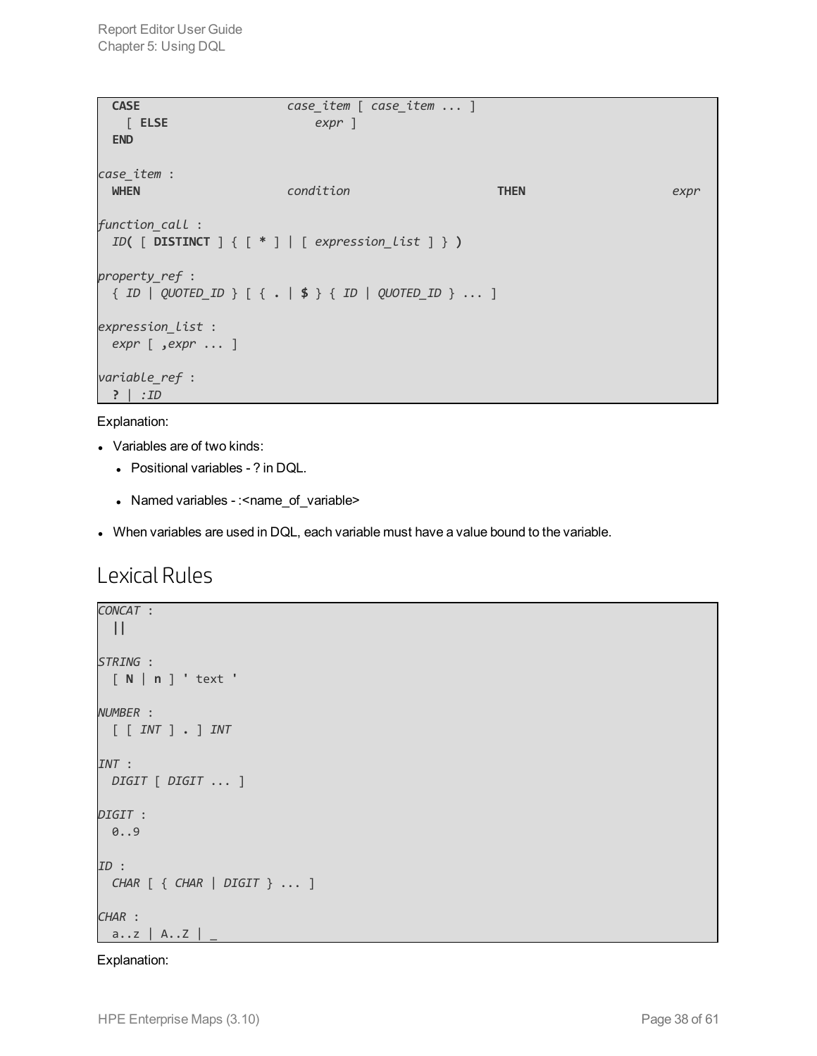```
  CASE                    case_item [ case_item ... ]
    [ ELSE                    expr ]
  END

case_item :
  WHEN                    condition                    THEN                    expr

function_call :
  ID( [ DISTINCT ] { [ * ] | [ expression_list ] } )

property_ref :
  { ID | QUOTED_ID } [ { . | $ } { ID | QUOTED_ID } ... ]

expression_list :
  expr [ ,expr ... ]

variable_ref :
  ? | :ID
```

Explanation:

- Variables are of two kinds:
  - Positional variables - ? in DQL.
  - Named variables - :<name_of_variable>
- When variables are used in DQL, each variable must have a value bound to the variable.

## Lexical Rules

```
CONCAT :
  ||

STRING :
  [ N | n ] ' text '

NUMBER :
  [ [ INT ] . ] INT

INT :
  DIGIT [ DIGIT ... ]

DIGIT :
  0..9

ID :
  CHAR [ { CHAR | DIGIT } ... ]

CHAR :
  a..z | A..Z | _
```

Explanation: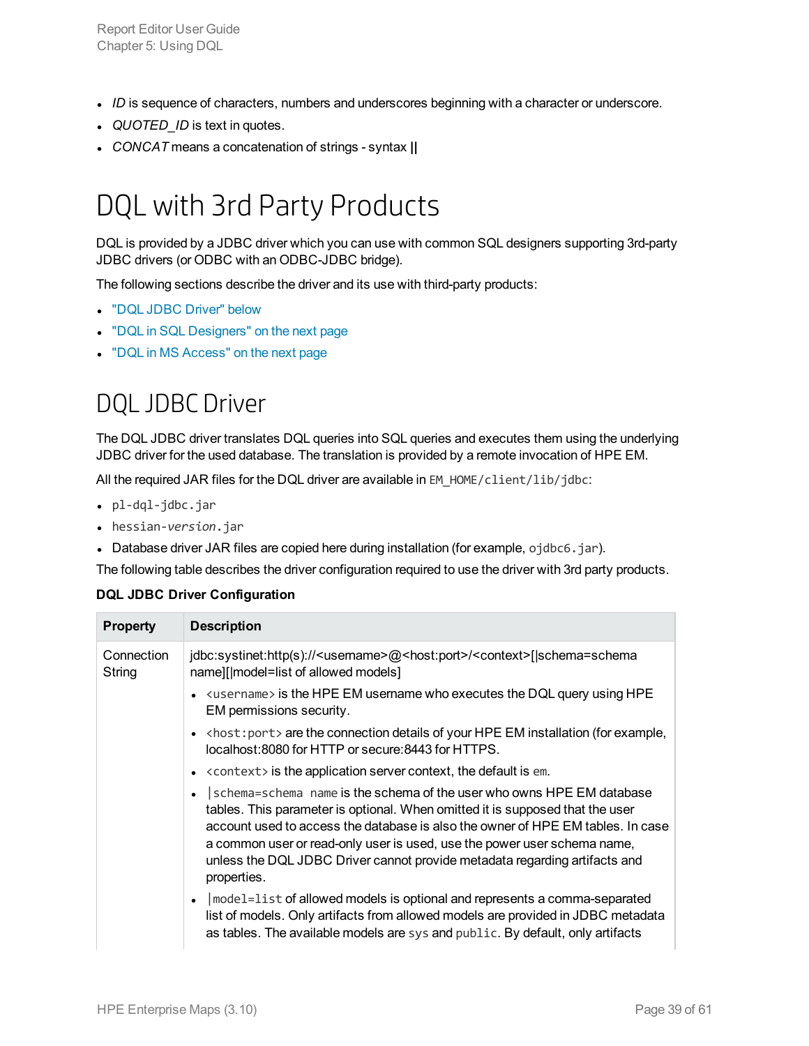- *ID* is sequence of characters, numbers and underscores beginning with a character or underscore.
- *QUOTED_ID* is text in quotes.
- *CONCAT* means a concatenation of strings - syntax **||**

# DQL with 3rd Party Products

DQL is provided by a JDBC driver which you can use with common SQL designers supporting 3rd-party JDBC drivers (or ODBC with an ODBC-JDBC bridge).

The following sections describe the driver and its use with third-party products:

- "DQL JDBC Driver" below
- "DQL in SQL Designers" on the next page
- "DQL in MS Access" on the next page

## DQL JDBC Driver

The DQL JDBC driver translates DQL queries into SQL queries and executes them using the underlying JDBC driver for the used database. The translation is provided by a remote invocation of HPE EM.

All the required JAR files for the DQL driver are available in `EM_HOME/client/lib/jdbc`:

- `pl-dql-jdbc.jar`
- `hessian-`*`version`*`.jar`
- Database driver JAR files are copied here during installation (for example, `ojdbc6.jar`).

The following table describes the driver configuration required to use the driver with 3rd party products.

**DQL JDBC Driver Configuration**

| Property | Description |
| --- | --- |
| Connection String | jdbc:systinet:http(s)://<username>@<host:port>/<context>[\|schema=schema name][\|model=list of allowed models]<br>• `<username>` is the HPE EM username who executes the DQL query using HPE EM permissions security.<br>• `<host:port>` are the connection details of your HPE EM installation (for example, localhost:8080 for HTTP or secure:8443 for HTTPS.<br>• `<context>` is the application server context, the default is `em`.<br>• `\|schema=schema name` is the schema of the user who owns HPE EM database tables. This parameter is optional. When omitted it is supposed that the user account used to access the database is also the owner of HPE EM tables. In case a common user or read-only user is used, use the power user schema name, unless the DQL JDBC Driver cannot provide metadata regarding artifacts and properties.<br>• `\|model=list` of allowed models is optional and represents a comma-separated list of models. Only artifacts from allowed models are provided in JDBC metadata as tables. The available models are `sys` and `public`. By default, only artifacts |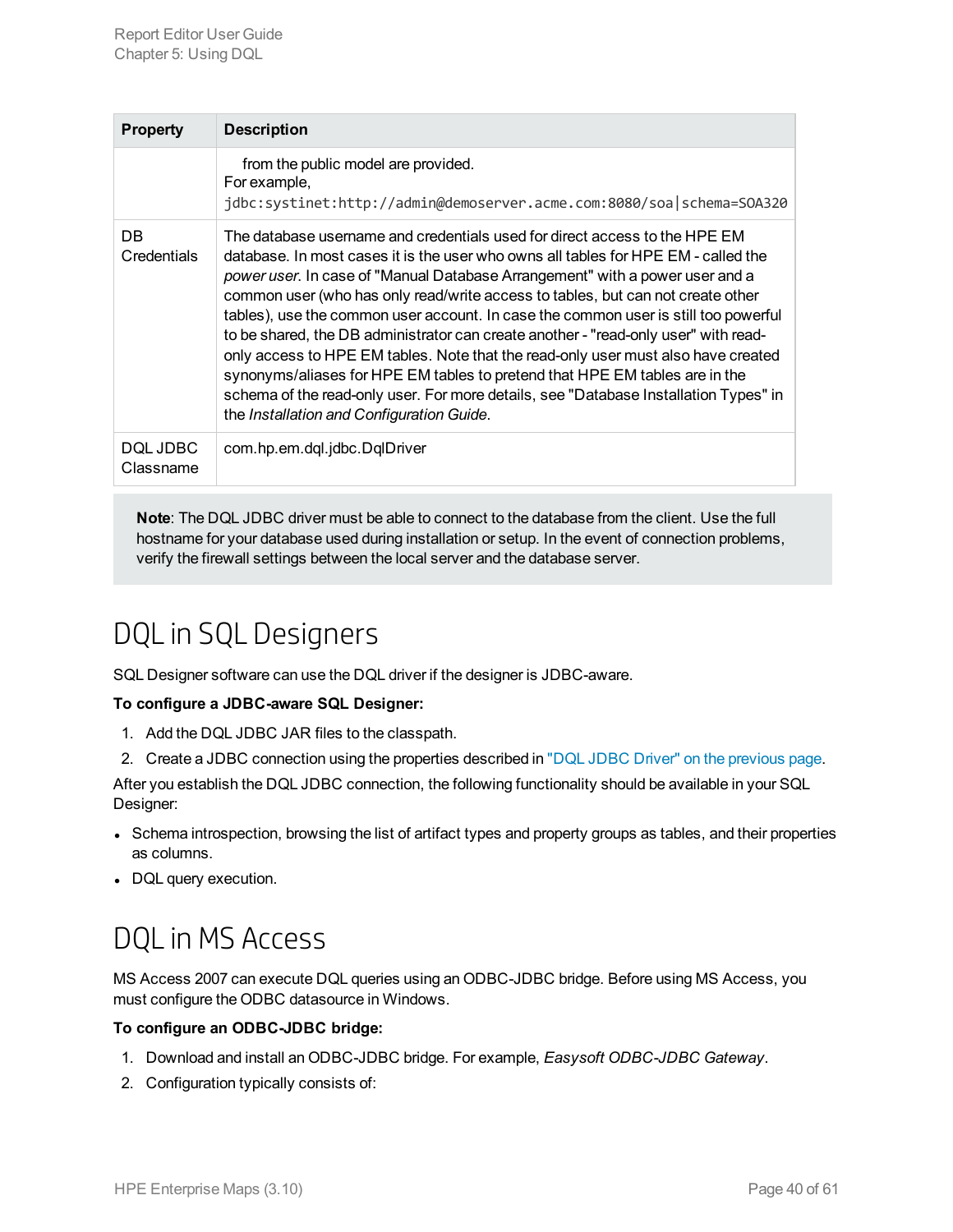| Property | Description |
| --- | --- |
| | from the public model are provided.<br>For example,<br>`jdbc:systinet:http://admin@demoserver.acme.com:8080/soa|schema=SOA320` |
| DB Credentials | The database username and credentials used for direct access to the HPE EM database. In most cases it is the user who owns all tables for HPE EM - called the *power user*. In case of "Manual Database Arrangement" with a power user and a common user (who has only read/write access to tables, but can not create other tables), use the common user account. In case the common user is still too powerful to be shared, the DB administrator can create another - "read-only user" with read-only access to HPE EM tables. Note that the read-only user must also have created synonyms/aliases for HPE EM tables to pretend that HPE EM tables are in the schema of the read-only user. For more details, see "Database Installation Types" in the *Installation and Configuration Guide*. |
| DQL JDBC Classname | com.hp.em.dql.jdbc.DqlDriver |

> **Note**: The DQL JDBC driver must be able to connect to the database from the client. Use the full hostname for your database used during installation or setup. In the event of connection problems, verify the firewall settings between the local server and the database server.

# DQL in SQL Designers

SQL Designer software can use the DQL driver if the designer is JDBC-aware.

**To configure a JDBC-aware SQL Designer:**

1. Add the DQL JDBC JAR files to the classpath.
2. Create a JDBC connection using the properties described in "DQL JDBC Driver" on the previous page.

After you establish the DQL JDBC connection, the following functionality should be available in your SQL Designer:

- Schema introspection, browsing the list of artifact types and property groups as tables, and their properties as columns.
- DQL query execution.

# DQL in MS Access

MS Access 2007 can execute DQL queries using an ODBC-JDBC bridge. Before using MS Access, you must configure the ODBC datasource in Windows.

**To configure an ODBC-JDBC bridge:**

1. Download and install an ODBC-JDBC bridge. For example, *Easysoft ODBC-JDBC Gateway*.
2. Configuration typically consists of: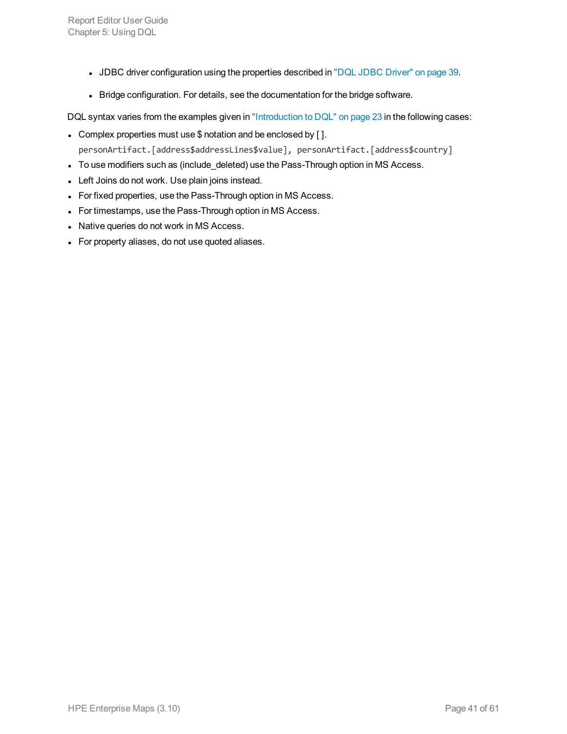- JDBC driver configuration using the properties described in "DQL JDBC Driver" on page 39.

- Bridge configuration. For details, see the documentation for the bridge software.

DQL syntax varies from the examples given in "Introduction to DQL" on page 23 in the following cases:

- Complex properties must use $ notation and be enclosed by [ ].

  `personArtifact.[address$addressLines$value], personArtifact.[address$country]`
- To use modifiers such as (include_deleted) use the Pass-Through option in MS Access.
- Left Joins do not work. Use plain joins instead.
- For fixed properties, use the Pass-Through option in MS Access.
- For timestamps, use the Pass-Through option in MS Access.
- Native queries do not work in MS Access.
- For property aliases, do not use quoted aliases.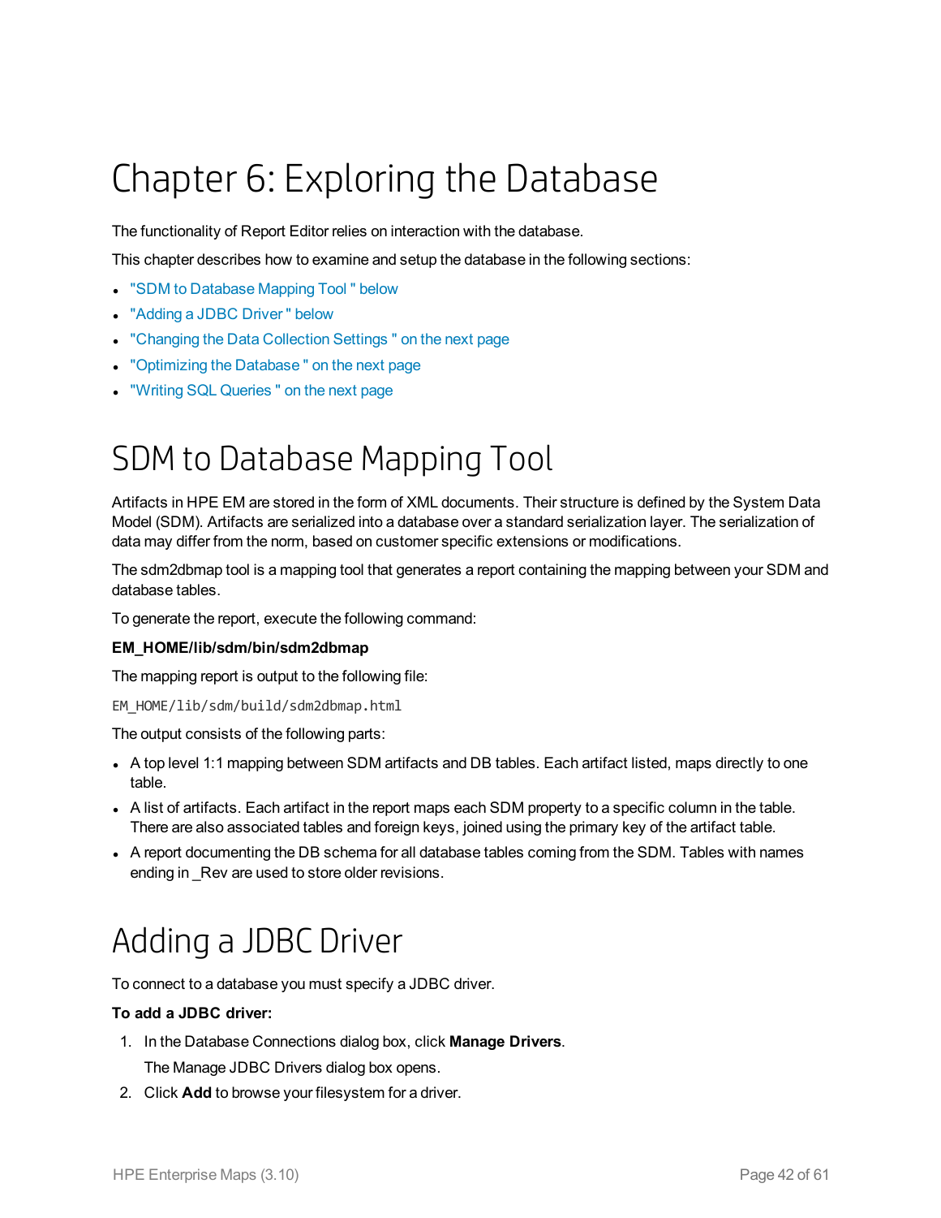# Chapter 6: Exploring the Database

The functionality of Report Editor relies on interaction with the database.

This chapter describes how to examine and setup the database in the following sections:

- "SDM to Database Mapping Tool " below
- "Adding a JDBC Driver " below
- "Changing the Data Collection Settings " on the next page
- "Optimizing the Database " on the next page
- "Writing SQL Queries " on the next page

# SDM to Database Mapping Tool

Artifacts in HPE EM are stored in the form of XML documents. Their structure is defined by the System Data Model (SDM). Artifacts are serialized into a database over a standard serialization layer. The serialization of data may differ from the norm, based on customer specific extensions or modifications.

The sdm2dbmap tool is a mapping tool that generates a report containing the mapping between your SDM and database tables.

To generate the report, execute the following command:

**EM_HOME/lib/sdm/bin/sdm2dbmap**

The mapping report is output to the following file:

`EM_HOME/lib/sdm/build/sdm2dbmap.html`

The output consists of the following parts:

- A top level 1:1 mapping between SDM artifacts and DB tables. Each artifact listed, maps directly to one table.
- A list of artifacts. Each artifact in the report maps each SDM property to a specific column in the table. There are also associated tables and foreign keys, joined using the primary key of the artifact table.
- A report documenting the DB schema for all database tables coming from the SDM. Tables with names ending in _Rev are used to store older revisions.

# Adding a JDBC Driver

To connect to a database you must specify a JDBC driver.

**To add a JDBC driver:**

1. In the Database Connections dialog box, click **Manage Drivers**.

   The Manage JDBC Drivers dialog box opens.

2. Click **Add** to browse your filesystem for a driver.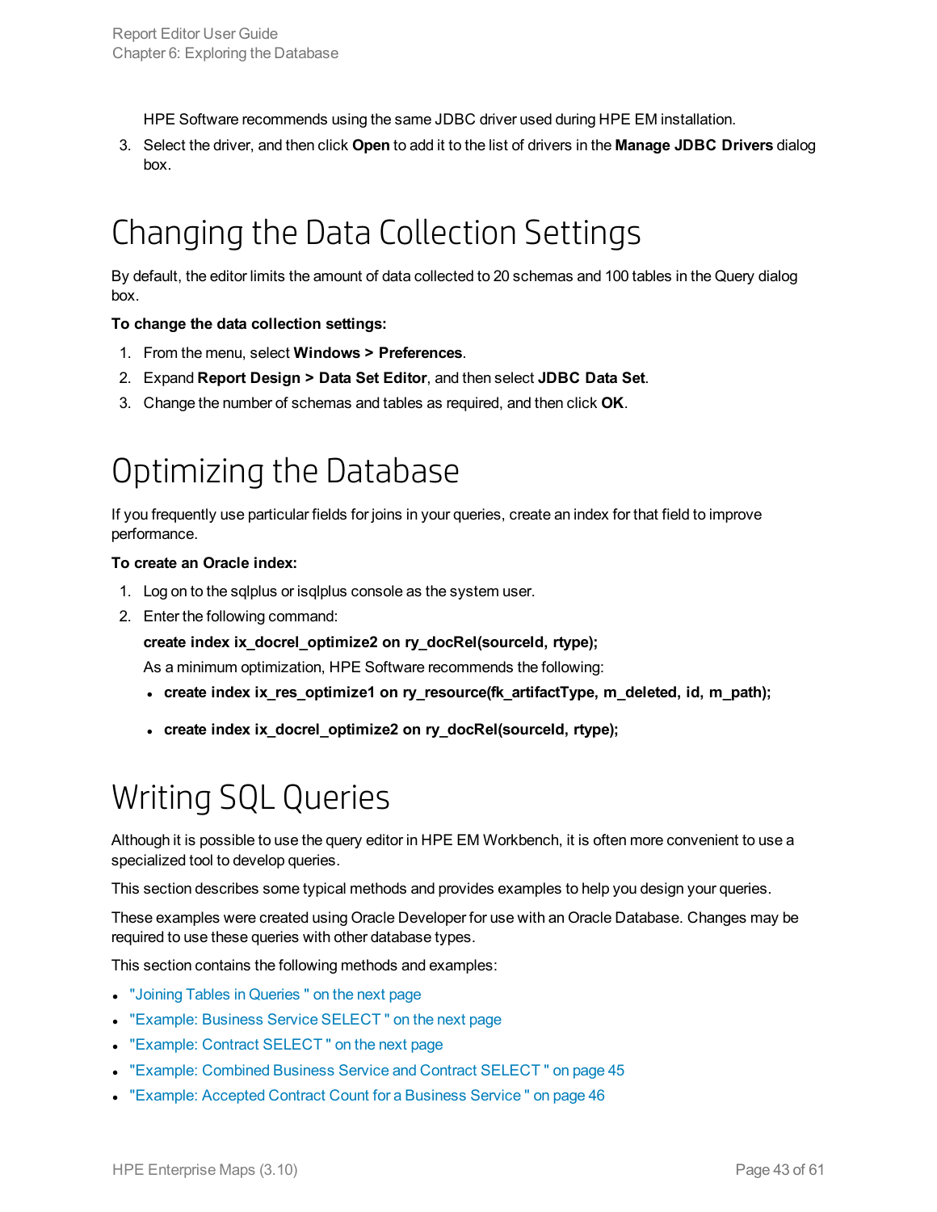HPE Software recommends using the same JDBC driver used during HPE EM installation.

3. Select the driver, and then click **Open** to add it to the list of drivers in the **Manage JDBC Drivers** dialog box.

# Changing the Data Collection Settings

By default, the editor limits the amount of data collected to 20 schemas and 100 tables in the Query dialog box.

**To change the data collection settings:**

1. From the menu, select **Windows > Preferences**.
2. Expand **Report Design > Data Set Editor**, and then select **JDBC Data Set**.
3. Change the number of schemas and tables as required, and then click **OK**.

# Optimizing the Database

If you frequently use particular fields for joins in your queries, create an index for that field to improve performance.

**To create an Oracle index:**

1. Log on to the sqlplus or isqlplus console as the system user.
2. Enter the following command:

   **create index ix_docrel_optimize2 on ry_docRel(sourceId, rtype);**

   As a minimum optimization, HPE Software recommends the following:

   - **create index ix_res_optimize1 on ry_resource(fk_artifactType, m_deleted, id, m_path);**
   - **create index ix_docrel_optimize2 on ry_docRel(sourceId, rtype);**

# Writing SQL Queries

Although it is possible to use the query editor in HPE EM Workbench, it is often more convenient to use a specialized tool to develop queries.

This section describes some typical methods and provides examples to help you design your queries.

These examples were created using Oracle Developer for use with an Oracle Database. Changes may be required to use these queries with other database types.

This section contains the following methods and examples:

- "Joining Tables in Queries " on the next page
- "Example: Business Service SELECT " on the next page
- "Example: Contract SELECT " on the next page
- "Example: Combined Business Service and Contract SELECT " on page 45
- "Example: Accepted Contract Count for a Business Service " on page 46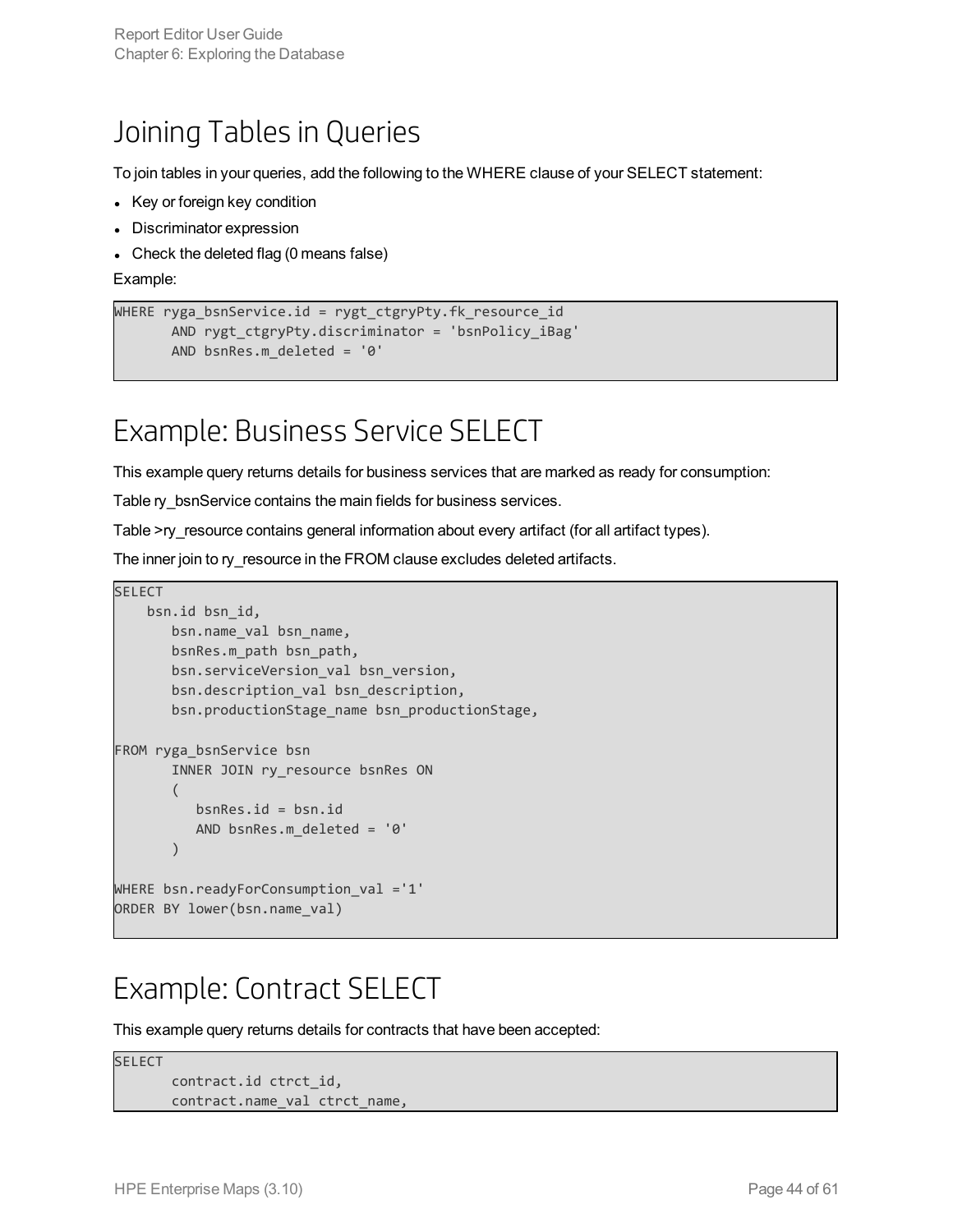# Joining Tables in Queries

To join tables in your queries, add the following to the WHERE clause of your SELECT statement:

- Key or foreign key condition
- Discriminator expression
- Check the deleted flag (0 means false)

Example:

```
WHERE ryga_bsnService.id = rygt_ctgryPty.fk_resource_id
       AND rygt_ctgryPty.discriminator = 'bsnPolicy_iBag'
       AND bsnRes.m_deleted = '0'
```

# Example: Business Service SELECT

This example query returns details for business services that are marked as ready for consumption:

Table ry_bsnService contains the main fields for business services.

Table >ry_resource contains general information about every artifact (for all artifact types).

The inner join to ry_resource in the FROM clause excludes deleted artifacts.

```
SELECT
    bsn.id bsn_id,
       bsn.name_val bsn_name,
       bsnRes.m_path bsn_path,
       bsn.serviceVersion_val bsn_version,
       bsn.description_val bsn_description,
       bsn.productionStage_name bsn_productionStage,

FROM ryga_bsnService bsn
       INNER JOIN ry_resource bsnRes ON
       (
          bsnRes.id = bsn.id
          AND bsnRes.m_deleted = '0'
       )

WHERE bsn.readyForConsumption_val ='1'
ORDER BY lower(bsn.name_val)
```

# Example: Contract SELECT

This example query returns details for contracts that have been accepted:

```
SELECT
       contract.id ctrct_id,
       contract.name_val ctrct_name,
```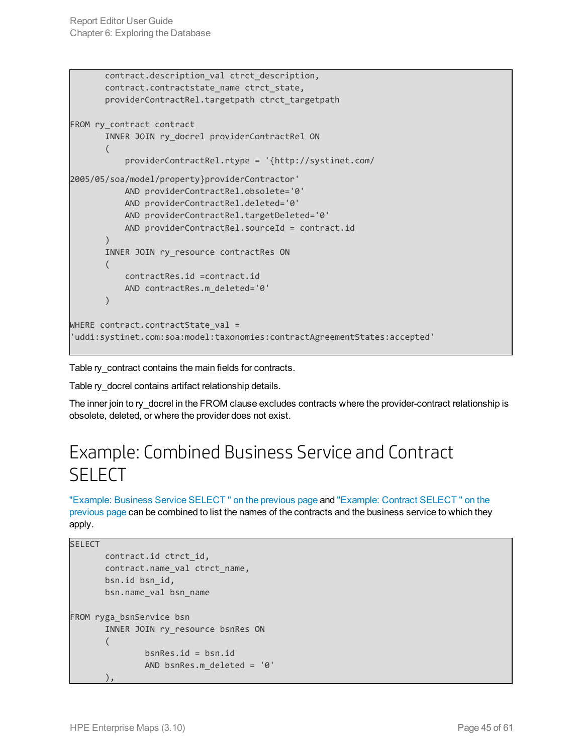```
    contract.description_val ctrct_description,
    contract.contractstate_name ctrct_state,
    providerContractRel.targetpath ctrct_targetpath

FROM ry_contract contract
    INNER JOIN ry_docrel providerContractRel ON
    (
        providerContractRel.rtype = '{http://systinet.com/
2005/05/soa/model/property}providerContractor'
        AND providerContractRel.obsolete='0'
        AND providerContractRel.deleted='0'
        AND providerContractRel.targetDeleted='0'
        AND providerContractRel.sourceId = contract.id
    )
    INNER JOIN ry_resource contractRes ON
    (
        contractRes.id =contract.id
        AND contractRes.m_deleted='0'
    )

WHERE contract.contractState_val =
'uddi:systinet.com:soa:model:taxonomies:contractAgreementStates:accepted'
```

Table ry_contract contains the main fields for contracts.

Table ry_docrel contains artifact relationship details.

The inner join to ry_docrel in the FROM clause excludes contracts where the provider-contract relationship is obsolete, deleted, or where the provider does not exist.

# Example: Combined Business Service and Contract SELECT

"Example: Business Service SELECT " on the previous page and "Example: Contract SELECT " on the previous page can be combined to list the names of the contracts and the business service to which they apply.

```
SELECT
    contract.id ctrct_id,
    contract.name_val ctrct_name,
    bsn.id bsn_id,
    bsn.name_val bsn_name

FROM ryga_bsnService bsn
    INNER JOIN ry_resource bsnRes ON
    (
            bsnRes.id = bsn.id
            AND bsnRes.m_deleted = '0'
    ),
```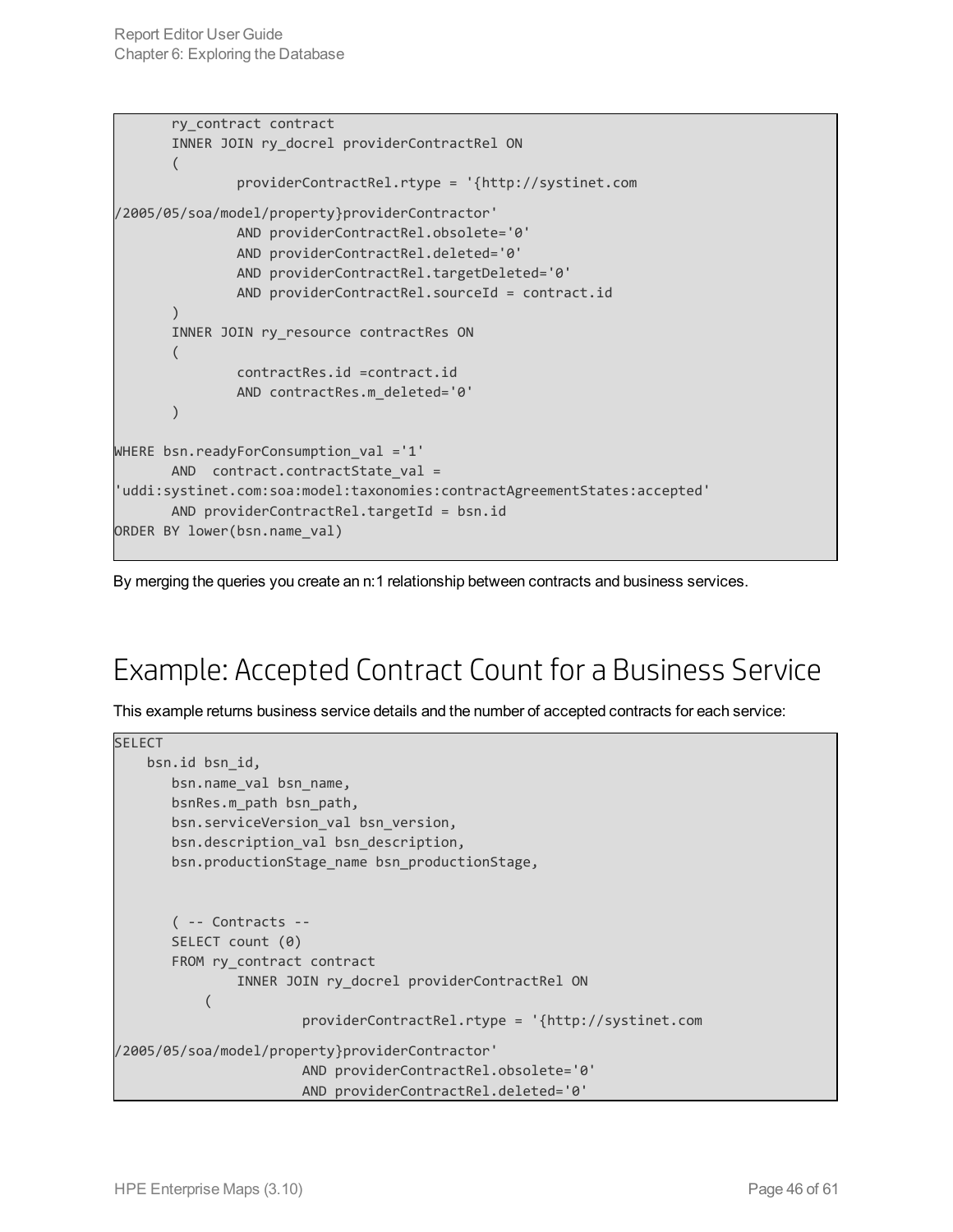```
      ry_contract contract
      INNER JOIN ry_docrel providerContractRel ON
      (
              providerContractRel.rtype = '{http://systinet.com
/2005/05/soa/model/property}providerContractor'
              AND providerContractRel.obsolete='0'
              AND providerContractRel.deleted='0'
              AND providerContractRel.targetDeleted='0'
              AND providerContractRel.sourceId = contract.id
      )
      INNER JOIN ry_resource contractRes ON
      (
              contractRes.id =contract.id
              AND contractRes.m_deleted='0'
      )

WHERE bsn.readyForConsumption_val ='1'
      AND  contract.contractState_val =
'uddi:systinet.com:soa:model:taxonomies:contractAgreementStates:accepted'
      AND providerContractRel.targetId = bsn.id
ORDER BY lower(bsn.name_val)
```

By merging the queries you create an n:1 relationship between contracts and business services.

## Example: Accepted Contract Count for a Business Service

This example returns business service details and the number of accepted contracts for each service:

```
SELECT
    bsn.id bsn_id,
      bsn.name_val bsn_name,
      bsnRes.m_path bsn_path,
      bsn.serviceVersion_val bsn_version,
      bsn.description_val bsn_description,
      bsn.productionStage_name bsn_productionStage,


      ( -- Contracts --
      SELECT count (0)
      FROM ry_contract contract
              INNER JOIN ry_docrel providerContractRel ON
          (
                      providerContractRel.rtype = '{http://systinet.com
/2005/05/soa/model/property}providerContractor'
                      AND providerContractRel.obsolete='0'
                      AND providerContractRel.deleted='0'
```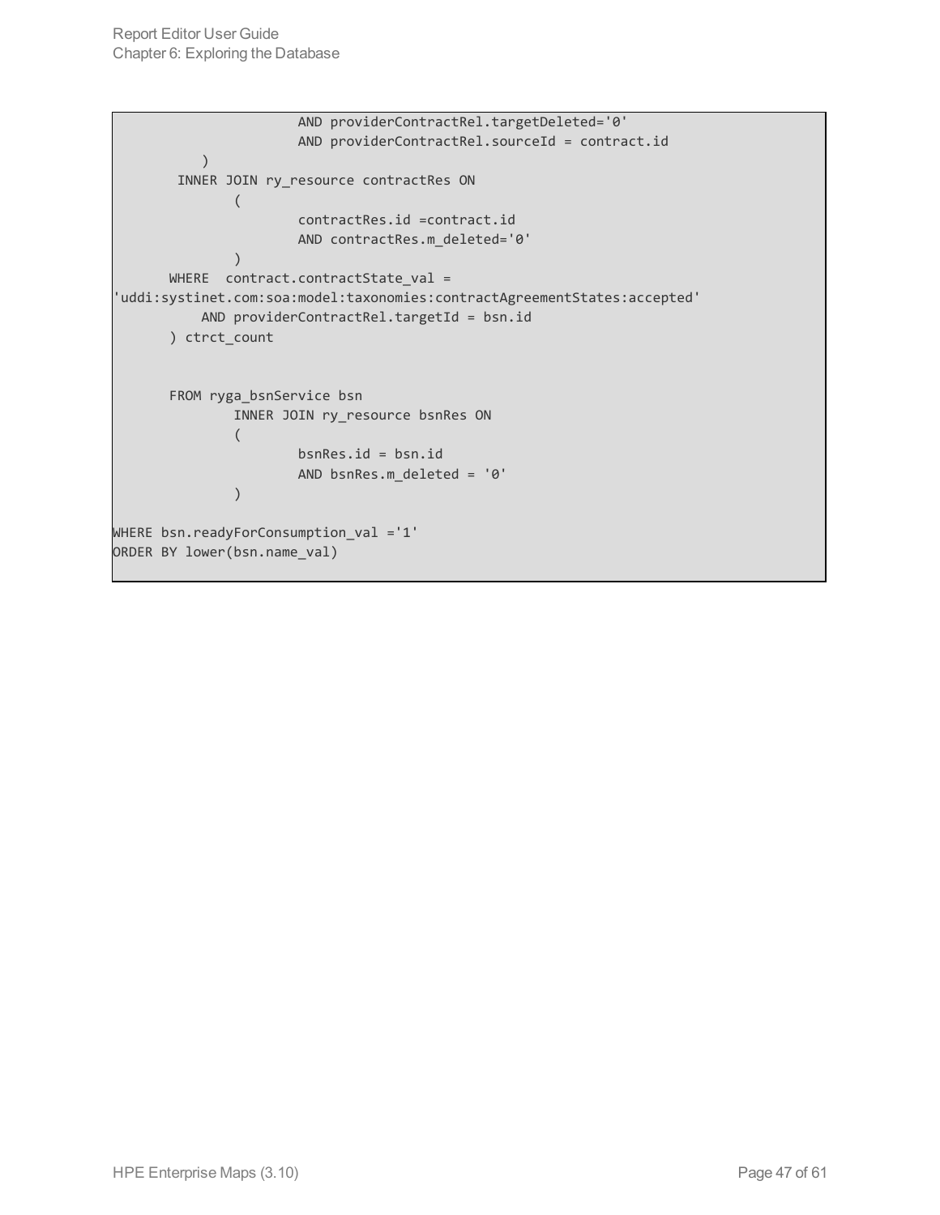```
                       AND providerContractRel.targetDeleted='0'
                       AND providerContractRel.sourceId = contract.id
           )
        INNER JOIN ry_resource contractRes ON
               (
                       contractRes.id =contract.id
                       AND contractRes.m_deleted='0'
               )
       WHERE  contract.contractState_val =
'uddi:systinet.com:soa:model:taxonomies:contractAgreementStates:accepted'
           AND providerContractRel.targetId = bsn.id
       ) ctrct_count


       FROM ryga_bsnService bsn
               INNER JOIN ry_resource bsnRes ON
               (
                       bsnRes.id = bsn.id
                       AND bsnRes.m_deleted = '0'
               )

WHERE bsn.readyForConsumption_val ='1'
ORDER BY lower(bsn.name_val)
```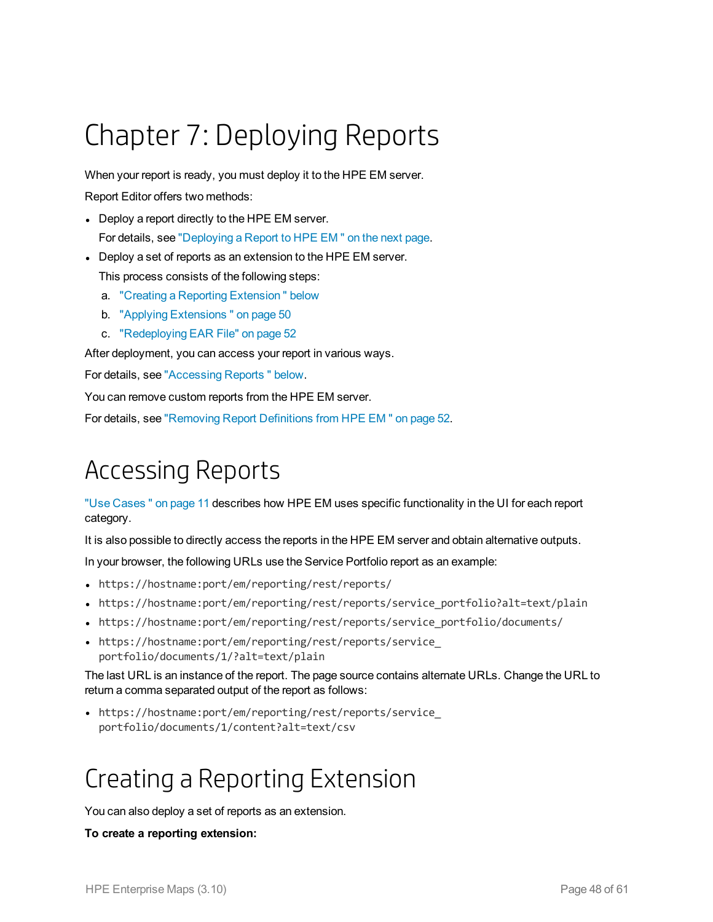# Chapter 7: Deploying Reports

When your report is ready, you must deploy it to the HPE EM server.

Report Editor offers two methods:

- Deploy a report directly to the HPE EM server.

  For details, see "Deploying a Report to HPE EM " on the next page.

- Deploy a set of reports as an extension to the HPE EM server.

  This process consists of the following steps:

  a. "Creating a Reporting Extension " below
  b. "Applying Extensions " on page 50
  c. "Redeploying EAR File" on page 52

After deployment, you can access your report in various ways.

For details, see "Accessing Reports " below.

You can remove custom reports from the HPE EM server.

For details, see "Removing Report Definitions from HPE EM " on page 52.

## Accessing Reports

"Use Cases " on page 11 describes how HPE EM uses specific functionality in the UI for each report category.

It is also possible to directly access the reports in the HPE EM server and obtain alternative outputs.

In your browser, the following URLs use the Service Portfolio report as an example:

- `https://hostname:port/em/reporting/rest/reports/`
- `https://hostname:port/em/reporting/rest/reports/service_portfolio?alt=text/plain`
- `https://hostname:port/em/reporting/rest/reports/service_portfolio/documents/`
- `https://hostname:port/em/reporting/rest/reports/service_portfolio/documents/1/?alt=text/plain`

The last URL is an instance of the report. The page source contains alternate URLs. Change the URL to return a comma separated output of the report as follows:

- `https://hostname:port/em/reporting/rest/reports/service_portfolio/documents/1/content?alt=text/csv`

## Creating a Reporting Extension

You can also deploy a set of reports as an extension.

**To create a reporting extension:**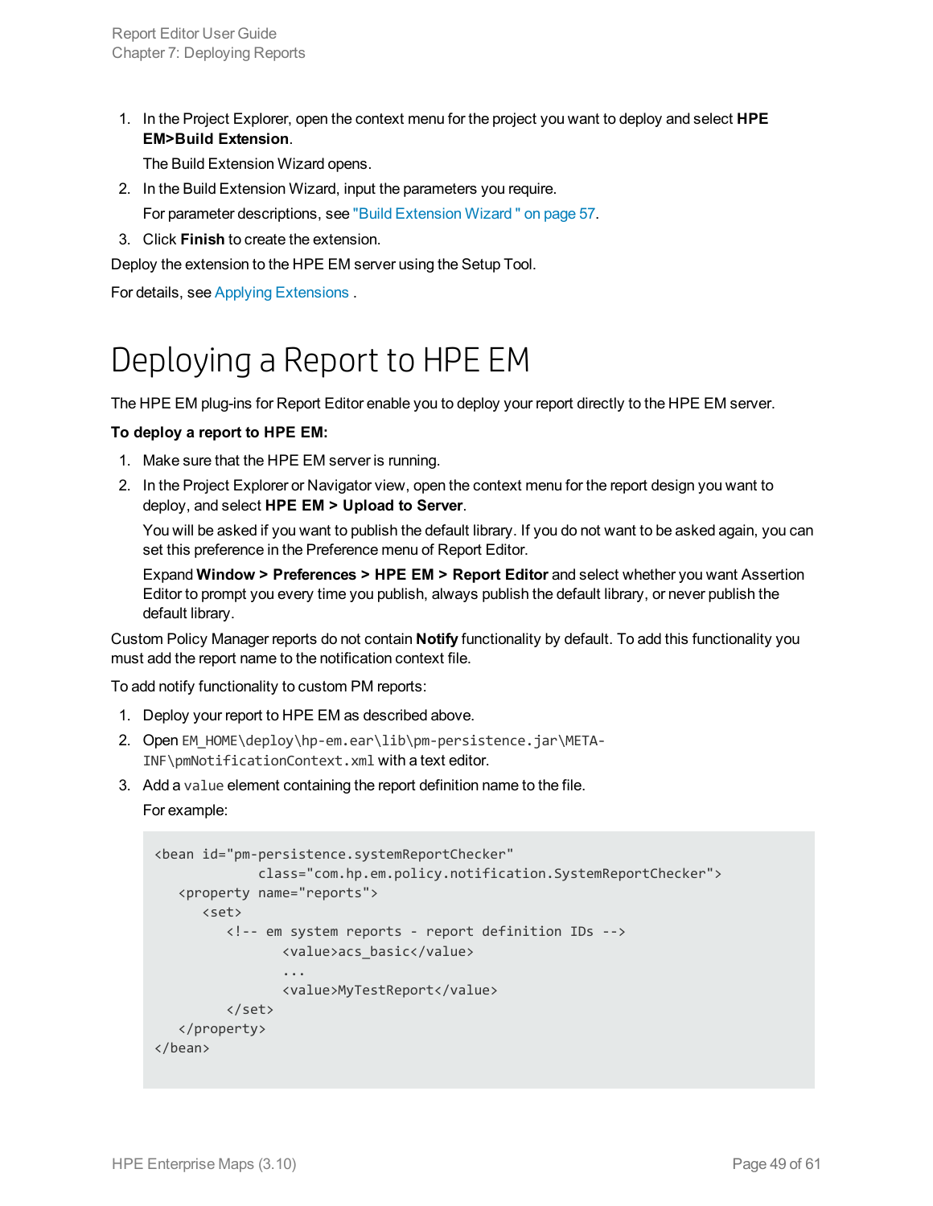1. In the Project Explorer, open the context menu for the project you want to deploy and select **HPE EM>Build Extension**.

   The Build Extension Wizard opens.

2. In the Build Extension Wizard, input the parameters you require.

   For parameter descriptions, see "Build Extension Wizard " on page 57.

3. Click **Finish** to create the extension.

Deploy the extension to the HPE EM server using the Setup Tool.

For details, see Applying Extensions .

# Deploying a Report to HPE EM

The HPE EM plug-ins for Report Editor enable you to deploy your report directly to the HPE EM server.

**To deploy a report to HPE EM:**

1. Make sure that the HPE EM server is running.
2. In the Project Explorer or Navigator view, open the context menu for the report design you want to deploy, and select **HPE EM > Upload to Server**.

   You will be asked if you want to publish the default library. If you do not want to be asked again, you can set this preference in the Preference menu of Report Editor.

   Expand **Window > Preferences > HPE EM > Report Editor** and select whether you want Assertion Editor to prompt you every time you publish, always publish the default library, or never publish the default library.

Custom Policy Manager reports do not contain **Notify** functionality by default. To add this functionality you must add the report name to the notification context file.

To add notify functionality to custom PM reports:

1. Deploy your report to HPE EM as described above.
2. Open `EM_HOME\deploy\hp-em.ear\lib\pm-persistence.jar\META-INF\pmNotificationContext.xml` with a text editor.
3. Add a `value` element containing the report definition name to the file.

   For example:

```
<bean id="pm-persistence.systemReportChecker"
             class="com.hp.em.policy.notification.SystemReportChecker">
   <property name="reports">
      <set>
         <!-- em system reports - report definition IDs -->
                <value>acs_basic</value>
                ...
                <value>MyTestReport</value>
         </set>
   </property>
</bean>
```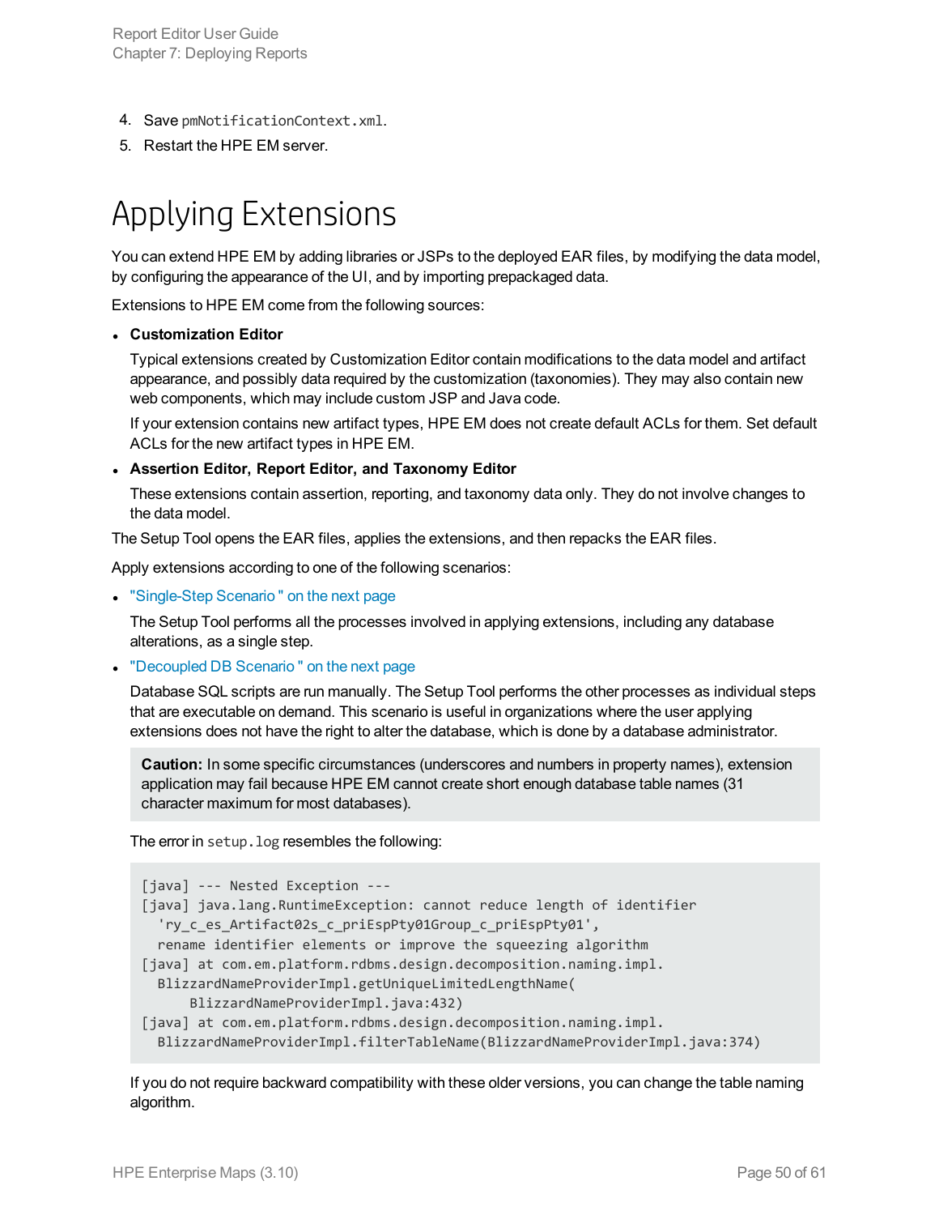4. Save pmNotificationContext.xml.
5. Restart the HPE EM server.

# Applying Extensions

You can extend HPE EM by adding libraries or JSPs to the deployed EAR files, by modifying the data model, by configuring the appearance of the UI, and by importing prepackaged data.

Extensions to HPE EM come from the following sources:

- **Customization Editor**

  Typical extensions created by Customization Editor contain modifications to the data model and artifact appearance, and possibly data required by the customization (taxonomies). They may also contain new web components, which may include custom JSP and Java code.

  If your extension contains new artifact types, HPE EM does not create default ACLs for them. Set default ACLs for the new artifact types in HPE EM.

- **Assertion Editor, Report Editor, and Taxonomy Editor**

  These extensions contain assertion, reporting, and taxonomy data only. They do not involve changes to the data model.

The Setup Tool opens the EAR files, applies the extensions, and then repacks the EAR files.

Apply extensions according to one of the following scenarios:

- "Single-Step Scenario " on the next page

  The Setup Tool performs all the processes involved in applying extensions, including any database alterations, as a single step.

- "Decoupled DB Scenario " on the next page

  Database SQL scripts are run manually. The Setup Tool performs the other processes as individual steps that are executable on demand. This scenario is useful in organizations where the user applying extensions does not have the right to alter the database, which is done by a database administrator.

  > **Caution:** In some specific circumstances (underscores and numbers in property names), extension application may fail because HPE EM cannot create short enough database table names (31 character maximum for most databases).

  The error in setup.log resembles the following:

  ```
  [java] --- Nested Exception ---
  [java] java.lang.RuntimeException: cannot reduce length of identifier
    'ry_c_es_Artifact02s_c_priEspPty01Group_c_priEspPty01',
    rename identifier elements or improve the squeezing algorithm
  [java] at com.em.platform.rdbms.design.decomposition.naming.impl.
    BlizzardNameProviderImpl.getUniqueLimitedLengthName(
        BlizzardNameProviderImpl.java:432)
  [java] at com.em.platform.rdbms.design.decomposition.naming.impl.
    BlizzardNameProviderImpl.filterTableName(BlizzardNameProviderImpl.java:374)
  ```

  If you do not require backward compatibility with these older versions, you can change the table naming algorithm.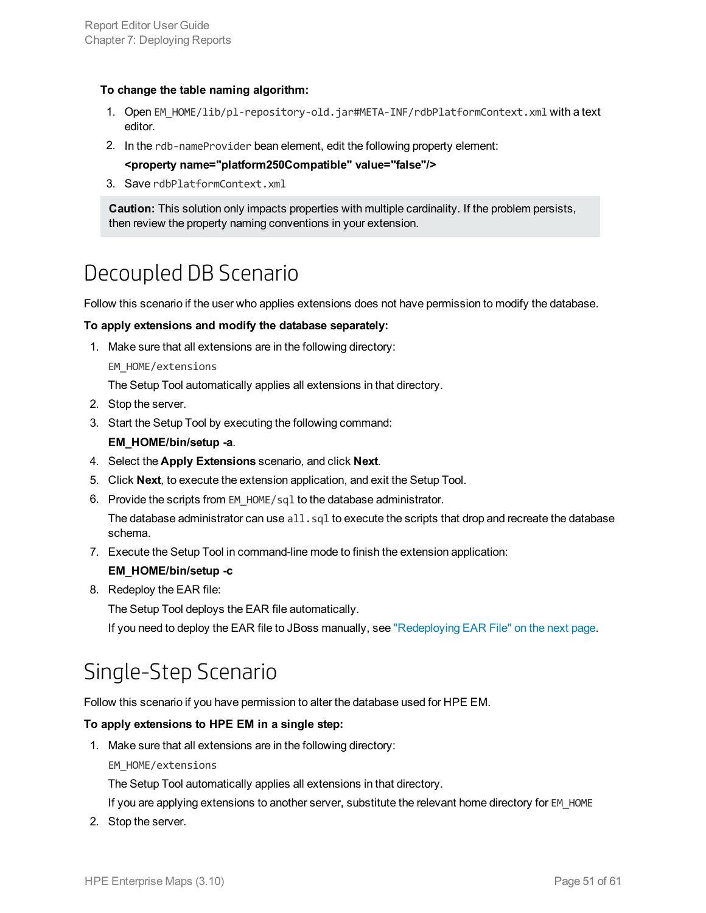**To change the table naming algorithm:**

1. Open `EM_HOME/lib/pl-repository-old.jar#META-INF/rdbPlatformContext.xml` with a text editor.
2. In the `rdb-nameProvider` bean element, edit the following property element:

   **<property name="platform250Compatible" value="false"/>**
3. Save `rdbPlatformContext.xml`

> **Caution:** This solution only impacts properties with multiple cardinality. If the problem persists, then review the property naming conventions in your extension.

# Decoupled DB Scenario

Follow this scenario if the user who applies extensions does not have permission to modify the database.

**To apply extensions and modify the database separately:**

1. Make sure that all extensions are in the following directory:

   `EM_HOME/extensions`

   The Setup Tool automatically applies all extensions in that directory.
2. Stop the server.
3. Start the Setup Tool by executing the following command:

   **EM_HOME/bin/setup -a**.
4. Select the **Apply Extensions** scenario, and click **Next**.
5. Click **Next**, to execute the extension application, and exit the Setup Tool.
6. Provide the scripts from `EM_HOME/sql` to the database administrator.

   The database administrator can use `all.sql` to execute the scripts that drop and recreate the database schema.
7. Execute the Setup Tool in command-line mode to finish the extension application:

   **EM_HOME/bin/setup -c**
8. Redeploy the EAR file:

   The Setup Tool deploys the EAR file automatically.

   If you need to deploy the EAR file to JBoss manually, see "Redeploying EAR File" on the next page.

# Single-Step Scenario

Follow this scenario if you have permission to alter the database used for HPE EM.

**To apply extensions to HPE EM in a single step:**

1. Make sure that all extensions are in the following directory:

   `EM_HOME/extensions`

   The Setup Tool automatically applies all extensions in that directory.

   If you are applying extensions to another server, substitute the relevant home directory for `EM_HOME`
2. Stop the server.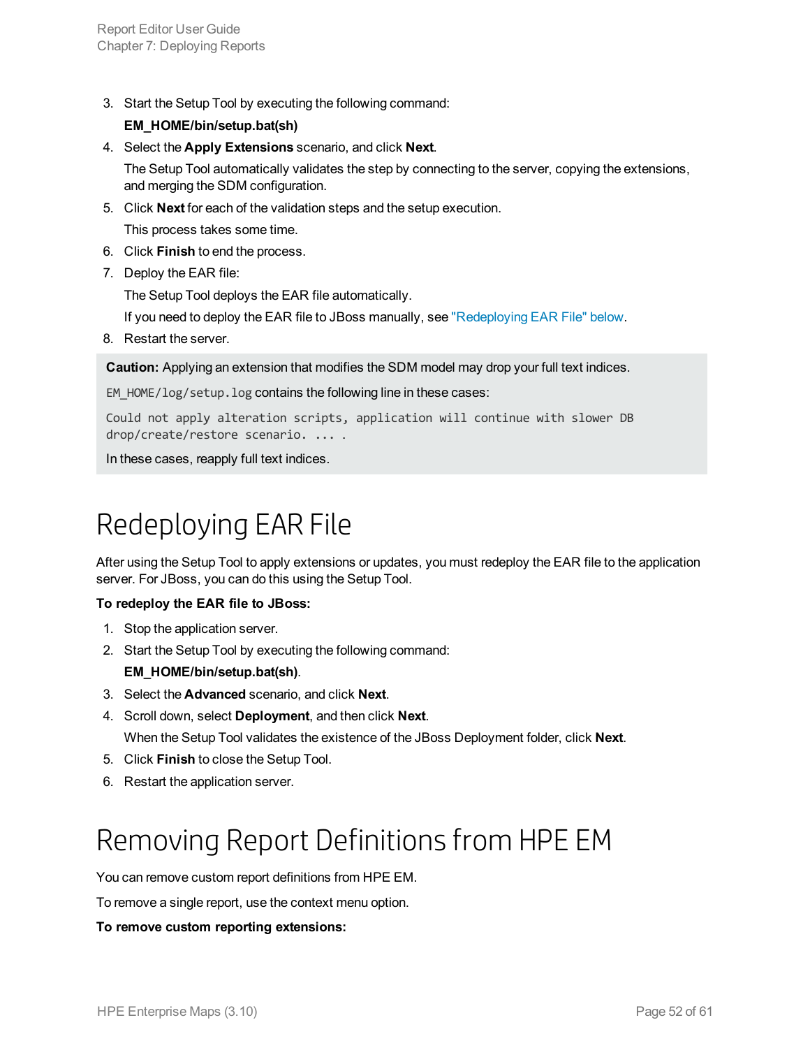3. Start the Setup Tool by executing the following command:

   **EM_HOME/bin/setup.bat(sh)**

4. Select the **Apply Extensions** scenario, and click **Next**.

   The Setup Tool automatically validates the step by connecting to the server, copying the extensions, and merging the SDM configuration.

5. Click **Next** for each of the validation steps and the setup execution.

   This process takes some time.

6. Click **Finish** to end the process.
7. Deploy the EAR file:

   The Setup Tool deploys the EAR file automatically.

   If you need to deploy the EAR file to JBoss manually, see "Redeploying EAR File" below.

8. Restart the server.

> **Caution:** Applying an extension that modifies the SDM model may drop your full text indices.
>
> `EM_HOME/log/setup.log` contains the following line in these cases:
>
> ```
> Could not apply alteration scripts, application will continue with slower DB
> drop/create/restore scenario. ... .
> ```
>
> In these cases, reapply full text indices.

# Redeploying EAR File

After using the Setup Tool to apply extensions or updates, you must redeploy the EAR file to the application server. For JBoss, you can do this using the Setup Tool.

**To redeploy the EAR file to JBoss:**

1. Stop the application server.
2. Start the Setup Tool by executing the following command:

   **EM_HOME/bin/setup.bat(sh)**.

3. Select the **Advanced** scenario, and click **Next**.
4. Scroll down, select **Deployment**, and then click **Next**.

   When the Setup Tool validates the existence of the JBoss Deployment folder, click **Next**.

5. Click **Finish** to close the Setup Tool.
6. Restart the application server.

# Removing Report Definitions from HPE EM

You can remove custom report definitions from HPE EM.

To remove a single report, use the context menu option.

**To remove custom reporting extensions:**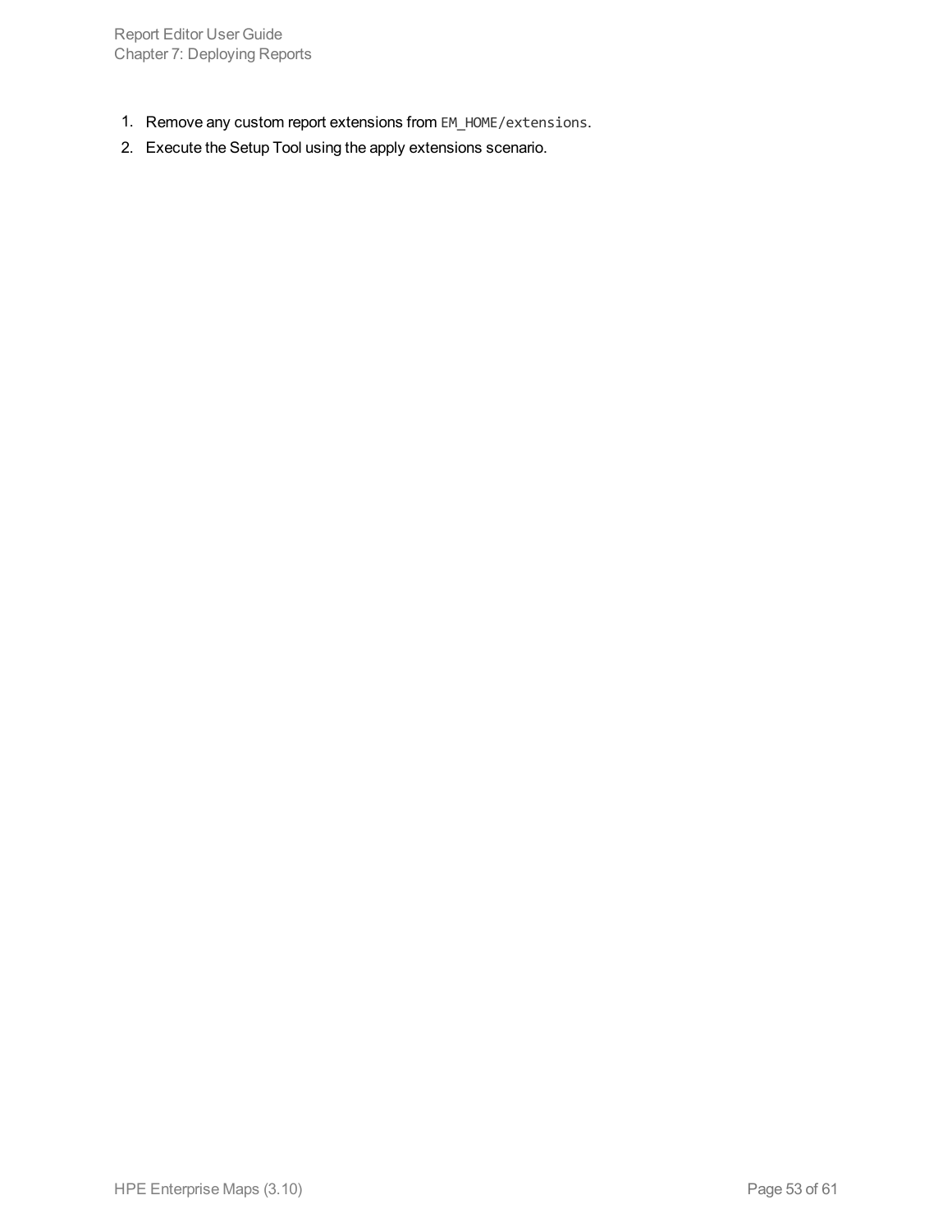1. Remove any custom report extensions from `EM_HOME/extensions`.
2. Execute the Setup Tool using the apply extensions scenario.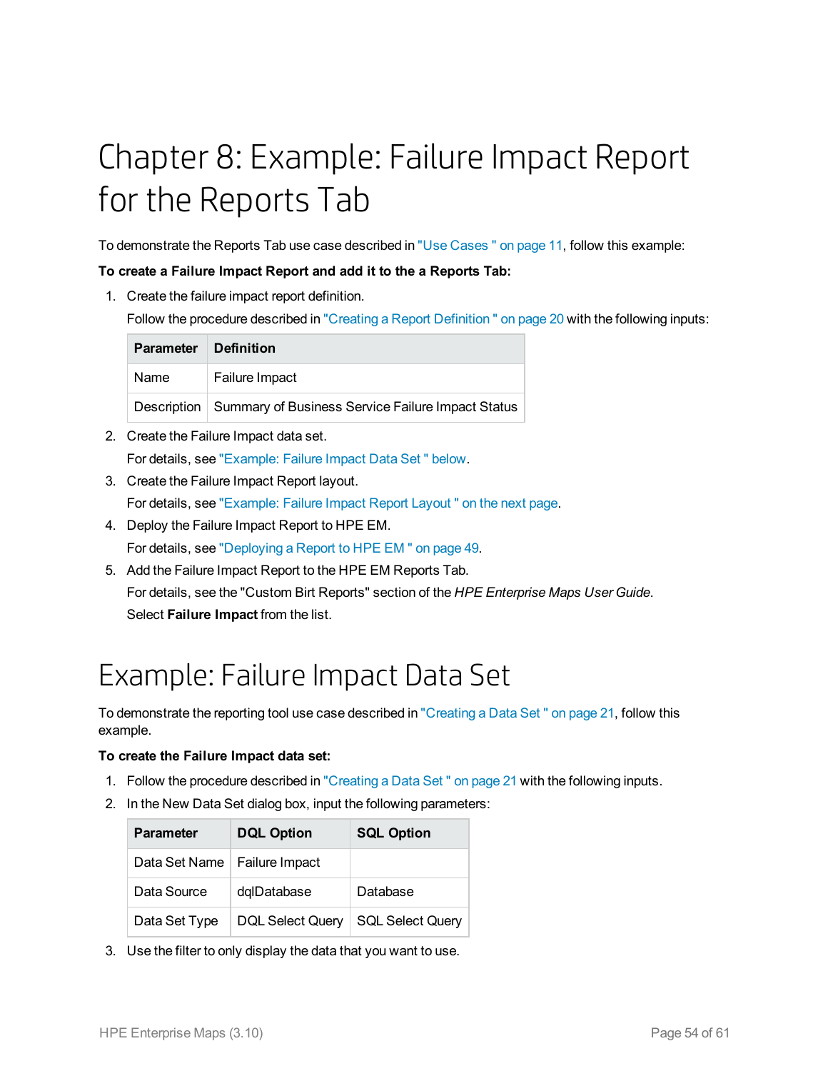# Chapter 8: Example: Failure Impact Report for the Reports Tab

To demonstrate the Reports Tab use case described in "Use Cases " on page 11, follow this example:

**To create a Failure Impact Report and add it to the a Reports Tab:**

1. Create the failure impact report definition.

   Follow the procedure described in "Creating a Report Definition " on page 20 with the following inputs:

   | Parameter | Definition |
   | --- | --- |
   | Name | Failure Impact |
   | Description | Summary of Business Service Failure Impact Status |

2. Create the Failure Impact data set.

   For details, see "Example: Failure Impact Data Set " below.

3. Create the Failure Impact Report layout.

   For details, see "Example: Failure Impact Report Layout " on the next page.

4. Deploy the Failure Impact Report to HPE EM.

   For details, see "Deploying a Report to HPE EM " on page 49.

5. Add the Failure Impact Report to the HPE EM Reports Tab.

   For details, see the "Custom Birt Reports" section of the *HPE Enterprise Maps User Guide*.

   Select **Failure Impact** from the list.

## Example: Failure Impact Data Set

To demonstrate the reporting tool use case described in "Creating a Data Set " on page 21, follow this example.

**To create the Failure Impact data set:**

1. Follow the procedure described in "Creating a Data Set " on page 21 with the following inputs.
2. In the New Data Set dialog box, input the following parameters:

   | Parameter | DQL Option | SQL Option |
   | --- | --- | --- |
   | Data Set Name | Failure Impact | |
   | Data Source | dqlDatabase | Database |
   | Data Set Type | DQL Select Query | SQL Select Query |

3. Use the filter to only display the data that you want to use.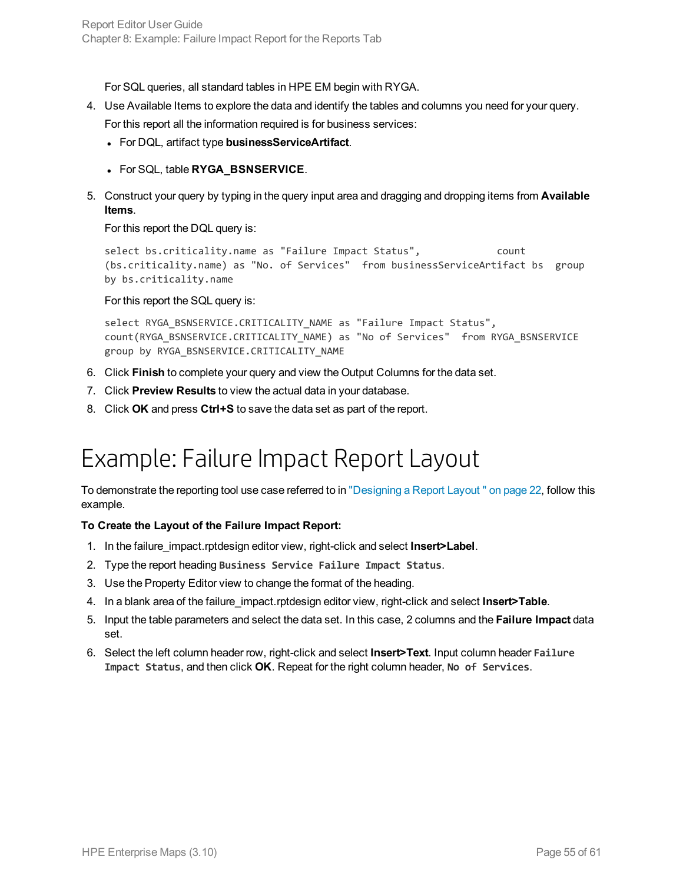For SQL queries, all standard tables in HPE EM begin with RYGA.

4. Use Available Items to explore the data and identify the tables and columns you need for your query.

   For this report all the information required is for business services:

   - For DQL, artifact type **businessServiceArtifact**.
   - For SQL, table **RYGA_BSNSERVICE**.

5. Construct your query by typing in the query input area and dragging and dropping items from **Available Items**.

   For this report the DQL query is:

   ```
   select bs.criticality.name as "Failure Impact Status",            count
   (bs.criticality.name) as "No. of Services"  from businessServiceArtifact bs  group
   by bs.criticality.name
   ```

   For this report the SQL query is:

   ```
   select RYGA_BSNSERVICE.CRITICALITY_NAME as "Failure Impact Status",
   count(RYGA_BSNSERVICE.CRITICALITY_NAME) as "No of Services"  from RYGA_BSNSERVICE
   group by RYGA_BSNSERVICE.CRITICALITY_NAME
   ```

6. Click **Finish** to complete your query and view the Output Columns for the data set.
7. Click **Preview Results** to view the actual data in your database.
8. Click **OK** and press **Ctrl+S** to save the data set as part of the report.

# Example: Failure Impact Report Layout

To demonstrate the reporting tool use case referred to in "Designing a Report Layout " on page 22, follow this example.

**To Create the Layout of the Failure Impact Report:**

1. In the failure_impact.rptdesign editor view, right-click and select **Insert>Label**.
2. Type the report heading `Business Service Failure Impact Status`.
3. Use the Property Editor view to change the format of the heading.
4. In a blank area of the failure_impact.rptdesign editor view, right-click and select **Insert>Table**.
5. Input the table parameters and select the data set. In this case, 2 columns and the **Failure Impact** data set.
6. Select the left column header row, right-click and select **Insert>Text**. Input column header `Failure Impact Status`, and then click **OK**. Repeat for the right column header, `No of Services`.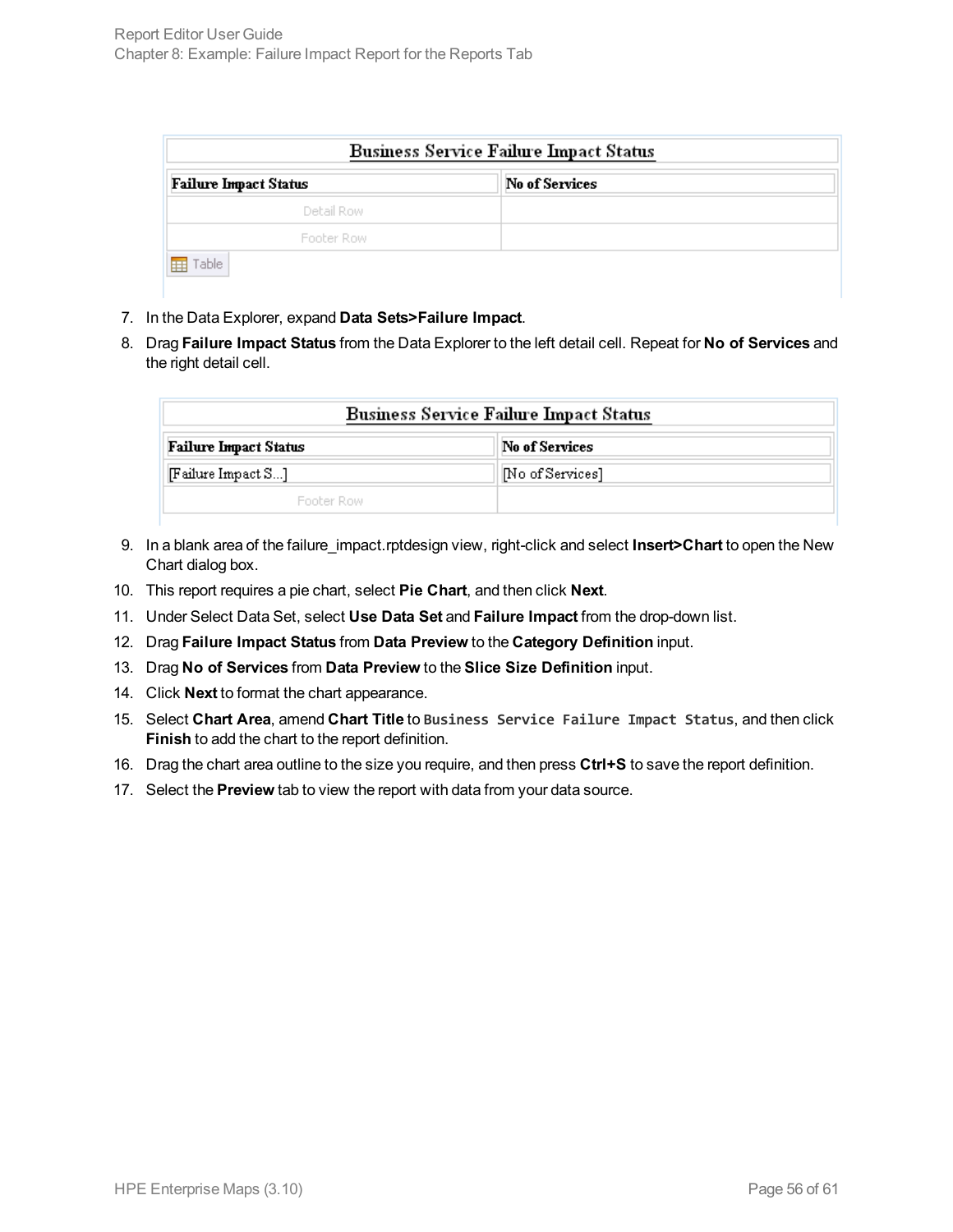| Business Service Failure Impact Status | |
|---|---|
| **Failure Impact Status** | **No of Services** |
| Detail Row | |
| Footer Row | |

Table

7. In the Data Explorer, expand **Data Sets>Failure Impact**.
8. Drag **Failure Impact Status** from the Data Explorer to the left detail cell. Repeat for **No of Services** and the right detail cell.

| Business Service Failure Impact Status | |
|---|---|
| **Failure Impact Status** | **No of Services** |
| [Failure Impact S...] | [No of Services] |
| Footer Row | |

9. In a blank area of the failure_impact.rptdesign view, right-click and select **Insert>Chart** to open the New Chart dialog box.
10. This report requires a pie chart, select **Pie Chart**, and then click **Next**.
11. Under Select Data Set, select **Use Data Set** and **Failure Impact** from the drop-down list.
12. Drag **Failure Impact Status** from **Data Preview** to the **Category Definition** input.
13. Drag **No of Services** from **Data Preview** to the **Slice Size Definition** input.
14. Click **Next** to format the chart appearance.
15. Select **Chart Area**, amend **Chart Title** to `Business Service Failure Impact Status`, and then click **Finish** to add the chart to the report definition.
16. Drag the chart area outline to the size you require, and then press **Ctrl+S** to save the report definition.
17. Select the **Preview** tab to view the report with data from your data source.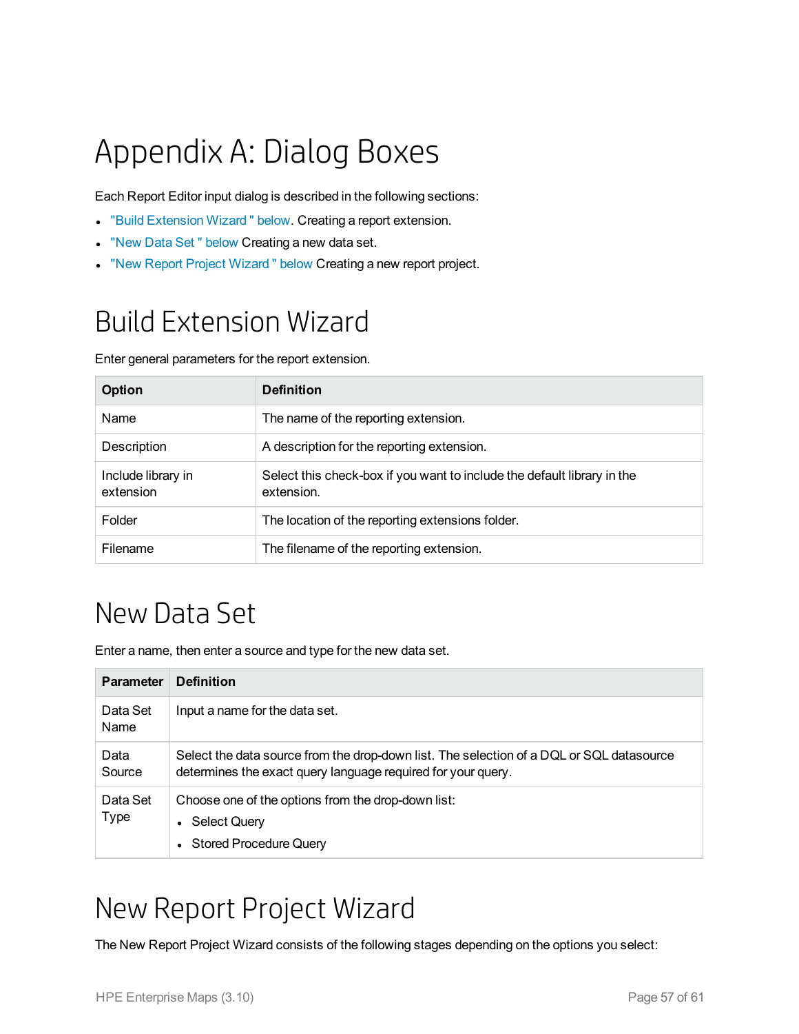# Appendix A: Dialog Boxes

Each Report Editor input dialog is described in the following sections:

- "Build Extension Wizard " below. Creating a report extension.
- "New Data Set " below Creating a new data set.
- "New Report Project Wizard " below Creating a new report project.

## Build Extension Wizard

Enter general parameters for the report extension.

| Option | Definition |
|---|---|
| Name | The name of the reporting extension. |
| Description | A description for the reporting extension. |
| Include library in extension | Select this check-box if you want to include the default library in the extension. |
| Folder | The location of the reporting extensions folder. |
| Filename | The filename of the reporting extension. |

## New Data Set

Enter a name, then enter a source and type for the new data set.

| Parameter | Definition |
|---|---|
| Data Set Name | Input a name for the data set. |
| Data Source | Select the data source from the drop-down list. The selection of a DQL or SQL datasource determines the exact query language required for your query. |
| Data Set Type | Choose one of the options from the drop-down list:<br>• Select Query<br>• Stored Procedure Query |

## New Report Project Wizard

The New Report Project Wizard consists of the following stages depending on the options you select: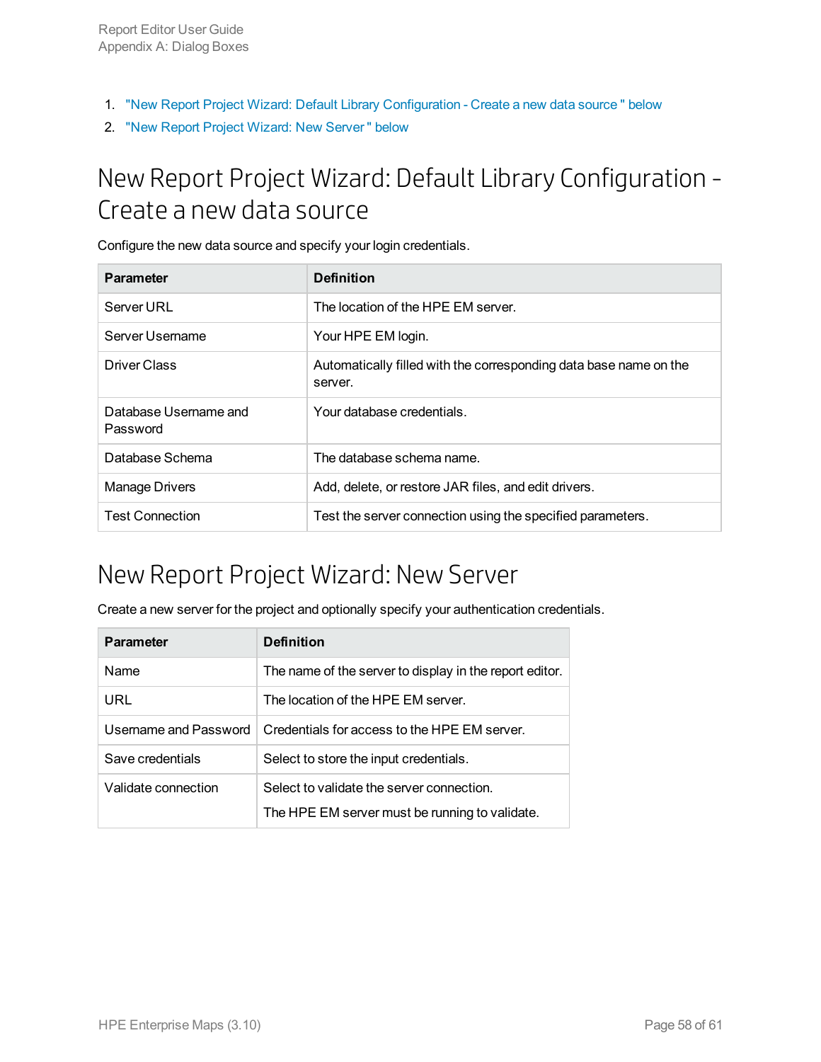1. "New Report Project Wizard: Default Library Configuration - Create a new data source " below
2. "New Report Project Wizard: New Server " below

# New Report Project Wizard: Default Library Configuration - Create a new data source

Configure the new data source and specify your login credentials.

| Parameter | Definition |
|---|---|
| Server URL | The location of the HPE EM server. |
| Server Username | Your HPE EM login. |
| Driver Class | Automatically filled with the corresponding data base name on the server. |
| Database Username and Password | Your database credentials. |
| Database Schema | The database schema name. |
| Manage Drivers | Add, delete, or restore JAR files, and edit drivers. |
| Test Connection | Test the server connection using the specified parameters. |

# New Report Project Wizard: New Server

Create a new server for the project and optionally specify your authentication credentials.

| Parameter | Definition |
|---|---|
| Name | The name of the server to display in the report editor. |
| URL | The location of the HPE EM server. |
| Username and Password | Credentials for access to the HPE EM server. |
| Save credentials | Select to store the input credentials. |
| Validate connection | Select to validate the server connection.<br>The HPE EM server must be running to validate. |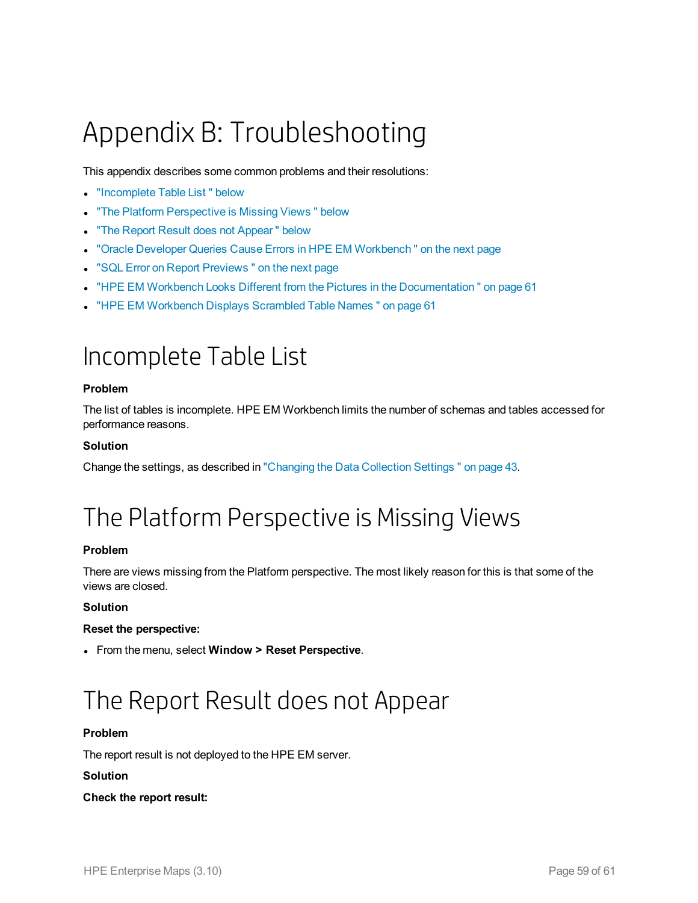# Appendix B: Troubleshooting

This appendix describes some common problems and their resolutions:

- "Incomplete Table List " below
- "The Platform Perspective is Missing Views " below
- "The Report Result does not Appear " below
- "Oracle Developer Queries Cause Errors in HPE EM Workbench " on the next page
- "SQL Error on Report Previews " on the next page
- "HPE EM Workbench Looks Different from the Pictures in the Documentation " on page 61
- "HPE EM Workbench Displays Scrambled Table Names " on page 61

## Incomplete Table List

**Problem**

The list of tables is incomplete. HPE EM Workbench limits the number of schemas and tables accessed for performance reasons.

**Solution**

Change the settings, as described in "Changing the Data Collection Settings " on page 43.

## The Platform Perspective is Missing Views

**Problem**

There are views missing from the Platform perspective. The most likely reason for this is that some of the views are closed.

**Solution**

**Reset the perspective:**

- From the menu, select **Window > Reset Perspective**.

## The Report Result does not Appear

**Problem**

The report result is not deployed to the HPE EM server.

**Solution**

**Check the report result:**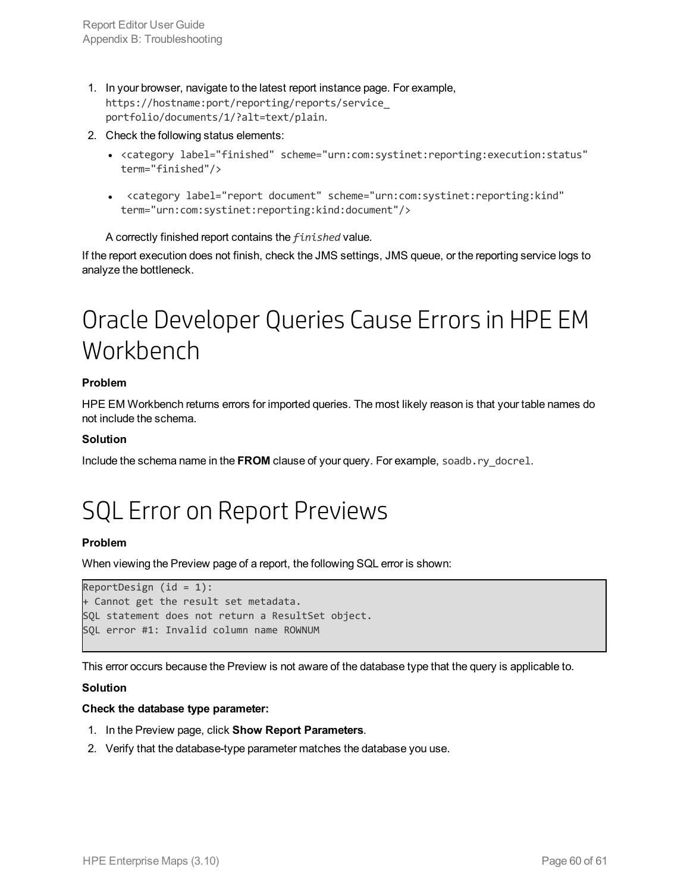1. In your browser, navigate to the latest report instance page. For example, `https://hostname:port/reporting/reports/service_portfolio/documents/1/?alt=text/plain`.
2. Check the following status elements:
   - `<category label="finished" scheme="urn:com:systinet:reporting:execution:status" term="finished"/>`
   - `<category label="report document" scheme="urn:com:systinet:reporting:kind" term="urn:com:systinet:reporting:kind:document"/>`

   A correctly finished report contains the *finished* value.

If the report execution does not finish, check the JMS settings, JMS queue, or the reporting service logs to analyze the bottleneck.

# Oracle Developer Queries Cause Errors in HPE EM Workbench

**Problem**

HPE EM Workbench returns errors for imported queries. The most likely reason is that your table names do not include the schema.

**Solution**

Include the schema name in the **FROM** clause of your query. For example, `soadb.ry_docrel`.

# SQL Error on Report Previews

**Problem**

When viewing the Preview page of a report, the following SQL error is shown:

```
ReportDesign (id = 1):
+ Cannot get the result set metadata.
SQL statement does not return a ResultSet object.
SQL error #1: Invalid column name ROWNUM
```

This error occurs because the Preview is not aware of the database type that the query is applicable to.

**Solution**

**Check the database type parameter:**

1. In the Preview page, click **Show Report Parameters**.
2. Verify that the database-type parameter matches the database you use.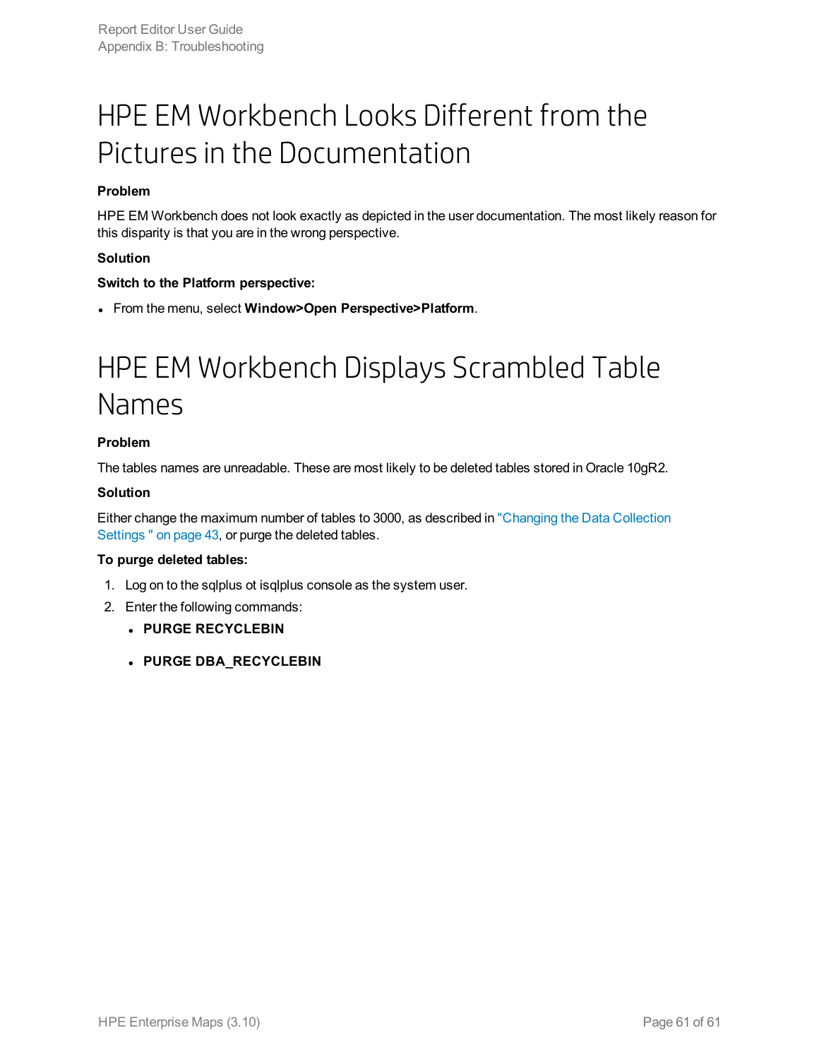# HPE EM Workbench Looks Different from the Pictures in the Documentation

**Problem**

HPE EM Workbench does not look exactly as depicted in the user documentation. The most likely reason for this disparity is that you are in the wrong perspective.

**Solution**

**Switch to the Platform perspective:**

- From the menu, select **Window>Open Perspective>Platform**.

# HPE EM Workbench Displays Scrambled Table Names

**Problem**

The tables names are unreadable. These are most likely to be deleted tables stored in Oracle 10gR2.

**Solution**

Either change the maximum number of tables to 3000, as described in "Changing the Data Collection Settings " on page 43, or purge the deleted tables.

**To purge deleted tables:**

1. Log on to the sqlplus ot isqlplus console as the system user.
2. Enter the following commands:
   - **PURGE RECYCLEBIN**
   - **PURGE DBA_RECYCLEBIN**